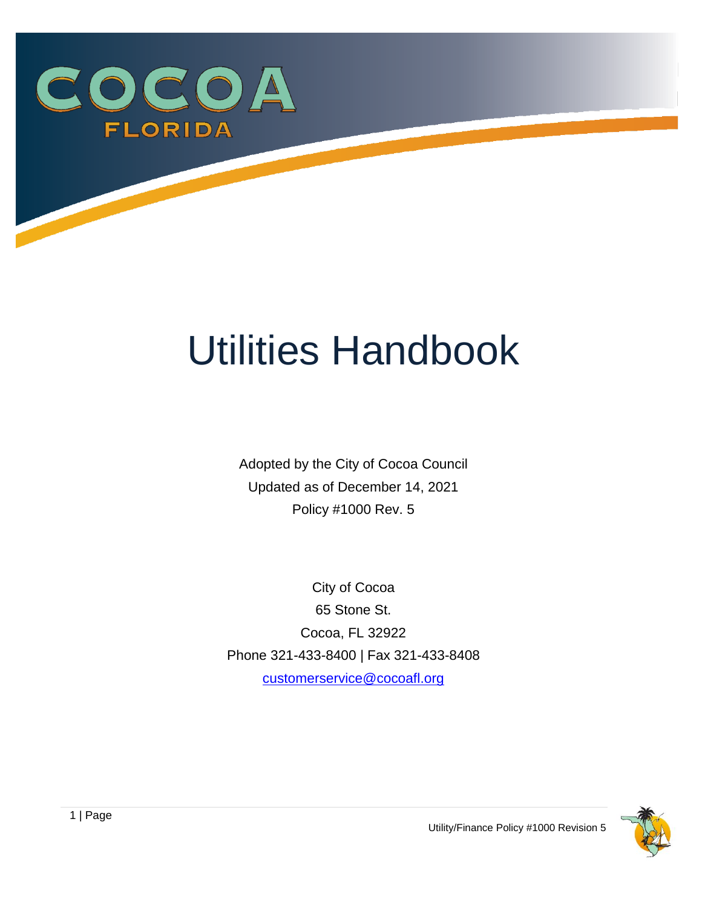COCOA

FLORIDA

# Utilities Handbook

Adopted by the City of Cocoa Council

Updated as of December 14, 2021

Policy #1000 Rev. 5

City of Cocoa

65 Stone St.

Cocoa, FL 32922

Phone 321-433-8400 | Fax 321-433-8408

customerservice@cocoafl.org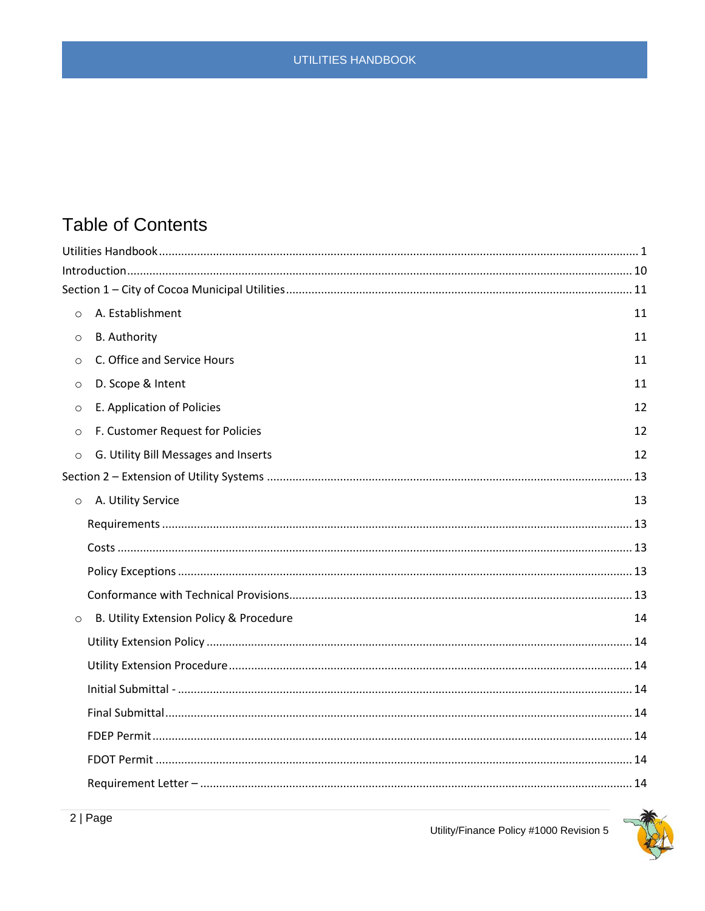# Table of Contents

Utilities Handbook ........................................................................................................................................ 1

Introduction ................................................................................................................................................ 10

Section 1 – City of Cocoa Municipal Utilities ................................................................................................ 11

- A. Establishment 11
- B. Authority 11
- C. Office and Service Hours 11
- D. Scope & Intent 11
- E. Application of Policies 12
- F. Customer Request for Policies 12
- G. Utility Bill Messages and Inserts 12

Section 2 – Extension of Utility Systems ....................................................................................................... 13

- A. Utility Service 13

  Requirements ............................................................................................................................. 13

  Costs ......................................................................................................................................... 13

  Policy Exceptions ........................................................................................................................ 13

  Conformance with Technical Provisions........................................................................................ 13

- B. Utility Extension Policy & Procedure 14

  Utility Extension Policy ................................................................................................................ 14

  Utility Extension Procedure .......................................................................................................... 14

  Initial Submittal - ........................................................................................................................ 14

  Final Submittal ............................................................................................................................ 14

  FDEP Permit ................................................................................................................................ 14

  FDOT Permit ............................................................................................................................... 14

  Requirement Letter – ................................................................................................................... 14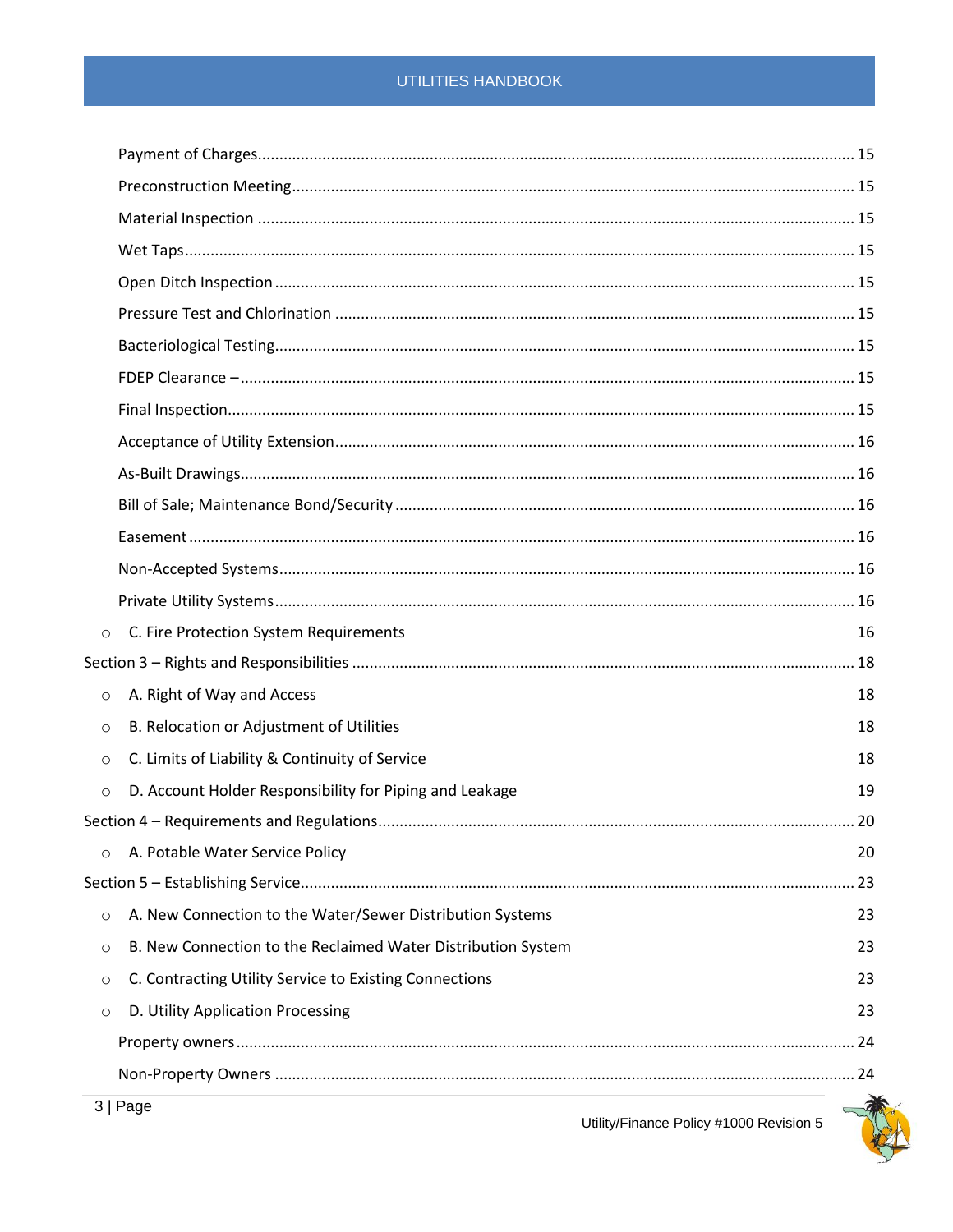Payment of Charges ........ 15

Preconstruction Meeting ........ 15

Material Inspection ........ 15

Wet Taps ........ 15

Open Ditch Inspection ........ 15

Pressure Test and Chlorination ........ 15

Bacteriological Testing ........ 15

FDEP Clearance – ........ 15

Final Inspection ........ 15

Acceptance of Utility Extension ........ 16

As-Built Drawings ........ 16

Bill of Sale; Maintenance Bond/Security ........ 16

Easement ........ 16

Non-Accepted Systems ........ 16

Private Utility Systems ........ 16

- C. Fire Protection System Requirements 16

Section 3 – Rights and Responsibilities ........ 18

- A. Right of Way and Access 18
- B. Relocation or Adjustment of Utilities 18
- C. Limits of Liability & Continuity of Service 18
- D. Account Holder Responsibility for Piping and Leakage 19

Section 4 – Requirements and Regulations ........ 20

- A. Potable Water Service Policy 20

Section 5 – Establishing Service ........ 23

- A. New Connection to the Water/Sewer Distribution Systems 23
- B. New Connection to the Reclaimed Water Distribution System 23
- C. Contracting Utility Service to Existing Connections 23
- D. Utility Application Processing 23

Property owners ........ 24

Non-Property Owners ........ 24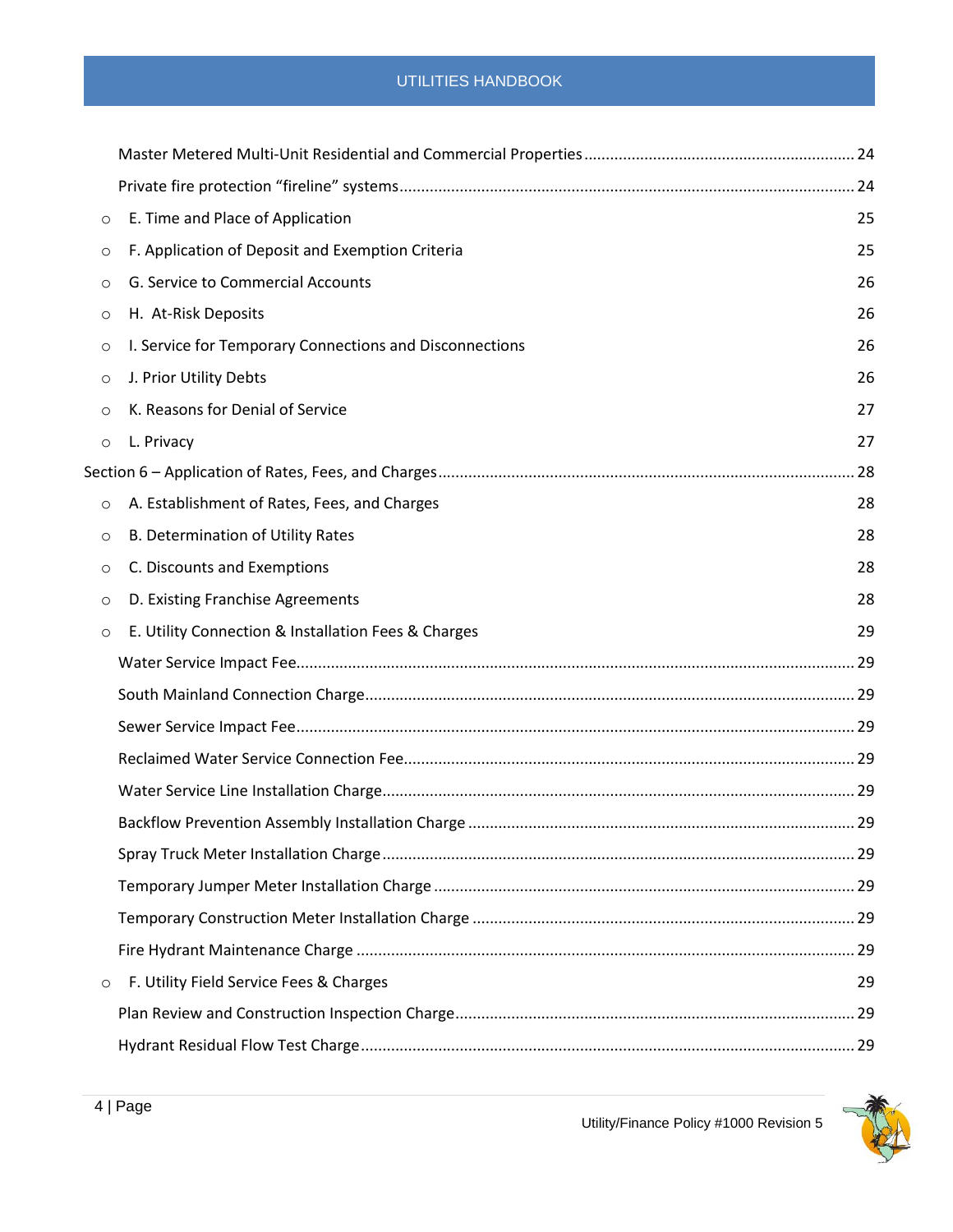Master Metered Multi-Unit Residential and Commercial Properties .......... 24

Private fire protection "fireline" systems .......... 24

- E. Time and Place of Application 25
- F. Application of Deposit and Exemption Criteria 25
- G. Service to Commercial Accounts 26
- H. At-Risk Deposits 26
- I. Service for Temporary Connections and Disconnections 26
- J. Prior Utility Debts 26
- K. Reasons for Denial of Service 27
- L. Privacy 27

Section 6 – Application of Rates, Fees, and Charges .......... 28

- A. Establishment of Rates, Fees, and Charges 28
- B. Determination of Utility Rates 28
- C. Discounts and Exemptions 28
- D. Existing Franchise Agreements 28
- E. Utility Connection & Installation Fees & Charges 29

Water Service Impact Fee .......... 29

South Mainland Connection Charge .......... 29

Sewer Service Impact Fee .......... 29

Reclaimed Water Service Connection Fee .......... 29

Water Service Line Installation Charge .......... 29

Backflow Prevention Assembly Installation Charge .......... 29

Spray Truck Meter Installation Charge .......... 29

Temporary Jumper Meter Installation Charge .......... 29

Temporary Construction Meter Installation Charge .......... 29

Fire Hydrant Maintenance Charge .......... 29

- F. Utility Field Service Fees & Charges 29

Plan Review and Construction Inspection Charge .......... 29

Hydrant Residual Flow Test Charge .......... 29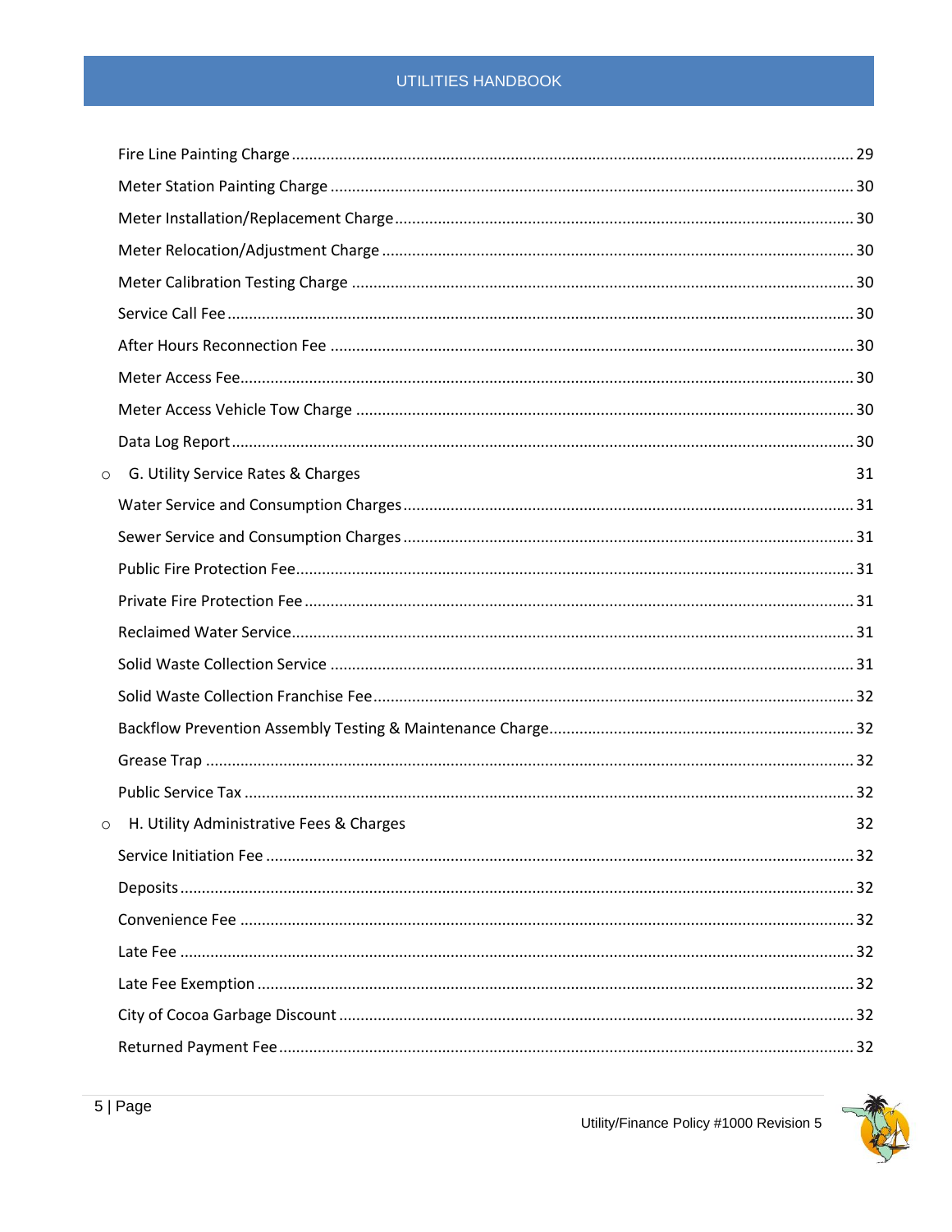Fire Line Painting Charge ........ 29

Meter Station Painting Charge ........ 30

Meter Installation/Replacement Charge ........ 30

Meter Relocation/Adjustment Charge ........ 30

Meter Calibration Testing Charge ........ 30

Service Call Fee ........ 30

After Hours Reconnection Fee ........ 30

Meter Access Fee ........ 30

Meter Access Vehicle Tow Charge ........ 30

Data Log Report ........ 30

- G. Utility Service Rates & Charges 31

Water Service and Consumption Charges ........ 31

Sewer Service and Consumption Charges ........ 31

Public Fire Protection Fee ........ 31

Private Fire Protection Fee ........ 31

Reclaimed Water Service ........ 31

Solid Waste Collection Service ........ 31

Solid Waste Collection Franchise Fee ........ 32

Backflow Prevention Assembly Testing & Maintenance Charge ........ 32

Grease Trap ........ 32

Public Service Tax ........ 32

- H. Utility Administrative Fees & Charges 32

Service Initiation Fee ........ 32

Deposits ........ 32

Convenience Fee ........ 32

Late Fee ........ 32

Late Fee Exemption ........ 32

City of Cocoa Garbage Discount ........ 32

Returned Payment Fee ........ 32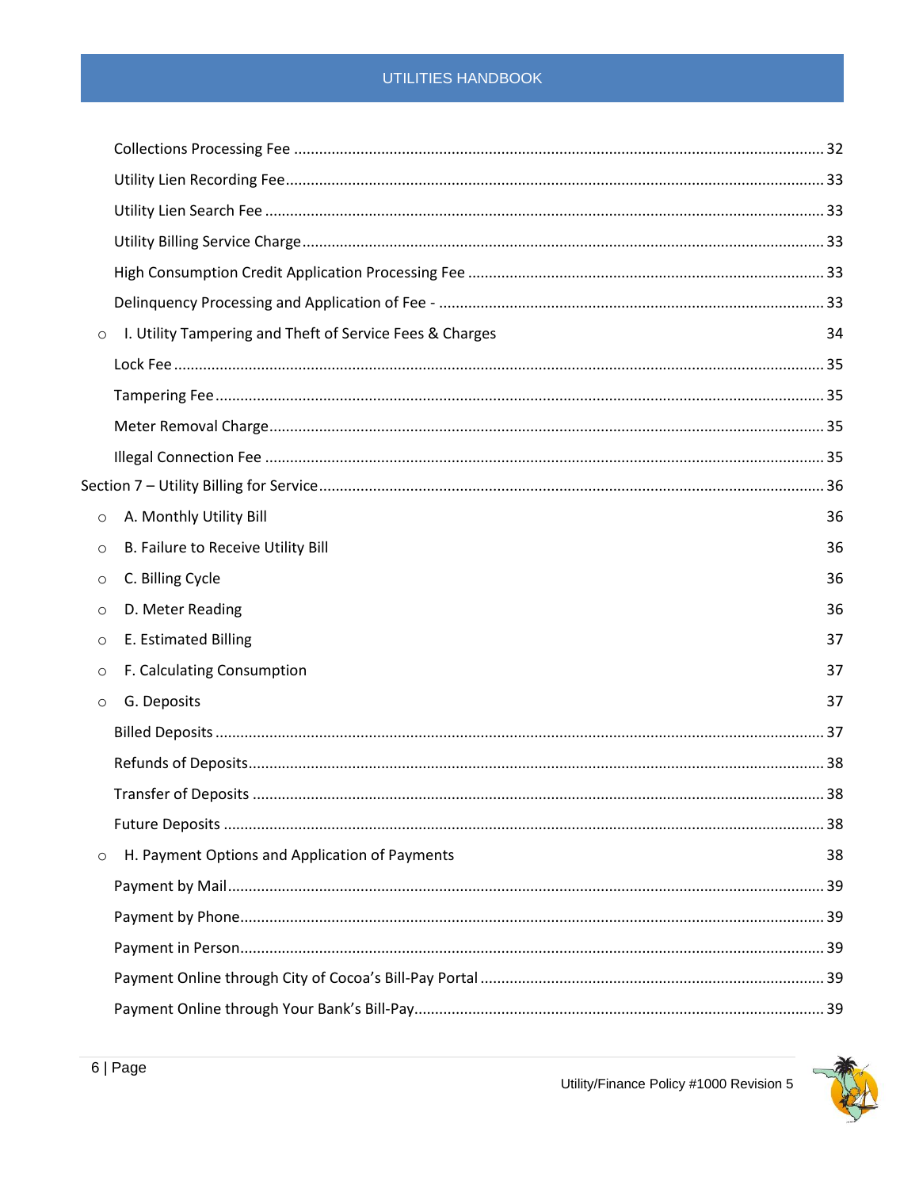Collections Processing Fee ............ 32
Utility Lien Recording Fee ............ 33
Utility Lien Search Fee ............ 33
Utility Billing Service Charge ............ 33
High Consumption Credit Application Processing Fee ............ 33
Delinquency Processing and Application of Fee - ............ 33

- I. Utility Tampering and Theft of Service Fees & Charges 34

Lock Fee ............ 35
Tampering Fee ............ 35
Meter Removal Charge ............ 35
Illegal Connection Fee ............ 35

Section 7 – Utility Billing for Service ............ 36

- A. Monthly Utility Bill 36
- B. Failure to Receive Utility Bill 36
- C. Billing Cycle 36
- D. Meter Reading 36
- E. Estimated Billing 37
- F. Calculating Consumption 37
- G. Deposits 37

Billed Deposits ............ 37
Refunds of Deposits ............ 38
Transfer of Deposits ............ 38
Future Deposits ............ 38

- H. Payment Options and Application of Payments 38

Payment by Mail ............ 39
Payment by Phone ............ 39
Payment in Person ............ 39
Payment Online through City of Cocoa's Bill-Pay Portal ............ 39
Payment Online through Your Bank's Bill-Pay ............ 39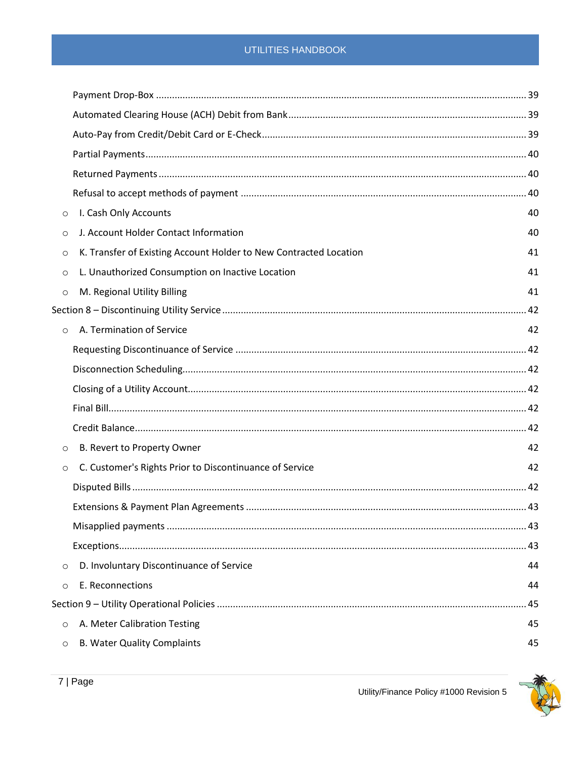Payment Drop-Box ........................................................................................................................................ 39

Automated Clearing House (ACH) Debit from Bank........................................................................ 39

Auto-Pay from Credit/Debit Card or E-Check.................................................................................. 39

Partial Payments............................................................................................................................. 40

Returned Payments......................................................................................................................... 40

Refusal to accept methods of payment .......................................................................................... 40

- I. Cash Only Accounts 40
- J. Account Holder Contact Information 40
- K. Transfer of Existing Account Holder to New Contracted Location 41
- L. Unauthorized Consumption on Inactive Location 41
- M. Regional Utility Billing 41

Section 8 – Discontinuing Utility Service ................................................................................................ 42

- A. Termination of Service 42

Requesting Discontinuance of Service ............................................................................................ 42

Disconnection Scheduling............................................................................................................... 42

Closing of a Utility Account............................................................................................................. 42

Final Bill........................................................................................................................................... 42

Credit Balance................................................................................................................................. 42

- B. Revert to Property Owner 42
- C. Customer's Rights Prior to Discontinuance of Service 42

Disputed Bills .................................................................................................................................. 42

Extensions & Payment Plan Agreements ........................................................................................ 43

Misapplied payments ..................................................................................................................... 43

Exceptions....................................................................................................................................... 43

- D. Involuntary Discontinuance of Service 44
- E. Reconnections 44

Section 9 – Utility Operational Policies ................................................................................................... 45

- A. Meter Calibration Testing 45
- B. Water Quality Complaints 45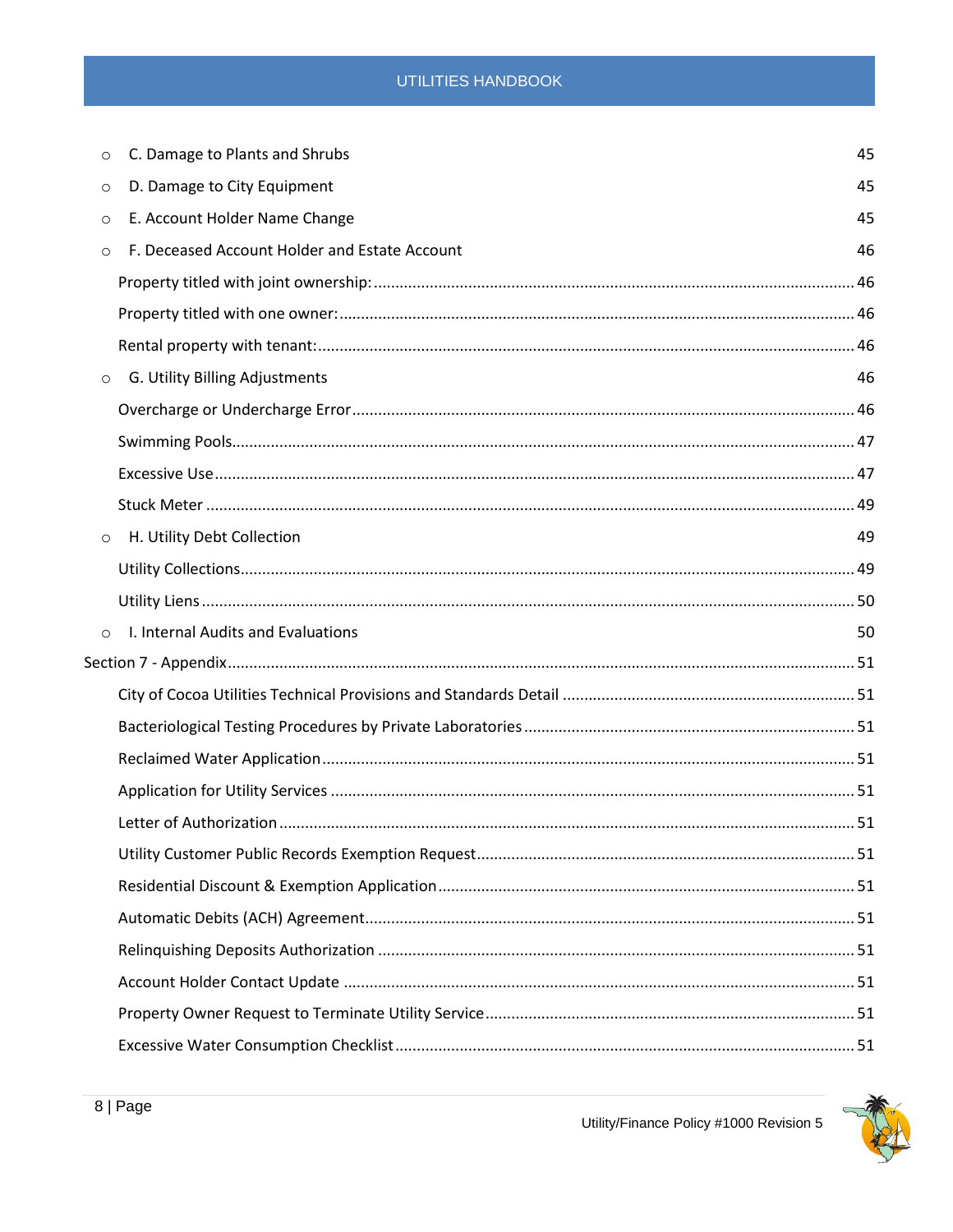- C. Damage to Plants and Shrubs 45
- D. Damage to City Equipment 45
- E. Account Holder Name Change 45
- F. Deceased Account Holder and Estate Account 46
  - Property titled with joint ownership: 46
  - Property titled with one owner: 46
  - Rental property with tenant: 46
- G. Utility Billing Adjustments 46
  - Overcharge or Undercharge Error 46
  - Swimming Pools 47
  - Excessive Use 47
  - Stuck Meter 49
- H. Utility Debt Collection 49
  - Utility Collections 49
  - Utility Liens 50
- I. Internal Audits and Evaluations 50

Section 7 - Appendix 51

- City of Cocoa Utilities Technical Provisions and Standards Detail 51
- Bacteriological Testing Procedures by Private Laboratories 51
- Reclaimed Water Application 51
- Application for Utility Services 51
- Letter of Authorization 51
- Utility Customer Public Records Exemption Request 51
- Residential Discount & Exemption Application 51
- Automatic Debits (ACH) Agreement 51
- Relinquishing Deposits Authorization 51
- Account Holder Contact Update 51
- Property Owner Request to Terminate Utility Service 51
- Excessive Water Consumption Checklist 51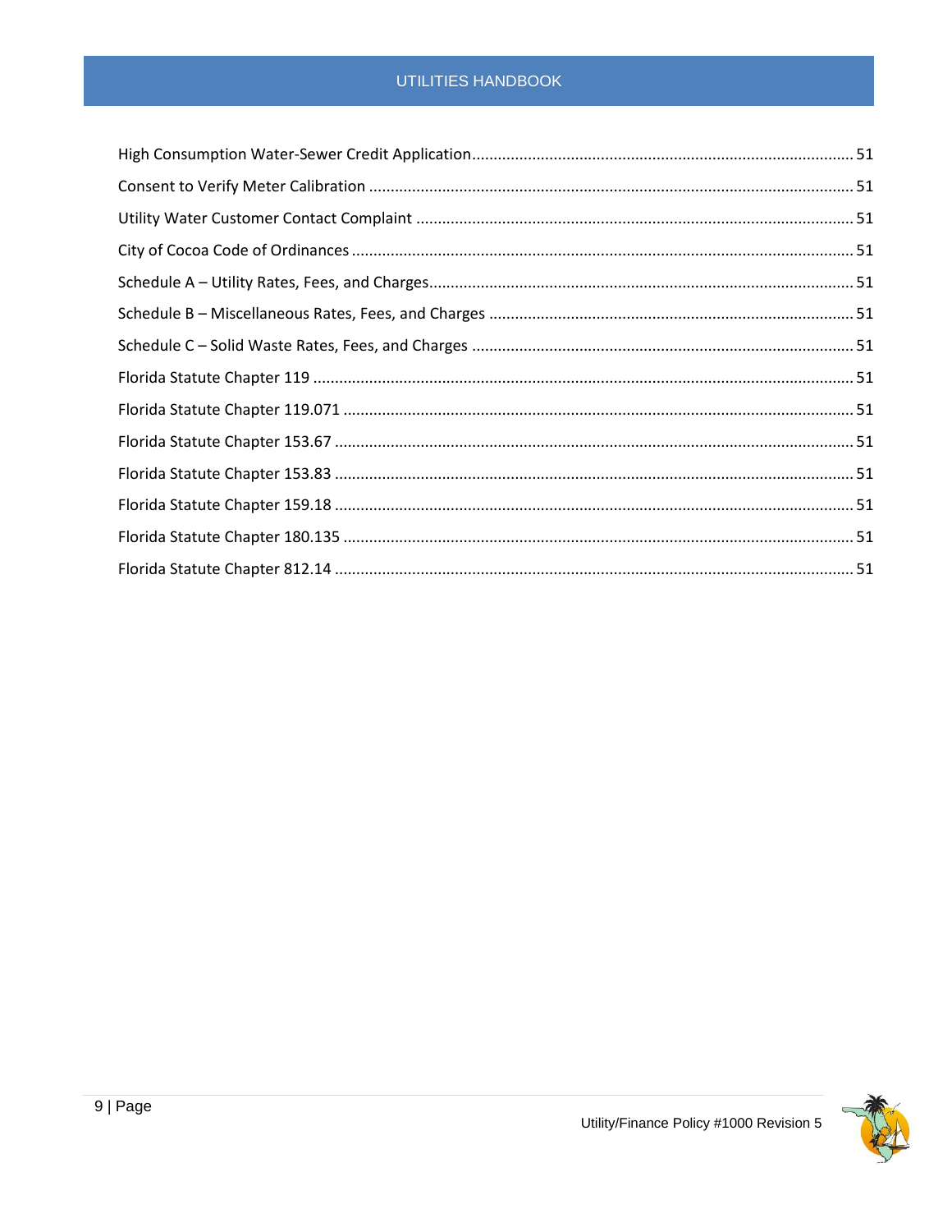High Consumption Water-Sewer Credit Application........................................................................................ 51

Consent to Verify Meter Calibration ................................................................................................................ 51

Utility Water Customer Contact Complaint ..................................................................................................... 51

City of Cocoa Code of Ordinances .................................................................................................................... 51

Schedule A – Utility Rates, Fees, and Charges.................................................................................................. 51

Schedule B – Miscellaneous Rates, Fees, and Charges .................................................................................... 51

Schedule C – Solid Waste Rates, Fees, and Charges ....................................................................................... 51

Florida Statute Chapter 119 ............................................................................................................................ 51

Florida Statute Chapter 119.071 ...................................................................................................................... 51

Florida Statute Chapter 153.67 ........................................................................................................................ 51

Florida Statute Chapter 153.83 ........................................................................................................................ 51

Florida Statute Chapter 159.18 ........................................................................................................................ 51

Florida Statute Chapter 180.135 ...................................................................................................................... 51

Florida Statute Chapter 812.14 ........................................................................................................................ 51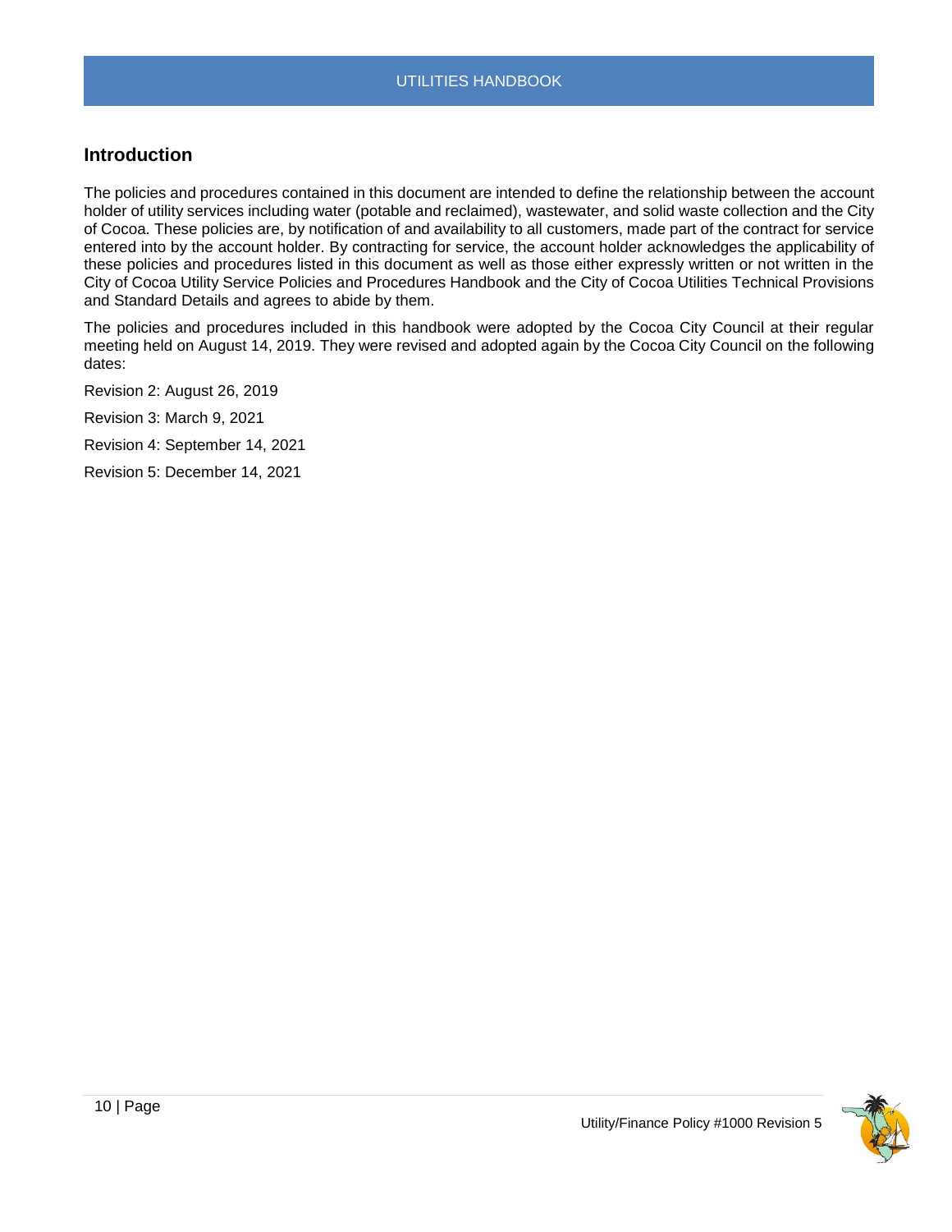## Introduction

The policies and procedures contained in this document are intended to define the relationship between the account holder of utility services including water (potable and reclaimed), wastewater, and solid waste collection and the City of Cocoa. These policies are, by notification of and availability to all customers, made part of the contract for service entered into by the account holder. By contracting for service, the account holder acknowledges the applicability of these policies and procedures listed in this document as well as those either expressly written or not written in the City of Cocoa Utility Service Policies and Procedures Handbook and the City of Cocoa Utilities Technical Provisions and Standard Details and agrees to abide by them.

The policies and procedures included in this handbook were adopted by the Cocoa City Council at their regular meeting held on August 14, 2019. They were revised and adopted again by the Cocoa City Council on the following dates:

Revision 2: August 26, 2019

Revision 3: March 9, 2021

Revision 4: September 14, 2021

Revision 5: December 14, 2021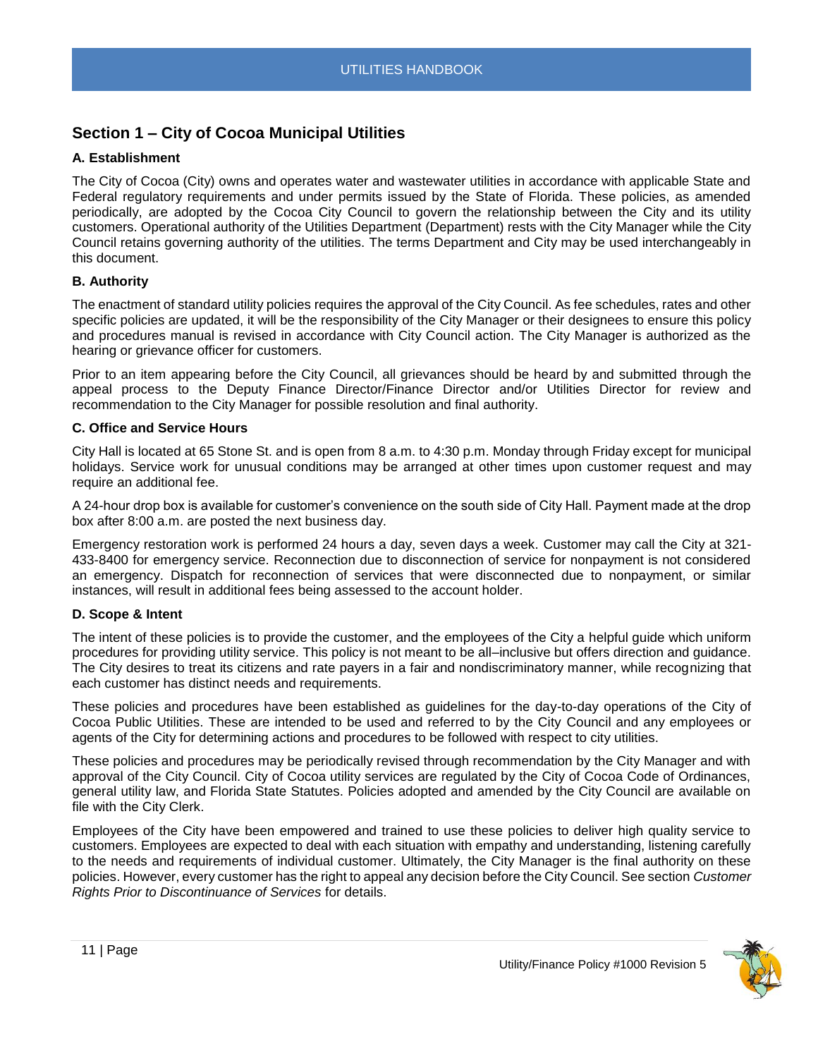## Section 1 – City of Cocoa Municipal Utilities

### A. Establishment

The City of Cocoa (City) owns and operates water and wastewater utilities in accordance with applicable State and Federal regulatory requirements and under permits issued by the State of Florida. These policies, as amended periodically, are adopted by the Cocoa City Council to govern the relationship between the City and its utility customers. Operational authority of the Utilities Department (Department) rests with the City Manager while the City Council retains governing authority of the utilities. The terms Department and City may be used interchangeably in this document.

### B. Authority

The enactment of standard utility policies requires the approval of the City Council. As fee schedules, rates and other specific policies are updated, it will be the responsibility of the City Manager or their designees to ensure this policy and procedures manual is revised in accordance with City Council action. The City Manager is authorized as the hearing or grievance officer for customers.

Prior to an item appearing before the City Council, all grievances should be heard by and submitted through the appeal process to the Deputy Finance Director/Finance Director and/or Utilities Director for review and recommendation to the City Manager for possible resolution and final authority.

### C. Office and Service Hours

City Hall is located at 65 Stone St. and is open from 8 a.m. to 4:30 p.m. Monday through Friday except for municipal holidays. Service work for unusual conditions may be arranged at other times upon customer request and may require an additional fee.

A 24-hour drop box is available for customer's convenience on the south side of City Hall. Payment made at the drop box after 8:00 a.m. are posted the next business day.

Emergency restoration work is performed 24 hours a day, seven days a week. Customer may call the City at 321-433-8400 for emergency service. Reconnection due to disconnection of service for nonpayment is not considered an emergency. Dispatch for reconnection of services that were disconnected due to nonpayment, or similar instances, will result in additional fees being assessed to the account holder.

### D. Scope & Intent

The intent of these policies is to provide the customer, and the employees of the City a helpful guide which uniform procedures for providing utility service. This policy is not meant to be all–inclusive but offers direction and guidance. The City desires to treat its citizens and rate payers in a fair and nondiscriminatory manner, while recognizing that each customer has distinct needs and requirements.

These policies and procedures have been established as guidelines for the day-to-day operations of the City of Cocoa Public Utilities. These are intended to be used and referred to by the City Council and any employees or agents of the City for determining actions and procedures to be followed with respect to city utilities.

These policies and procedures may be periodically revised through recommendation by the City Manager and with approval of the City Council. City of Cocoa utility services are regulated by the City of Cocoa Code of Ordinances, general utility law, and Florida State Statutes. Policies adopted and amended by the City Council are available on file with the City Clerk.

Employees of the City have been empowered and trained to use these policies to deliver high quality service to customers. Employees are expected to deal with each situation with empathy and understanding, listening carefully to the needs and requirements of individual customer. Ultimately, the City Manager is the final authority on these policies. However, every customer has the right to appeal any decision before the City Council. See section *Customer Rights Prior to Discontinuance of Services* for details.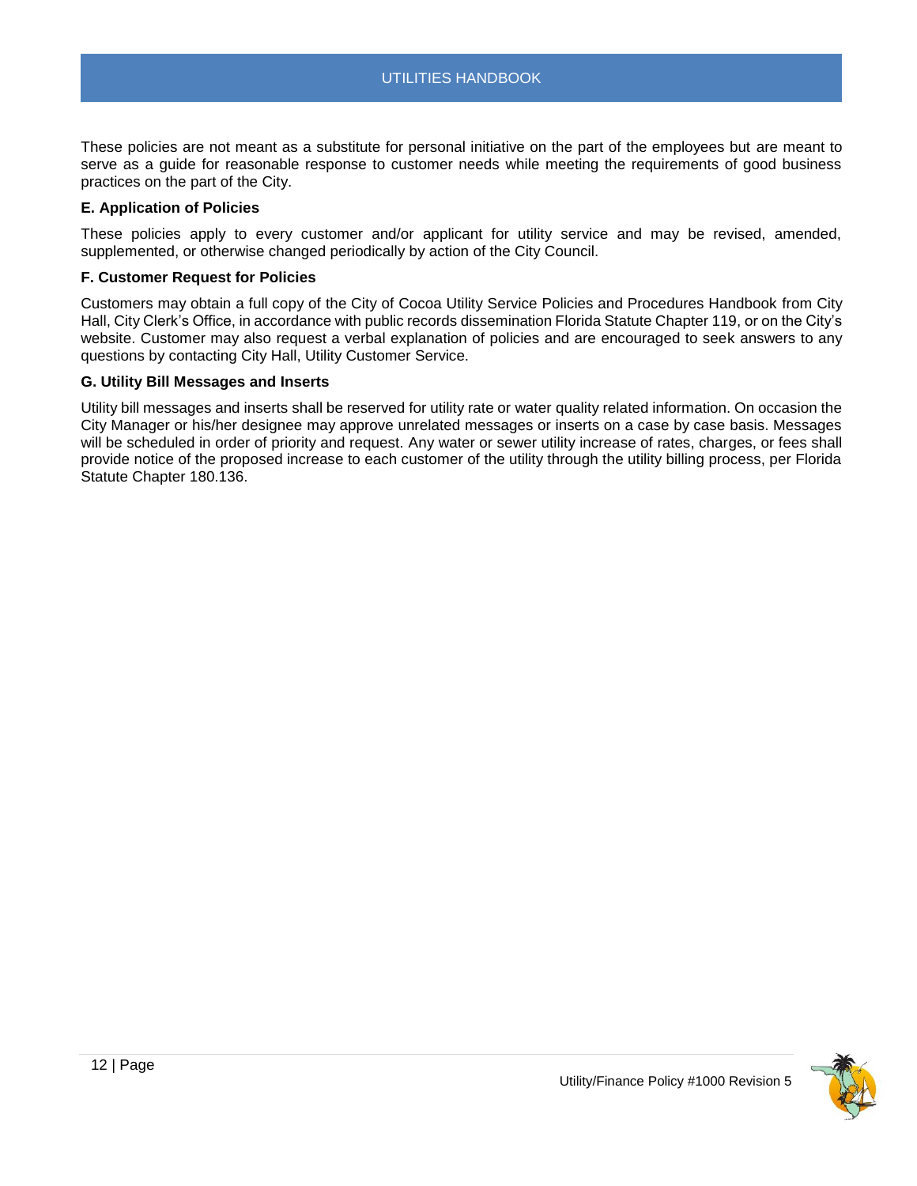These policies are not meant as a substitute for personal initiative on the part of the employees but are meant to serve as a guide for reasonable response to customer needs while meeting the requirements of good business practices on the part of the City.

**E. Application of Policies**

These policies apply to every customer and/or applicant for utility service and may be revised, amended, supplemented, or otherwise changed periodically by action of the City Council.

**F. Customer Request for Policies**

Customers may obtain a full copy of the City of Cocoa Utility Service Policies and Procedures Handbook from City Hall, City Clerk's Office, in accordance with public records dissemination Florida Statute Chapter 119, or on the City's website. Customer may also request a verbal explanation of policies and are encouraged to seek answers to any questions by contacting City Hall, Utility Customer Service.

**G. Utility Bill Messages and Inserts**

Utility bill messages and inserts shall be reserved for utility rate or water quality related information. On occasion the City Manager or his/her designee may approve unrelated messages or inserts on a case by case basis. Messages will be scheduled in order of priority and request. Any water or sewer utility increase of rates, charges, or fees shall provide notice of the proposed increase to each customer of the utility through the utility billing process, per Florida Statute Chapter 180.136.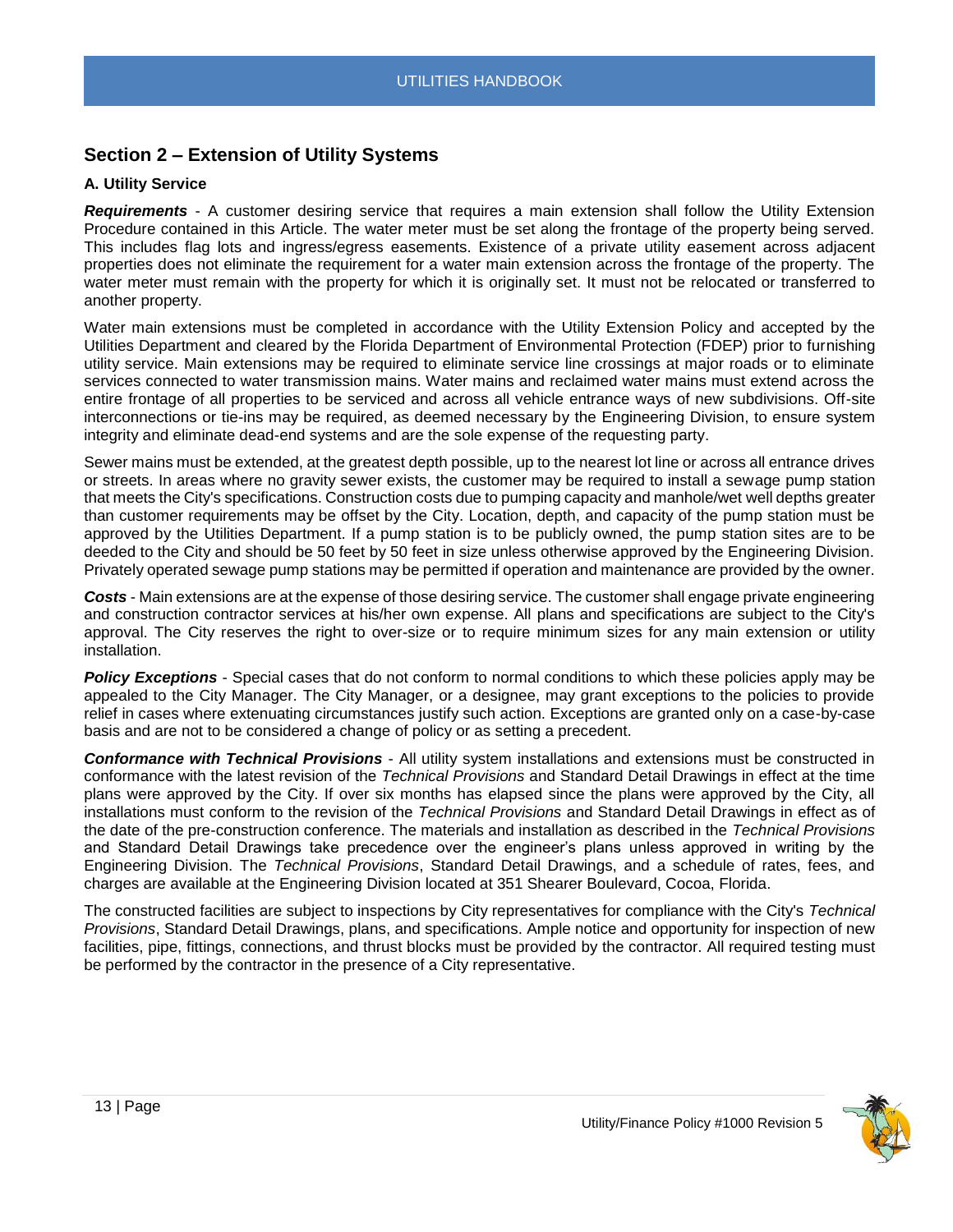## Section 2 – Extension of Utility Systems

### A. Utility Service

***Requirements*** - A customer desiring service that requires a main extension shall follow the Utility Extension Procedure contained in this Article. The water meter must be set along the frontage of the property being served. This includes flag lots and ingress/egress easements. Existence of a private utility easement across adjacent properties does not eliminate the requirement for a water main extension across the frontage of the property. The water meter must remain with the property for which it is originally set. It must not be relocated or transferred to another property.

Water main extensions must be completed in accordance with the Utility Extension Policy and accepted by the Utilities Department and cleared by the Florida Department of Environmental Protection (FDEP) prior to furnishing utility service. Main extensions may be required to eliminate service line crossings at major roads or to eliminate services connected to water transmission mains. Water mains and reclaimed water mains must extend across the entire frontage of all properties to be serviced and across all vehicle entrance ways of new subdivisions. Off-site interconnections or tie-ins may be required, as deemed necessary by the Engineering Division, to ensure system integrity and eliminate dead-end systems and are the sole expense of the requesting party.

Sewer mains must be extended, at the greatest depth possible, up to the nearest lot line or across all entrance drives or streets. In areas where no gravity sewer exists, the customer may be required to install a sewage pump station that meets the City's specifications. Construction costs due to pumping capacity and manhole/wet well depths greater than customer requirements may be offset by the City. Location, depth, and capacity of the pump station must be approved by the Utilities Department. If a pump station is to be publicly owned, the pump station sites are to be deeded to the City and should be 50 feet by 50 feet in size unless otherwise approved by the Engineering Division. Privately operated sewage pump stations may be permitted if operation and maintenance are provided by the owner.

***Costs*** - Main extensions are at the expense of those desiring service. The customer shall engage private engineering and construction contractor services at his/her own expense. All plans and specifications are subject to the City's approval. The City reserves the right to over-size or to require minimum sizes for any main extension or utility installation.

***Policy Exceptions*** - Special cases that do not conform to normal conditions to which these policies apply may be appealed to the City Manager. The City Manager, or a designee, may grant exceptions to the policies to provide relief in cases where extenuating circumstances justify such action. Exceptions are granted only on a case-by-case basis and are not to be considered a change of policy or as setting a precedent.

***Conformance with Technical Provisions*** - All utility system installations and extensions must be constructed in conformance with the latest revision of the *Technical Provisions* and Standard Detail Drawings in effect at the time plans were approved by the City. If over six months has elapsed since the plans were approved by the City, all installations must conform to the revision of the *Technical Provisions* and Standard Detail Drawings in effect as of the date of the pre-construction conference. The materials and installation as described in the *Technical Provisions* and Standard Detail Drawings take precedence over the engineer's plans unless approved in writing by the Engineering Division. The *Technical Provisions*, Standard Detail Drawings, and a schedule of rates, fees, and charges are available at the Engineering Division located at 351 Shearer Boulevard, Cocoa, Florida.

The constructed facilities are subject to inspections by City representatives for compliance with the City's *Technical Provisions*, Standard Detail Drawings, plans, and specifications. Ample notice and opportunity for inspection of new facilities, pipe, fittings, connections, and thrust blocks must be provided by the contractor. All required testing must be performed by the contractor in the presence of a City representative.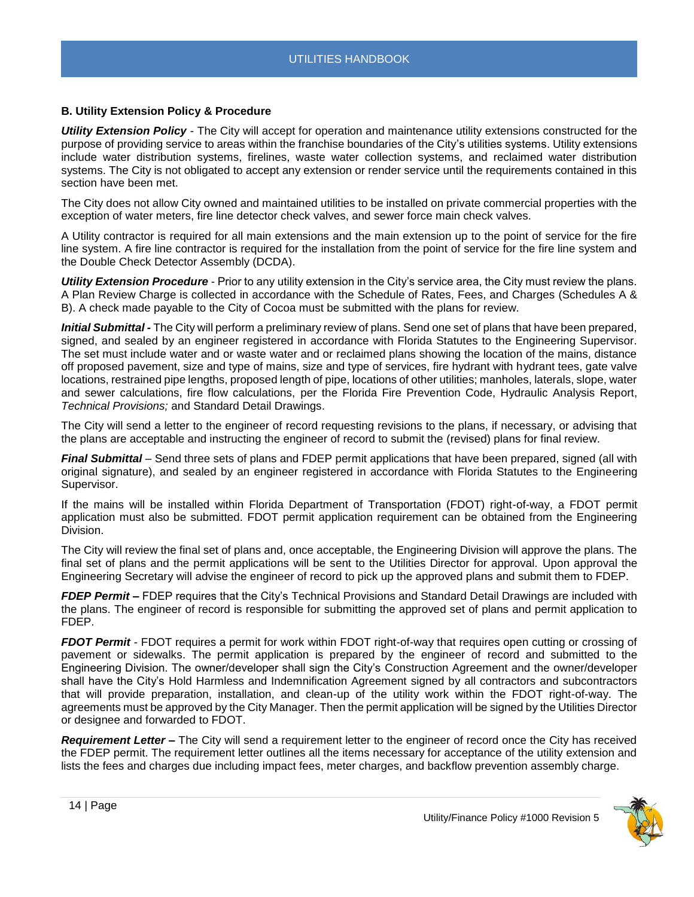### B. Utility Extension Policy & Procedure

***Utility Extension Policy*** - The City will accept for operation and maintenance utility extensions constructed for the purpose of providing service to areas within the franchise boundaries of the City's utilities systems. Utility extensions include water distribution systems, firelines, waste water collection systems, and reclaimed water distribution systems. The City is not obligated to accept any extension or render service until the requirements contained in this section have been met.

The City does not allow City owned and maintained utilities to be installed on private commercial properties with the exception of water meters, fire line detector check valves, and sewer force main check valves.

A Utility contractor is required for all main extensions and the main extension up to the point of service for the fire line system. A fire line contractor is required for the installation from the point of service for the fire line system and the Double Check Detector Assembly (DCDA).

***Utility Extension Procedure*** - Prior to any utility extension in the City's service area, the City must review the plans. A Plan Review Charge is collected in accordance with the Schedule of Rates, Fees, and Charges (Schedules A & B). A check made payable to the City of Cocoa must be submitted with the plans for review.

***Initial Submittal -*** The City will perform a preliminary review of plans. Send one set of plans that have been prepared, signed, and sealed by an engineer registered in accordance with Florida Statutes to the Engineering Supervisor. The set must include water and or waste water and or reclaimed plans showing the location of the mains, distance off proposed pavement, size and type of mains, size and type of services, fire hydrant with hydrant tees, gate valve locations, restrained pipe lengths, proposed length of pipe, locations of other utilities; manholes, laterals, slope, water and sewer calculations, fire flow calculations, per the Florida Fire Prevention Code, Hydraulic Analysis Report, *Technical Provisions;* and Standard Detail Drawings.

The City will send a letter to the engineer of record requesting revisions to the plans, if necessary, or advising that the plans are acceptable and instructing the engineer of record to submit the (revised) plans for final review.

***Final Submittal*** – Send three sets of plans and FDEP permit applications that have been prepared, signed (all with original signature), and sealed by an engineer registered in accordance with Florida Statutes to the Engineering Supervisor.

If the mains will be installed within Florida Department of Transportation (FDOT) right-of-way, a FDOT permit application must also be submitted. FDOT permit application requirement can be obtained from the Engineering Division.

The City will review the final set of plans and, once acceptable, the Engineering Division will approve the plans. The final set of plans and the permit applications will be sent to the Utilities Director for approval. Upon approval the Engineering Secretary will advise the engineer of record to pick up the approved plans and submit them to FDEP.

***FDEP Permit –*** FDEP requires that the City's Technical Provisions and Standard Detail Drawings are included with the plans. The engineer of record is responsible for submitting the approved set of plans and permit application to FDEP.

***FDOT Permit*** - FDOT requires a permit for work within FDOT right-of-way that requires open cutting or crossing of pavement or sidewalks. The permit application is prepared by the engineer of record and submitted to the Engineering Division. The owner/developer shall sign the City's Construction Agreement and the owner/developer shall have the City's Hold Harmless and Indemnification Agreement signed by all contractors and subcontractors that will provide preparation, installation, and clean-up of the utility work within the FDOT right-of-way. The agreements must be approved by the City Manager. Then the permit application will be signed by the Utilities Director or designee and forwarded to FDOT.

***Requirement Letter –*** The City will send a requirement letter to the engineer of record once the City has received the FDEP permit. The requirement letter outlines all the items necessary for acceptance of the utility extension and lists the fees and charges due including impact fees, meter charges, and backflow prevention assembly charge.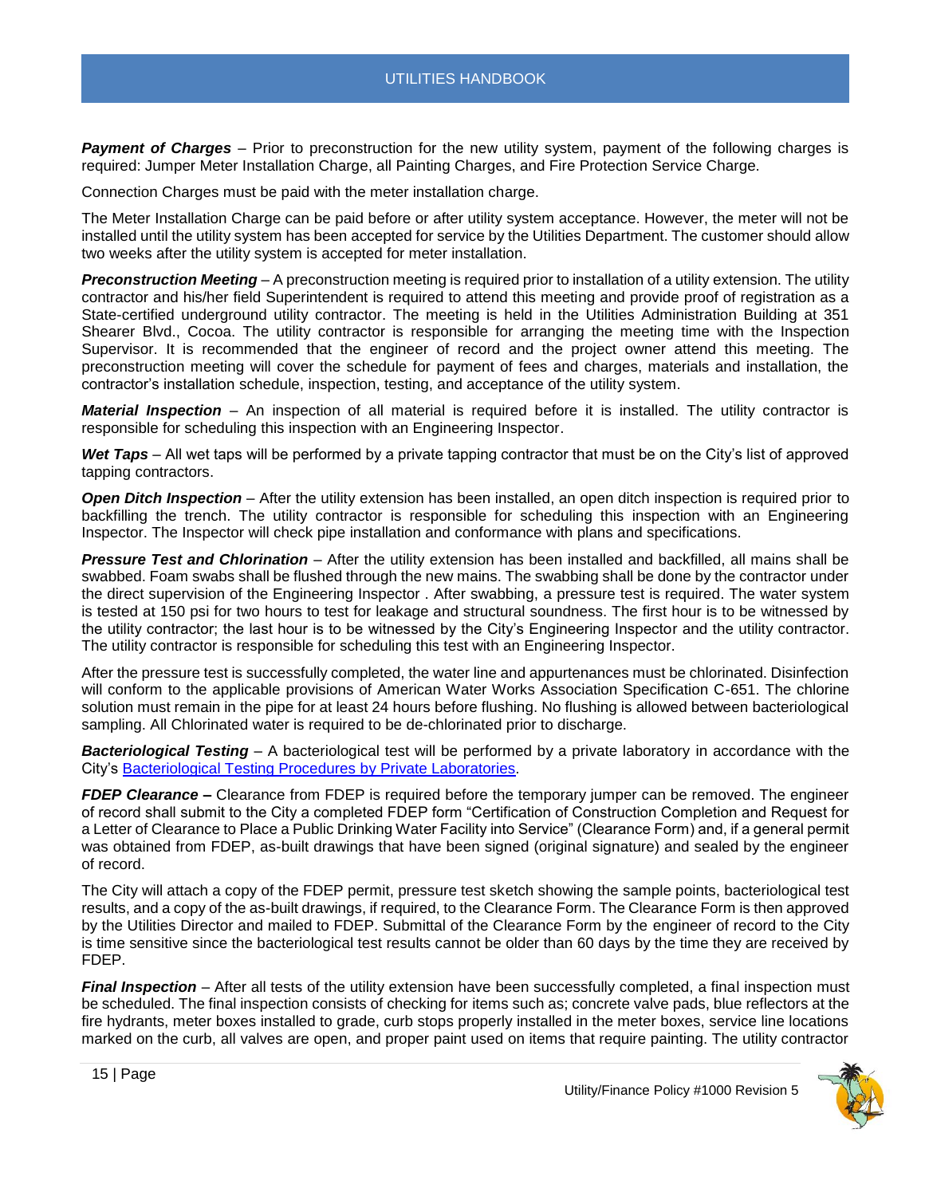***Payment of Charges*** – Prior to preconstruction for the new utility system, payment of the following charges is required: Jumper Meter Installation Charge, all Painting Charges, and Fire Protection Service Charge.

Connection Charges must be paid with the meter installation charge.

The Meter Installation Charge can be paid before or after utility system acceptance. However, the meter will not be installed until the utility system has been accepted for service by the Utilities Department. The customer should allow two weeks after the utility system is accepted for meter installation.

***Preconstruction Meeting*** – A preconstruction meeting is required prior to installation of a utility extension. The utility contractor and his/her field Superintendent is required to attend this meeting and provide proof of registration as a State-certified underground utility contractor. The meeting is held in the Utilities Administration Building at 351 Shearer Blvd., Cocoa. The utility contractor is responsible for arranging the meeting time with the Inspection Supervisor. It is recommended that the engineer of record and the project owner attend this meeting. The preconstruction meeting will cover the schedule for payment of fees and charges, materials and installation, the contractor's installation schedule, inspection, testing, and acceptance of the utility system.

***Material Inspection*** – An inspection of all material is required before it is installed. The utility contractor is responsible for scheduling this inspection with an Engineering Inspector.

***Wet Taps*** – All wet taps will be performed by a private tapping contractor that must be on the City's list of approved tapping contractors.

***Open Ditch Inspection*** – After the utility extension has been installed, an open ditch inspection is required prior to backfilling the trench. The utility contractor is responsible for scheduling this inspection with an Engineering Inspector. The Inspector will check pipe installation and conformance with plans and specifications.

***Pressure Test and Chlorination*** – After the utility extension has been installed and backfilled, all mains shall be swabbed. Foam swabs shall be flushed through the new mains. The swabbing shall be done by the contractor under the direct supervision of the Engineering Inspector . After swabbing, a pressure test is required. The water system is tested at 150 psi for two hours to test for leakage and structural soundness. The first hour is to be witnessed by the utility contractor; the last hour is to be witnessed by the City's Engineering Inspector and the utility contractor. The utility contractor is responsible for scheduling this test with an Engineering Inspector.

After the pressure test is successfully completed, the water line and appurtenances must be chlorinated. Disinfection will conform to the applicable provisions of American Water Works Association Specification C-651. The chlorine solution must remain in the pipe for at least 24 hours before flushing. No flushing is allowed between bacteriological sampling. All Chlorinated water is required to be de-chlorinated prior to discharge.

***Bacteriological Testing*** – A bacteriological test will be performed by a private laboratory in accordance with the City's [Bacteriological Testing Procedures by Private Laboratories](#).

***FDEP Clearance –*** Clearance from FDEP is required before the temporary jumper can be removed. The engineer of record shall submit to the City a completed FDEP form "Certification of Construction Completion and Request for a Letter of Clearance to Place a Public Drinking Water Facility into Service" (Clearance Form) and, if a general permit was obtained from FDEP, as-built drawings that have been signed (original signature) and sealed by the engineer of record.

The City will attach a copy of the FDEP permit, pressure test sketch showing the sample points, bacteriological test results, and a copy of the as-built drawings, if required, to the Clearance Form. The Clearance Form is then approved by the Utilities Director and mailed to FDEP. Submittal of the Clearance Form by the engineer of record to the City is time sensitive since the bacteriological test results cannot be older than 60 days by the time they are received by FDEP.

***Final Inspection*** – After all tests of the utility extension have been successfully completed, a final inspection must be scheduled. The final inspection consists of checking for items such as; concrete valve pads, blue reflectors at the fire hydrants, meter boxes installed to grade, curb stops properly installed in the meter boxes, service line locations marked on the curb, all valves are open, and proper paint used on items that require painting. The utility contractor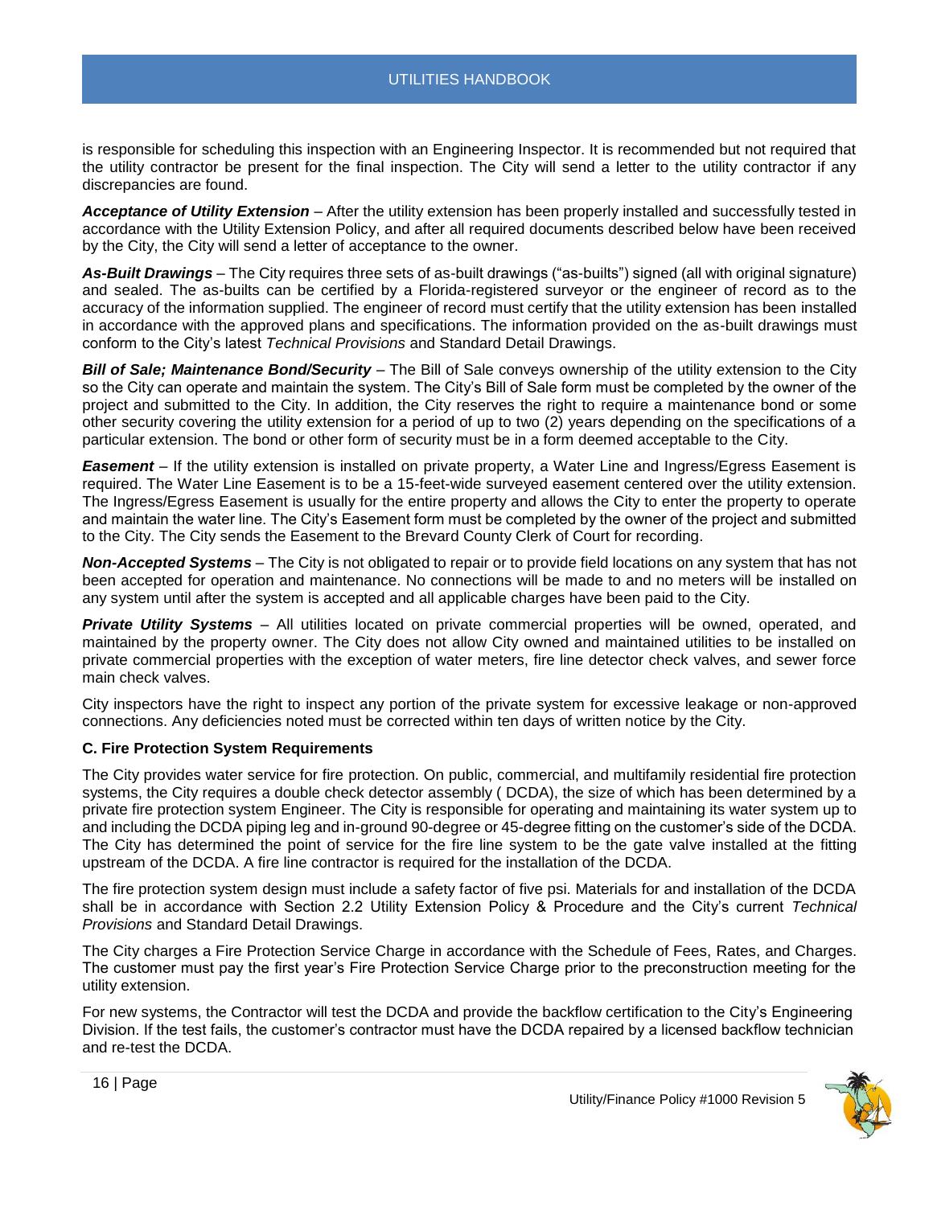is responsible for scheduling this inspection with an Engineering Inspector. It is recommended but not required that the utility contractor be present for the final inspection. The City will send a letter to the utility contractor if any discrepancies are found.

***Acceptance of Utility Extension*** – After the utility extension has been properly installed and successfully tested in accordance with the Utility Extension Policy, and after all required documents described below have been received by the City, the City will send a letter of acceptance to the owner.

***As-Built Drawings*** – The City requires three sets of as-built drawings ("as-builts") signed (all with original signature) and sealed. The as-builts can be certified by a Florida-registered surveyor or the engineer of record as to the accuracy of the information supplied. The engineer of record must certify that the utility extension has been installed in accordance with the approved plans and specifications. The information provided on the as-built drawings must conform to the City's latest *Technical Provisions* and Standard Detail Drawings.

***Bill of Sale; Maintenance Bond/Security*** – The Bill of Sale conveys ownership of the utility extension to the City so the City can operate and maintain the system. The City's Bill of Sale form must be completed by the owner of the project and submitted to the City. In addition, the City reserves the right to require a maintenance bond or some other security covering the utility extension for a period of up to two (2) years depending on the specifications of a particular extension. The bond or other form of security must be in a form deemed acceptable to the City.

***Easement*** – If the utility extension is installed on private property, a Water Line and Ingress/Egress Easement is required. The Water Line Easement is to be a 15-feet-wide surveyed easement centered over the utility extension. The Ingress/Egress Easement is usually for the entire property and allows the City to enter the property to operate and maintain the water line. The City's Easement form must be completed by the owner of the project and submitted to the City. The City sends the Easement to the Brevard County Clerk of Court for recording.

***Non-Accepted Systems*** – The City is not obligated to repair or to provide field locations on any system that has not been accepted for operation and maintenance. No connections will be made to and no meters will be installed on any system until after the system is accepted and all applicable charges have been paid to the City.

***Private Utility Systems*** – All utilities located on private commercial properties will be owned, operated, and maintained by the property owner. The City does not allow City owned and maintained utilities to be installed on private commercial properties with the exception of water meters, fire line detector check valves, and sewer force main check valves.

City inspectors have the right to inspect any portion of the private system for excessive leakage or non-approved connections. Any deficiencies noted must be corrected within ten days of written notice by the City.

**C. Fire Protection System Requirements**

The City provides water service for fire protection. On public, commercial, and multifamily residential fire protection systems, the City requires a double check detector assembly ( DCDA), the size of which has been determined by a private fire protection system Engineer. The City is responsible for operating and maintaining its water system up to and including the DCDA piping leg and in-ground 90-degree or 45-degree fitting on the customer's side of the DCDA. The City has determined the point of service for the fire line system to be the gate valve installed at the fitting upstream of the DCDA. A fire line contractor is required for the installation of the DCDA.

The fire protection system design must include a safety factor of five psi. Materials for and installation of the DCDA shall be in accordance with Section 2.2 Utility Extension Policy & Procedure and the City's current *Technical Provisions* and Standard Detail Drawings.

The City charges a Fire Protection Service Charge in accordance with the Schedule of Fees, Rates, and Charges. The customer must pay the first year's Fire Protection Service Charge prior to the preconstruction meeting for the utility extension.

For new systems, the Contractor will test the DCDA and provide the backflow certification to the City's Engineering Division. If the test fails, the customer's contractor must have the DCDA repaired by a licensed backflow technician and re-test the DCDA.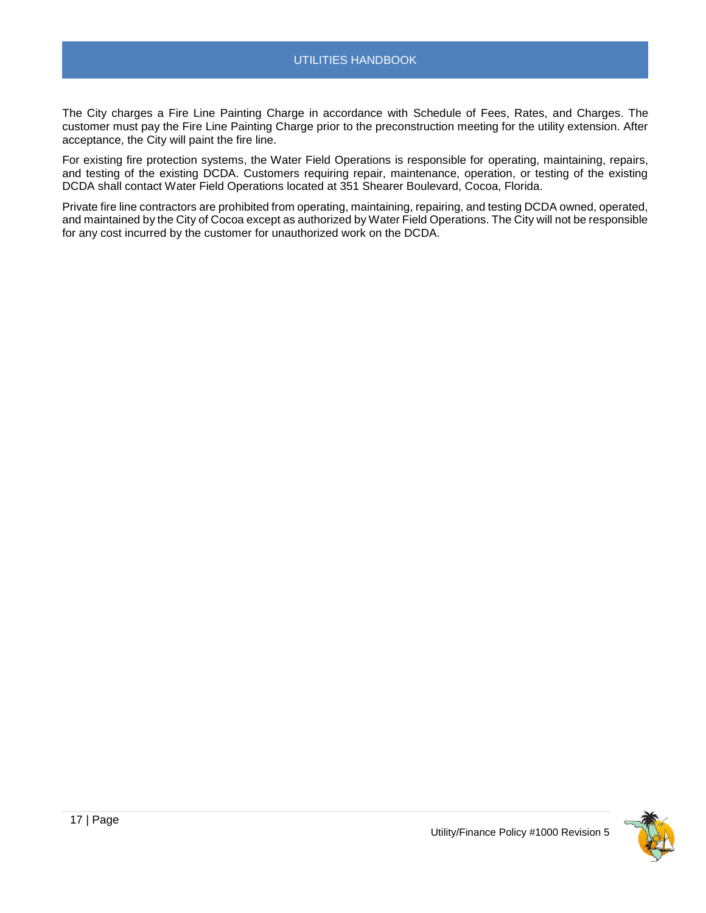The City charges a Fire Line Painting Charge in accordance with Schedule of Fees, Rates, and Charges. The customer must pay the Fire Line Painting Charge prior to the preconstruction meeting for the utility extension. After acceptance, the City will paint the fire line.

For existing fire protection systems, the Water Field Operations is responsible for operating, maintaining, repairs, and testing of the existing DCDA. Customers requiring repair, maintenance, operation, or testing of the existing DCDA shall contact Water Field Operations located at 351 Shearer Boulevard, Cocoa, Florida.

Private fire line contractors are prohibited from operating, maintaining, repairing, and testing DCDA owned, operated, and maintained by the City of Cocoa except as authorized by Water Field Operations. The City will not be responsible for any cost incurred by the customer for unauthorized work on the DCDA.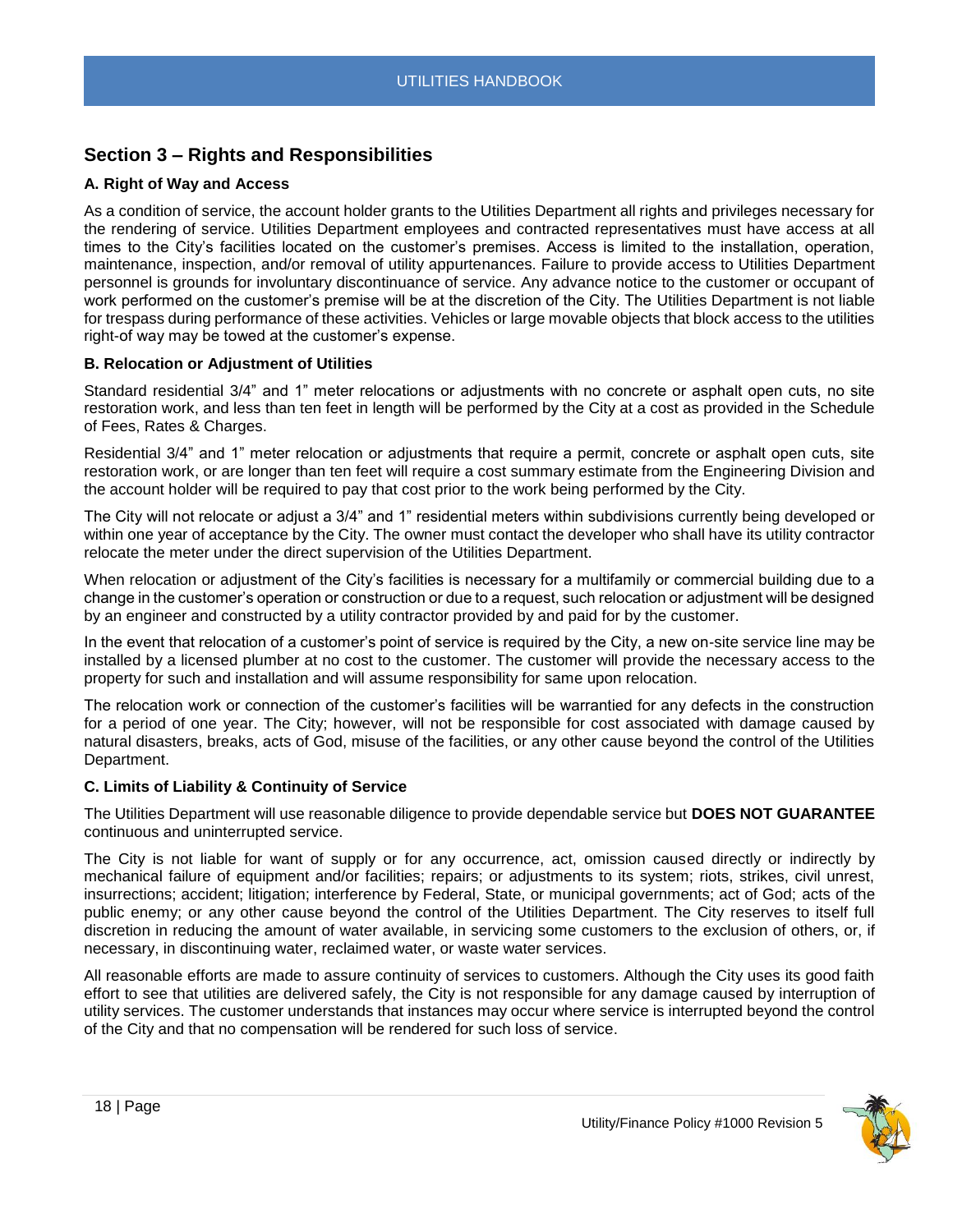## Section 3 – Rights and Responsibilities

### A. Right of Way and Access

As a condition of service, the account holder grants to the Utilities Department all rights and privileges necessary for the rendering of service. Utilities Department employees and contracted representatives must have access at all times to the City's facilities located on the customer's premises. Access is limited to the installation, operation, maintenance, inspection, and/or removal of utility appurtenances. Failure to provide access to Utilities Department personnel is grounds for involuntary discontinuance of service. Any advance notice to the customer or occupant of work performed on the customer's premise will be at the discretion of the City. The Utilities Department is not liable for trespass during performance of these activities. Vehicles or large movable objects that block access to the utilities right-of way may be towed at the customer's expense.

### B. Relocation or Adjustment of Utilities

Standard residential 3/4" and 1" meter relocations or adjustments with no concrete or asphalt open cuts, no site restoration work, and less than ten feet in length will be performed by the City at a cost as provided in the Schedule of Fees, Rates & Charges.

Residential 3/4" and 1" meter relocation or adjustments that require a permit, concrete or asphalt open cuts, site restoration work, or are longer than ten feet will require a cost summary estimate from the Engineering Division and the account holder will be required to pay that cost prior to the work being performed by the City.

The City will not relocate or adjust a 3/4" and 1" residential meters within subdivisions currently being developed or within one year of acceptance by the City. The owner must contact the developer who shall have its utility contractor relocate the meter under the direct supervision of the Utilities Department.

When relocation or adjustment of the City's facilities is necessary for a multifamily or commercial building due to a change in the customer's operation or construction or due to a request, such relocation or adjustment will be designed by an engineer and constructed by a utility contractor provided by and paid for by the customer.

In the event that relocation of a customer's point of service is required by the City, a new on-site service line may be installed by a licensed plumber at no cost to the customer. The customer will provide the necessary access to the property for such and installation and will assume responsibility for same upon relocation.

The relocation work or connection of the customer's facilities will be warrantied for any defects in the construction for a period of one year. The City; however, will not be responsible for cost associated with damage caused by natural disasters, breaks, acts of God, misuse of the facilities, or any other cause beyond the control of the Utilities Department.

### C. Limits of Liability & Continuity of Service

The Utilities Department will use reasonable diligence to provide dependable service but **DOES NOT GUARANTEE** continuous and uninterrupted service.

The City is not liable for want of supply or for any occurrence, act, omission caused directly or indirectly by mechanical failure of equipment and/or facilities; repairs; or adjustments to its system; riots, strikes, civil unrest, insurrections; accident; litigation; interference by Federal, State, or municipal governments; act of God; acts of the public enemy; or any other cause beyond the control of the Utilities Department. The City reserves to itself full discretion in reducing the amount of water available, in servicing some customers to the exclusion of others, or, if necessary, in discontinuing water, reclaimed water, or waste water services.

All reasonable efforts are made to assure continuity of services to customers. Although the City uses its good faith effort to see that utilities are delivered safely, the City is not responsible for any damage caused by interruption of utility services. The customer understands that instances may occur where service is interrupted beyond the control of the City and that no compensation will be rendered for such loss of service.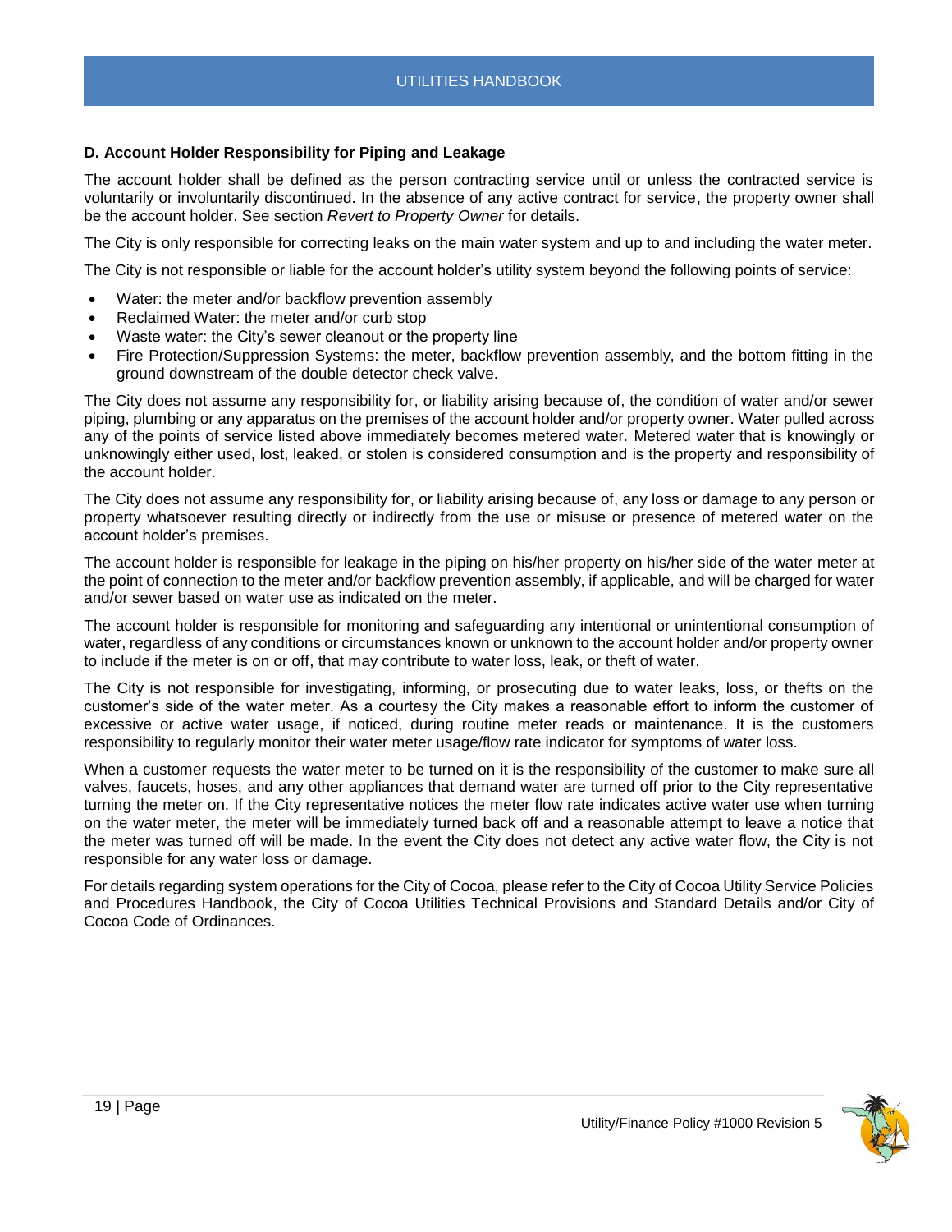### D. Account Holder Responsibility for Piping and Leakage

The account holder shall be defined as the person contracting service until or unless the contracted service is voluntarily or involuntarily discontinued. In the absence of any active contract for service, the property owner shall be the account holder. See section *Revert to Property Owner* for details.

The City is only responsible for correcting leaks on the main water system and up to and including the water meter.

The City is not responsible or liable for the account holder's utility system beyond the following points of service:

- Water: the meter and/or backflow prevention assembly
- Reclaimed Water: the meter and/or curb stop
- Waste water: the City's sewer cleanout or the property line
- Fire Protection/Suppression Systems: the meter, backflow prevention assembly, and the bottom fitting in the ground downstream of the double detector check valve.

The City does not assume any responsibility for, or liability arising because of, the condition of water and/or sewer piping, plumbing or any apparatus on the premises of the account holder and/or property owner. Water pulled across any of the points of service listed above immediately becomes metered water. Metered water that is knowingly or unknowingly either used, lost, leaked, or stolen is considered consumption and is the property <u>and</u> responsibility of the account holder.

The City does not assume any responsibility for, or liability arising because of, any loss or damage to any person or property whatsoever resulting directly or indirectly from the use or misuse or presence of metered water on the account holder's premises.

The account holder is responsible for leakage in the piping on his/her property on his/her side of the water meter at the point of connection to the meter and/or backflow prevention assembly, if applicable, and will be charged for water and/or sewer based on water use as indicated on the meter.

The account holder is responsible for monitoring and safeguarding any intentional or unintentional consumption of water, regardless of any conditions or circumstances known or unknown to the account holder and/or property owner to include if the meter is on or off, that may contribute to water loss, leak, or theft of water.

The City is not responsible for investigating, informing, or prosecuting due to water leaks, loss, or thefts on the customer's side of the water meter. As a courtesy the City makes a reasonable effort to inform the customer of excessive or active water usage, if noticed, during routine meter reads or maintenance. It is the customers responsibility to regularly monitor their water meter usage/flow rate indicator for symptoms of water loss.

When a customer requests the water meter to be turned on it is the responsibility of the customer to make sure all valves, faucets, hoses, and any other appliances that demand water are turned off prior to the City representative turning the meter on. If the City representative notices the meter flow rate indicates active water use when turning on the water meter, the meter will be immediately turned back off and a reasonable attempt to leave a notice that the meter was turned off will be made. In the event the City does not detect any active water flow, the City is not responsible for any water loss or damage.

For details regarding system operations for the City of Cocoa, please refer to the City of Cocoa Utility Service Policies and Procedures Handbook, the City of Cocoa Utilities Technical Provisions and Standard Details and/or City of Cocoa Code of Ordinances.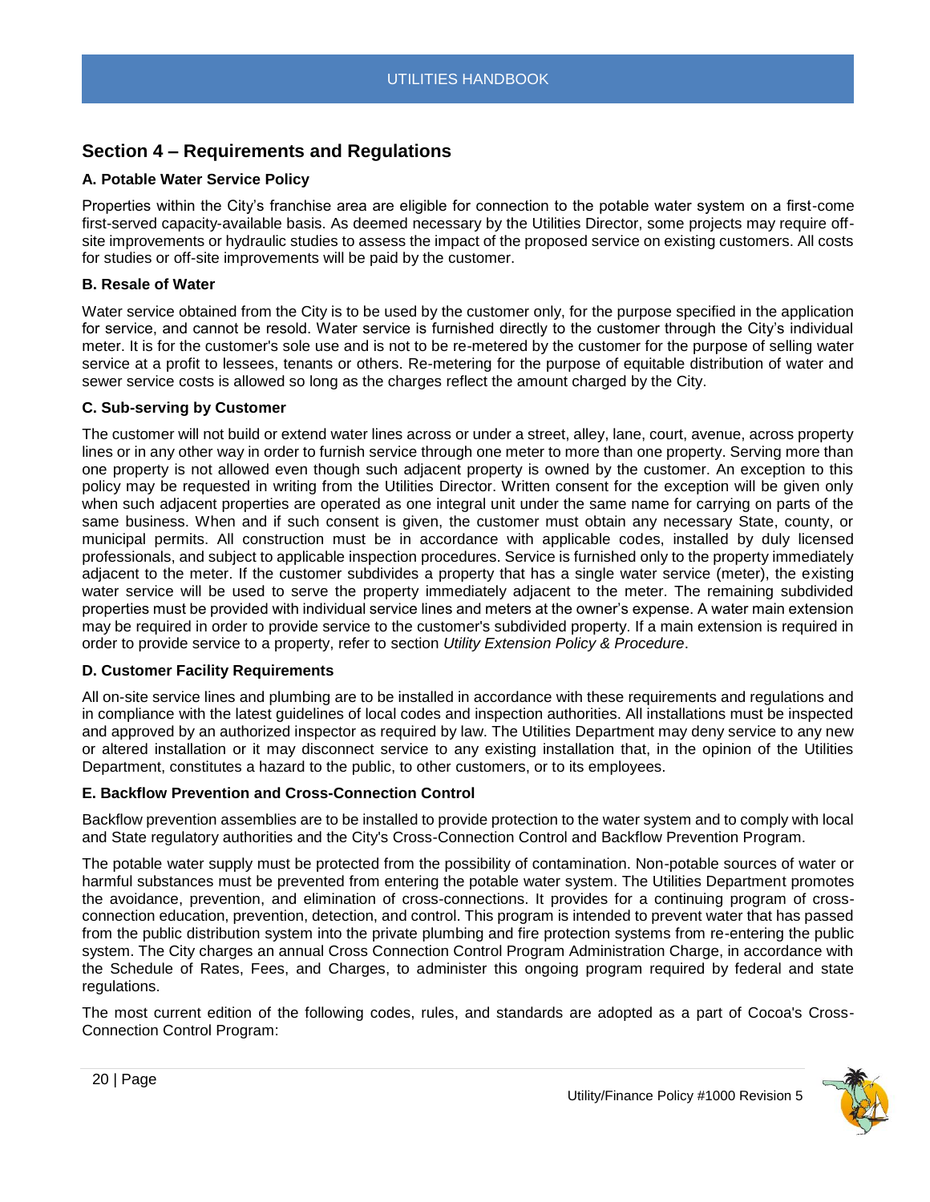## Section 4 – Requirements and Regulations

### A. Potable Water Service Policy

Properties within the City's franchise area are eligible for connection to the potable water system on a first-come first-served capacity-available basis. As deemed necessary by the Utilities Director, some projects may require off-site improvements or hydraulic studies to assess the impact of the proposed service on existing customers. All costs for studies or off-site improvements will be paid by the customer.

### B. Resale of Water

Water service obtained from the City is to be used by the customer only, for the purpose specified in the application for service, and cannot be resold. Water service is furnished directly to the customer through the City's individual meter. It is for the customer's sole use and is not to be re-metered by the customer for the purpose of selling water service at a profit to lessees, tenants or others. Re-metering for the purpose of equitable distribution of water and sewer service costs is allowed so long as the charges reflect the amount charged by the City.

### C. Sub-serving by Customer

The customer will not build or extend water lines across or under a street, alley, lane, court, avenue, across property lines or in any other way in order to furnish service through one meter to more than one property. Serving more than one property is not allowed even though such adjacent property is owned by the customer. An exception to this policy may be requested in writing from the Utilities Director. Written consent for the exception will be given only when such adjacent properties are operated as one integral unit under the same name for carrying on parts of the same business. When and if such consent is given, the customer must obtain any necessary State, county, or municipal permits. All construction must be in accordance with applicable codes, installed by duly licensed professionals, and subject to applicable inspection procedures. Service is furnished only to the property immediately adjacent to the meter. If the customer subdivides a property that has a single water service (meter), the existing water service will be used to serve the property immediately adjacent to the meter. The remaining subdivided properties must be provided with individual service lines and meters at the owner's expense. A water main extension may be required in order to provide service to the customer's subdivided property. If a main extension is required in order to provide service to a property, refer to section *Utility Extension Policy & Procedure*.

### D. Customer Facility Requirements

All on-site service lines and plumbing are to be installed in accordance with these requirements and regulations and in compliance with the latest guidelines of local codes and inspection authorities. All installations must be inspected and approved by an authorized inspector as required by law. The Utilities Department may deny service to any new or altered installation or it may disconnect service to any existing installation that, in the opinion of the Utilities Department, constitutes a hazard to the public, to other customers, or to its employees.

### E. Backflow Prevention and Cross-Connection Control

Backflow prevention assemblies are to be installed to provide protection to the water system and to comply with local and State regulatory authorities and the City's Cross-Connection Control and Backflow Prevention Program.

The potable water supply must be protected from the possibility of contamination. Non-potable sources of water or harmful substances must be prevented from entering the potable water system. The Utilities Department promotes the avoidance, prevention, and elimination of cross-connections. It provides for a continuing program of cross-connection education, prevention, detection, and control. This program is intended to prevent water that has passed from the public distribution system into the private plumbing and fire protection systems from re-entering the public system. The City charges an annual Cross Connection Control Program Administration Charge, in accordance with the Schedule of Rates, Fees, and Charges, to administer this ongoing program required by federal and state regulations.

The most current edition of the following codes, rules, and standards are adopted as a part of Cocoa's Cross-Connection Control Program: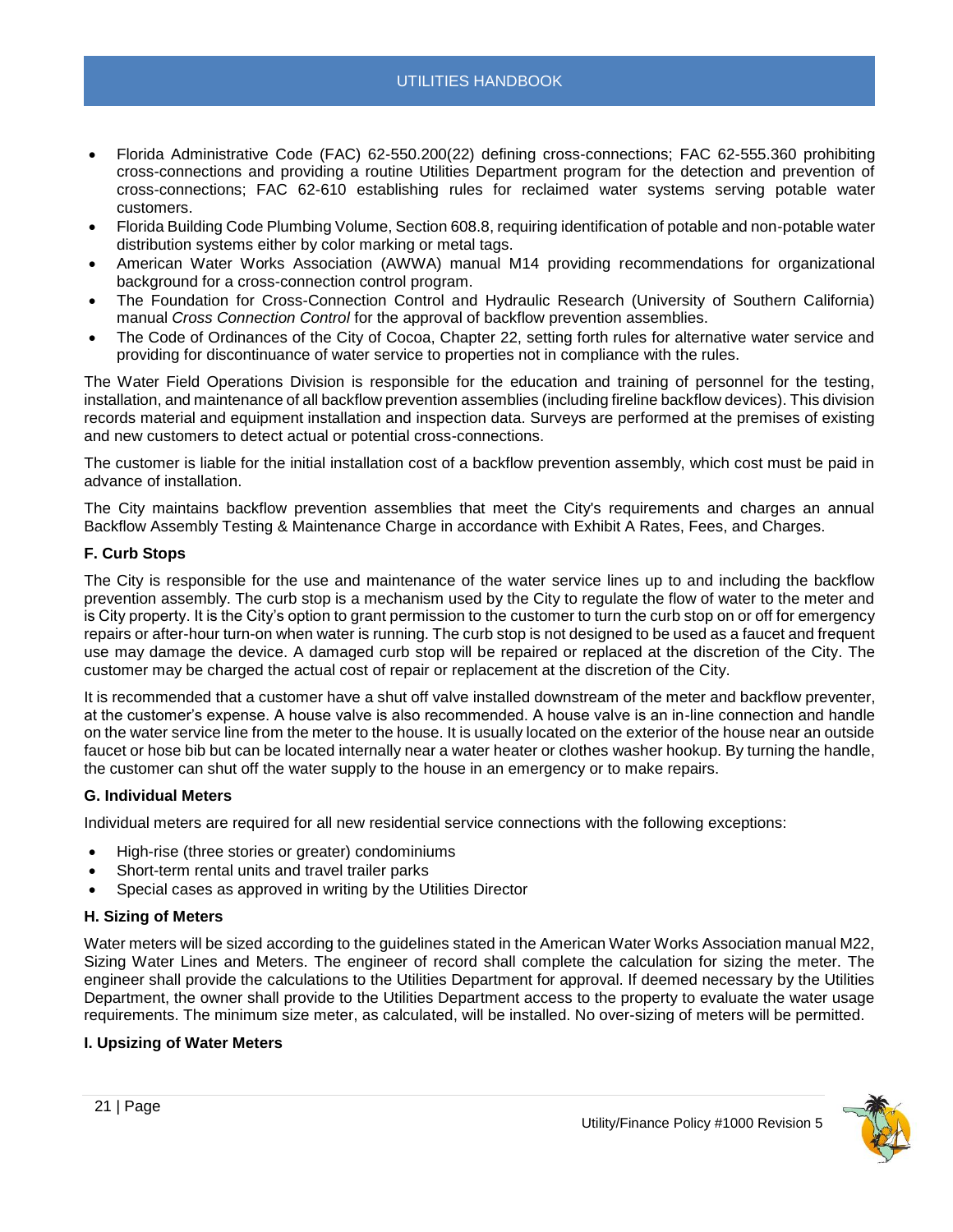- Florida Administrative Code (FAC) 62-550.200(22) defining cross-connections; FAC 62-555.360 prohibiting cross-connections and providing a routine Utilities Department program for the detection and prevention of cross-connections; FAC 62-610 establishing rules for reclaimed water systems serving potable water customers.
- Florida Building Code Plumbing Volume, Section 608.8, requiring identification of potable and non-potable water distribution systems either by color marking or metal tags.
- American Water Works Association (AWWA) manual M14 providing recommendations for organizational background for a cross-connection control program.
- The Foundation for Cross-Connection Control and Hydraulic Research (University of Southern California) manual *Cross Connection Control* for the approval of backflow prevention assemblies.
- The Code of Ordinances of the City of Cocoa, Chapter 22, setting forth rules for alternative water service and providing for discontinuance of water service to properties not in compliance with the rules.

The Water Field Operations Division is responsible for the education and training of personnel for the testing, installation, and maintenance of all backflow prevention assemblies (including fireline backflow devices). This division records material and equipment installation and inspection data. Surveys are performed at the premises of existing and new customers to detect actual or potential cross-connections.

The customer is liable for the initial installation cost of a backflow prevention assembly, which cost must be paid in advance of installation.

The City maintains backflow prevention assemblies that meet the City's requirements and charges an annual Backflow Assembly Testing & Maintenance Charge in accordance with Exhibit A Rates, Fees, and Charges.

### F. Curb Stops

The City is responsible for the use and maintenance of the water service lines up to and including the backflow prevention assembly. The curb stop is a mechanism used by the City to regulate the flow of water to the meter and is City property. It is the City's option to grant permission to the customer to turn the curb stop on or off for emergency repairs or after-hour turn-on when water is running. The curb stop is not designed to be used as a faucet and frequent use may damage the device. A damaged curb stop will be repaired or replaced at the discretion of the City. The customer may be charged the actual cost of repair or replacement at the discretion of the City.

It is recommended that a customer have a shut off valve installed downstream of the meter and backflow preventer, at the customer's expense. A house valve is also recommended. A house valve is an in-line connection and handle on the water service line from the meter to the house. It is usually located on the exterior of the house near an outside faucet or hose bib but can be located internally near a water heater or clothes washer hookup. By turning the handle, the customer can shut off the water supply to the house in an emergency or to make repairs.

### G. Individual Meters

Individual meters are required for all new residential service connections with the following exceptions:

- High-rise (three stories or greater) condominiums
- Short-term rental units and travel trailer parks
- Special cases as approved in writing by the Utilities Director

### H. Sizing of Meters

Water meters will be sized according to the guidelines stated in the American Water Works Association manual M22, Sizing Water Lines and Meters. The engineer of record shall complete the calculation for sizing the meter. The engineer shall provide the calculations to the Utilities Department for approval. If deemed necessary by the Utilities Department, the owner shall provide to the Utilities Department access to the property to evaluate the water usage requirements. The minimum size meter, as calculated, will be installed. No over-sizing of meters will be permitted.

### I. Upsizing of Water Meters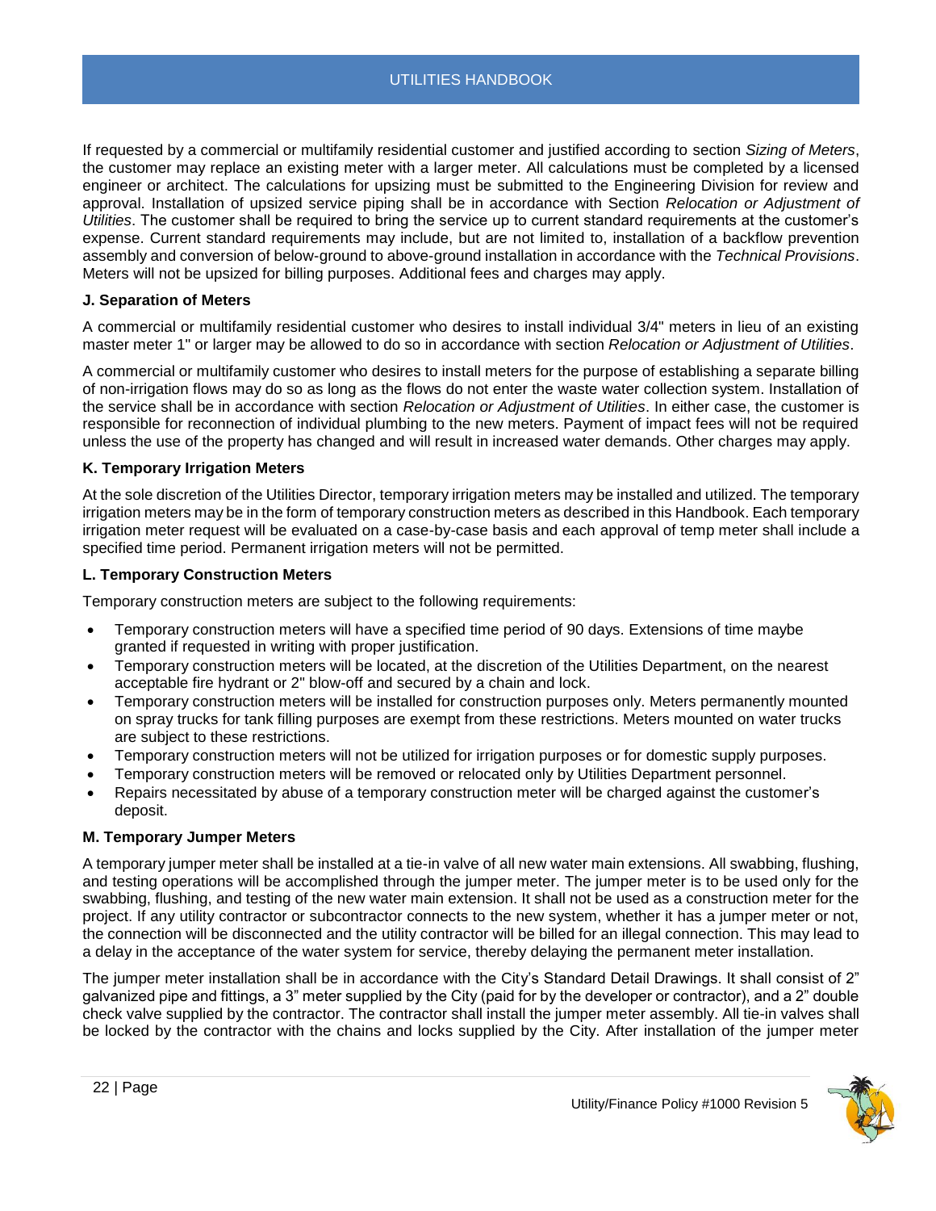If requested by a commercial or multifamily residential customer and justified according to section *Sizing of Meters*, the customer may replace an existing meter with a larger meter. All calculations must be completed by a licensed engineer or architect. The calculations for upsizing must be submitted to the Engineering Division for review and approval. Installation of upsized service piping shall be in accordance with Section *Relocation or Adjustment of Utilities*. The customer shall be required to bring the service up to current standard requirements at the customer's expense. Current standard requirements may include, but are not limited to, installation of a backflow prevention assembly and conversion of below-ground to above-ground installation in accordance with the *Technical Provisions*. Meters will not be upsized for billing purposes. Additional fees and charges may apply.

**J. Separation of Meters**

A commercial or multifamily residential customer who desires to install individual 3/4" meters in lieu of an existing master meter 1" or larger may be allowed to do so in accordance with section *Relocation or Adjustment of Utilities*.

A commercial or multifamily customer who desires to install meters for the purpose of establishing a separate billing of non-irrigation flows may do so as long as the flows do not enter the waste water collection system. Installation of the service shall be in accordance with section *Relocation or Adjustment of Utilities*. In either case, the customer is responsible for reconnection of individual plumbing to the new meters. Payment of impact fees will not be required unless the use of the property has changed and will result in increased water demands. Other charges may apply.

**K. Temporary Irrigation Meters**

At the sole discretion of the Utilities Director, temporary irrigation meters may be installed and utilized. The temporary irrigation meters may be in the form of temporary construction meters as described in this Handbook. Each temporary irrigation meter request will be evaluated on a case-by-case basis and each approval of temp meter shall include a specified time period. Permanent irrigation meters will not be permitted.

**L. Temporary Construction Meters**

Temporary construction meters are subject to the following requirements:

- Temporary construction meters will have a specified time period of 90 days. Extensions of time maybe granted if requested in writing with proper justification.
- Temporary construction meters will be located, at the discretion of the Utilities Department, on the nearest acceptable fire hydrant or 2" blow-off and secured by a chain and lock.
- Temporary construction meters will be installed for construction purposes only. Meters permanently mounted on spray trucks for tank filling purposes are exempt from these restrictions. Meters mounted on water trucks are subject to these restrictions.
- Temporary construction meters will not be utilized for irrigation purposes or for domestic supply purposes.
- Temporary construction meters will be removed or relocated only by Utilities Department personnel.
- Repairs necessitated by abuse of a temporary construction meter will be charged against the customer's deposit.

**M. Temporary Jumper Meters**

A temporary jumper meter shall be installed at a tie-in valve of all new water main extensions. All swabbing, flushing, and testing operations will be accomplished through the jumper meter. The jumper meter is to be used only for the swabbing, flushing, and testing of the new water main extension. It shall not be used as a construction meter for the project. If any utility contractor or subcontractor connects to the new system, whether it has a jumper meter or not, the connection will be disconnected and the utility contractor will be billed for an illegal connection. This may lead to a delay in the acceptance of the water system for service, thereby delaying the permanent meter installation.

The jumper meter installation shall be in accordance with the City's Standard Detail Drawings. It shall consist of 2" galvanized pipe and fittings, a 3" meter supplied by the City (paid for by the developer or contractor), and a 2" double check valve supplied by the contractor. The contractor shall install the jumper meter assembly. All tie-in valves shall be locked by the contractor with the chains and locks supplied by the City. After installation of the jumper meter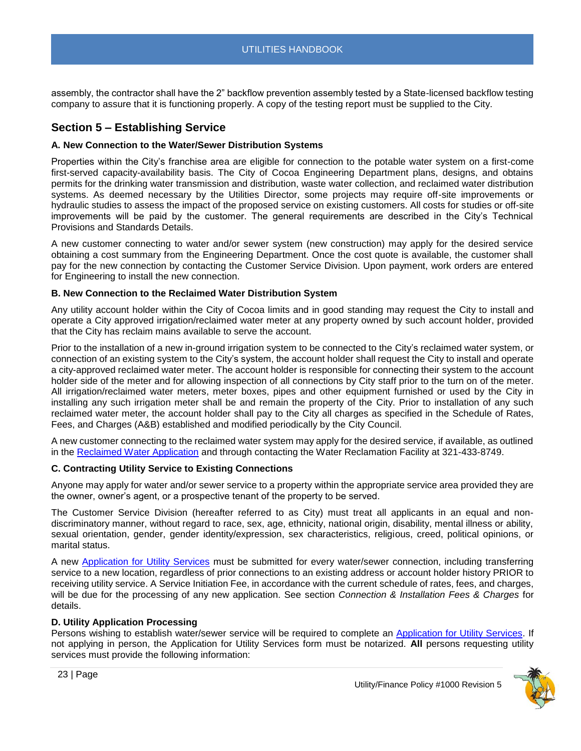assembly, the contractor shall have the 2" backflow prevention assembly tested by a State-licensed backflow testing company to assure that it is functioning properly. A copy of the testing report must be supplied to the City.

## Section 5 – Establishing Service

### A. New Connection to the Water/Sewer Distribution Systems

Properties within the City's franchise area are eligible for connection to the potable water system on a first-come first-served capacity-availability basis. The City of Cocoa Engineering Department plans, designs, and obtains permits for the drinking water transmission and distribution, waste water collection, and reclaimed water distribution systems. As deemed necessary by the Utilities Director, some projects may require off-site improvements or hydraulic studies to assess the impact of the proposed service on existing customers. All costs for studies or off-site improvements will be paid by the customer. The general requirements are described in the City's Technical Provisions and Standards Details.

A new customer connecting to water and/or sewer system (new construction) may apply for the desired service obtaining a cost summary from the Engineering Department. Once the cost quote is available, the customer shall pay for the new connection by contacting the Customer Service Division. Upon payment, work orders are entered for Engineering to install the new connection.

### B. New Connection to the Reclaimed Water Distribution System

Any utility account holder within the City of Cocoa limits and in good standing may request the City to install and operate a City approved irrigation/reclaimed water meter at any property owned by such account holder, provided that the City has reclaim mains available to serve the account.

Prior to the installation of a new in-ground irrigation system to be connected to the City's reclaimed water system, or connection of an existing system to the City's system, the account holder shall request the City to install and operate a city-approved reclaimed water meter. The account holder is responsible for connecting their system to the account holder side of the meter and for allowing inspection of all connections by City staff prior to the turn on of the meter. All irrigation/reclaimed water meters, meter boxes, pipes and other equipment furnished or used by the City in installing any such irrigation meter shall be and remain the property of the City. Prior to installation of any such reclaimed water meter, the account holder shall pay to the City all charges as specified in the Schedule of Rates, Fees, and Charges (A&B) established and modified periodically by the City Council.

A new customer connecting to the reclaimed water system may apply for the desired service, if available, as outlined in the Reclaimed Water Application and through contacting the Water Reclamation Facility at 321-433-8749.

### C. Contracting Utility Service to Existing Connections

Anyone may apply for water and/or sewer service to a property within the appropriate service area provided they are the owner, owner's agent, or a prospective tenant of the property to be served.

The Customer Service Division (hereafter referred to as City) must treat all applicants in an equal and non-discriminatory manner, without regard to race, sex, age, ethnicity, national origin, disability, mental illness or ability, sexual orientation, gender, gender identity/expression, sex characteristics, religious, creed, political opinions, or marital status.

A new Application for Utility Services must be submitted for every water/sewer connection, including transferring service to a new location, regardless of prior connections to an existing address or account holder history PRIOR to receiving utility service. A Service Initiation Fee, in accordance with the current schedule of rates, fees, and charges, will be due for the processing of any new application. See section *Connection & Installation Fees & Charges* for details.

### D. Utility Application Processing

Persons wishing to establish water/sewer service will be required to complete an Application for Utility Services. If not applying in person, the Application for Utility Services form must be notarized. **All** persons requesting utility services must provide the following information: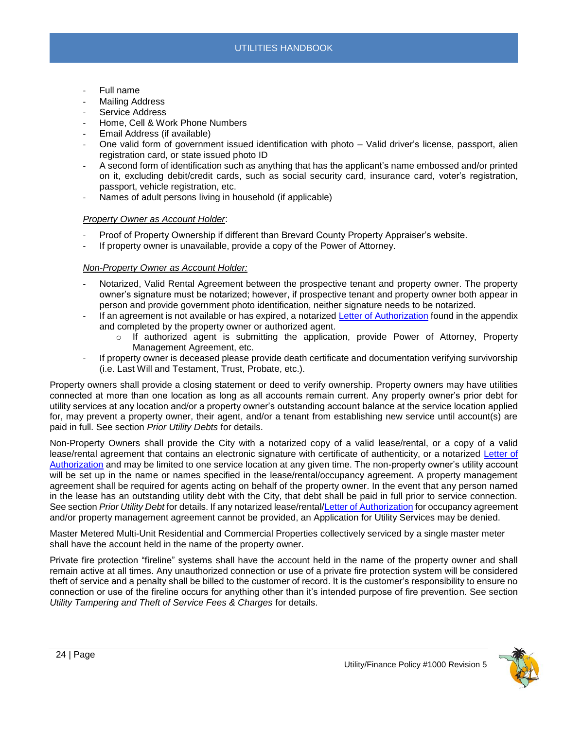- Full name
- Mailing Address
- Service Address
- Home, Cell & Work Phone Numbers
- Email Address (if available)
- One valid form of government issued identification with photo – Valid driver's license, passport, alien registration card, or state issued photo ID
- A second form of identification such as anything that has the applicant's name embossed and/or printed on it, excluding debit/credit cards, such as social security card, insurance card, voter's registration, passport, vehicle registration, etc.
- Names of adult persons living in household (if applicable)

*Property Owner as Account Holder*:

- Proof of Property Ownership if different than Brevard County Property Appraiser's website.
- If property owner is unavailable, provide a copy of the Power of Attorney.

*Non-Property Owner as Account Holder:*

- Notarized, Valid Rental Agreement between the prospective tenant and property owner. The property owner's signature must be notarized; however, if prospective tenant and property owner both appear in person and provide government photo identification, neither signature needs to be notarized.
- If an agreement is not available or has expired, a notarized Letter of Authorization found in the appendix and completed by the property owner or authorized agent.
  - If authorized agent is submitting the application, provide Power of Attorney, Property Management Agreement, etc.
- If property owner is deceased please provide death certificate and documentation verifying survivorship (i.e. Last Will and Testament, Trust, Probate, etc.).

Property owners shall provide a closing statement or deed to verify ownership. Property owners may have utilities connected at more than one location as long as all accounts remain current. Any property owner's prior debt for utility services at any location and/or a property owner's outstanding account balance at the service location applied for, may prevent a property owner, their agent, and/or a tenant from establishing new service until account(s) are paid in full. See section *Prior Utility Debts* for details.

Non-Property Owners shall provide the City with a notarized copy of a valid lease/rental, or a copy of a valid lease/rental agreement that contains an electronic signature with certificate of authenticity, or a notarized Letter of Authorization and may be limited to one service location at any given time. The non-property owner's utility account will be set up in the name or names specified in the lease/rental/occupancy agreement. A property management agreement shall be required for agents acting on behalf of the property owner. In the event that any person named in the lease has an outstanding utility debt with the City, that debt shall be paid in full prior to service connection. See section *Prior Utility Debt* for details. If any notarized lease/rental/Letter of Authorization for occupancy agreement and/or property management agreement cannot be provided, an Application for Utility Services may be denied.

Master Metered Multi-Unit Residential and Commercial Properties collectively serviced by a single master meter shall have the account held in the name of the property owner.

Private fire protection "fireline" systems shall have the account held in the name of the property owner and shall remain active at all times. Any unauthorized connection or use of a private fire protection system will be considered theft of service and a penalty shall be billed to the customer of record. It is the customer's responsibility to ensure no connection or use of the fireline occurs for anything other than it's intended purpose of fire prevention. See section *Utility Tampering and Theft of Service Fees & Charges* for details.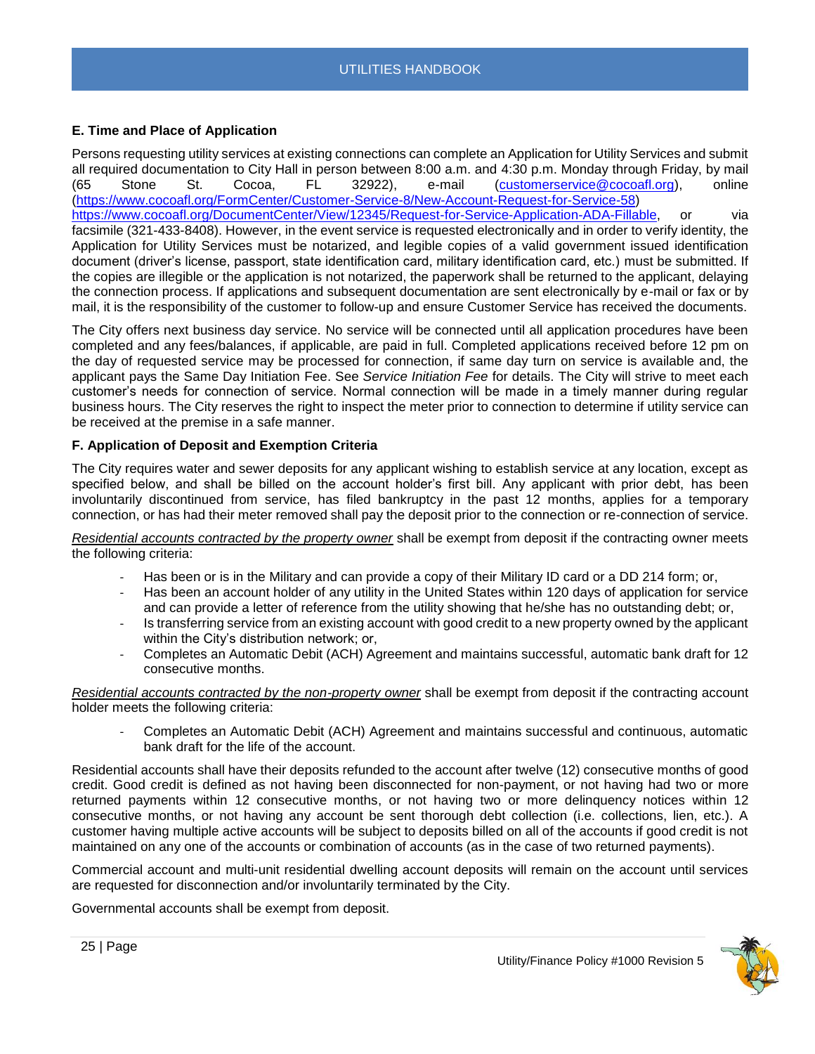### E. Time and Place of Application

Persons requesting utility services at existing connections can complete an Application for Utility Services and submit all required documentation to City Hall in person between 8:00 a.m. and 4:30 p.m. Monday through Friday, by mail (65 Stone St. Cocoa, FL 32922), e-mail (customerservice@cocoafl.org), online (https://www.cocoafl.org/FormCenter/Customer-Service-8/New-Account-Request-for-Service-58) https://www.cocoafl.org/DocumentCenter/View/12345/Request-for-Service-Application-ADA-Fillable, or via facsimile (321-433-8408). However, in the event service is requested electronically and in order to verify identity, the Application for Utility Services must be notarized, and legible copies of a valid government issued identification document (driver's license, passport, state identification card, military identification card, etc.) must be submitted. If the copies are illegible or the application is not notarized, the paperwork shall be returned to the applicant, delaying the connection process. If applications and subsequent documentation are sent electronically by e-mail or fax or by mail, it is the responsibility of the customer to follow-up and ensure Customer Service has received the documents.

The City offers next business day service. No service will be connected until all application procedures have been completed and any fees/balances, if applicable, are paid in full. Completed applications received before 12 pm on the day of requested service may be processed for connection, if same day turn on service is available and, the applicant pays the Same Day Initiation Fee. See *Service Initiation Fee* for details. The City will strive to meet each customer's needs for connection of service. Normal connection will be made in a timely manner during regular business hours. The City reserves the right to inspect the meter prior to connection to determine if utility service can be received at the premise in a safe manner.

### F. Application of Deposit and Exemption Criteria

The City requires water and sewer deposits for any applicant wishing to establish service at any location, except as specified below, and shall be billed on the account holder's first bill. Any applicant with prior debt, has been involuntarily discontinued from service, has filed bankruptcy in the past 12 months, applies for a temporary connection, or has had their meter removed shall pay the deposit prior to the connection or re-connection of service.

*Residential accounts contracted by the property owner* shall be exempt from deposit if the contracting owner meets the following criteria:

- Has been or is in the Military and can provide a copy of their Military ID card or a DD 214 form; or,
- Has been an account holder of any utility in the United States within 120 days of application for service and can provide a letter of reference from the utility showing that he/she has no outstanding debt; or,
- Is transferring service from an existing account with good credit to a new property owned by the applicant within the City's distribution network; or,
- Completes an Automatic Debit (ACH) Agreement and maintains successful, automatic bank draft for 12 consecutive months.

*Residential accounts contracted by the non-property owner* shall be exempt from deposit if the contracting account holder meets the following criteria:

- Completes an Automatic Debit (ACH) Agreement and maintains successful and continuous, automatic bank draft for the life of the account.

Residential accounts shall have their deposits refunded to the account after twelve (12) consecutive months of good credit. Good credit is defined as not having been disconnected for non-payment, or not having had two or more returned payments within 12 consecutive months, or not having two or more delinquency notices within 12 consecutive months, or not having any account be sent thorough debt collection (i.e. collections, lien, etc.). A customer having multiple active accounts will be subject to deposits billed on all of the accounts if good credit is not maintained on any one of the accounts or combination of accounts (as in the case of two returned payments).

Commercial account and multi-unit residential dwelling account deposits will remain on the account until services are requested for disconnection and/or involuntarily terminated by the City.

Governmental accounts shall be exempt from deposit.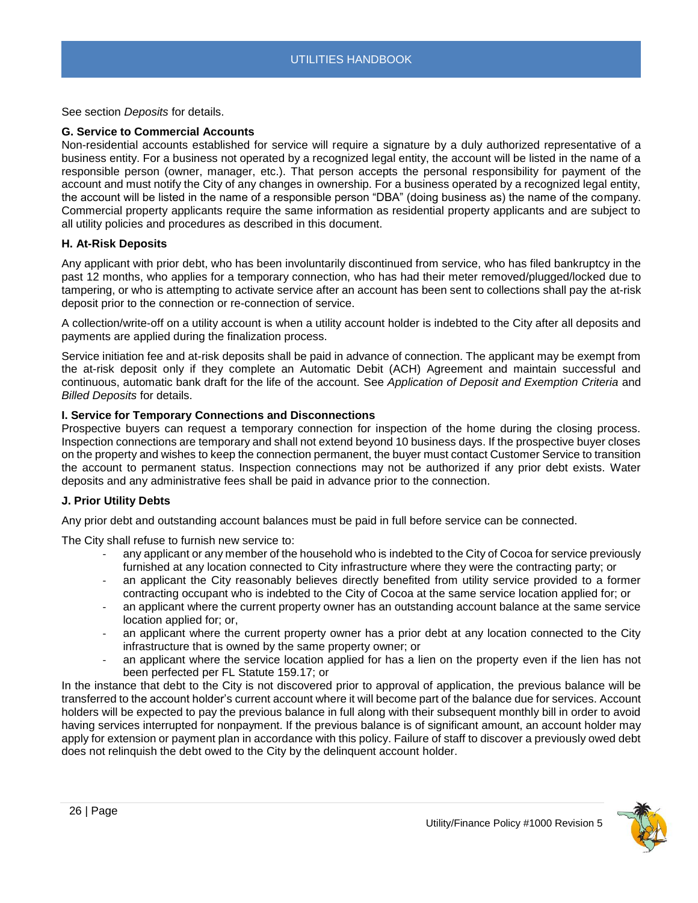See section *Deposits* for details.

**G. Service to Commercial Accounts**

Non-residential accounts established for service will require a signature by a duly authorized representative of a business entity. For a business not operated by a recognized legal entity, the account will be listed in the name of a responsible person (owner, manager, etc.). That person accepts the personal responsibility for payment of the account and must notify the City of any changes in ownership. For a business operated by a recognized legal entity, the account will be listed in the name of a responsible person "DBA" (doing business as) the name of the company. Commercial property applicants require the same information as residential property applicants and are subject to all utility policies and procedures as described in this document.

**H. At-Risk Deposits**

Any applicant with prior debt, who has been involuntarily discontinued from service, who has filed bankruptcy in the past 12 months, who applies for a temporary connection, who has had their meter removed/plugged/locked due to tampering, or who is attempting to activate service after an account has been sent to collections shall pay the at-risk deposit prior to the connection or re-connection of service.

A collection/write-off on a utility account is when a utility account holder is indebted to the City after all deposits and payments are applied during the finalization process.

Service initiation fee and at-risk deposits shall be paid in advance of connection. The applicant may be exempt from the at-risk deposit only if they complete an Automatic Debit (ACH) Agreement and maintain successful and continuous, automatic bank draft for the life of the account. See *Application of Deposit and Exemption Criteria* and *Billed Deposits* for details.

**I. Service for Temporary Connections and Disconnections**

Prospective buyers can request a temporary connection for inspection of the home during the closing process. Inspection connections are temporary and shall not extend beyond 10 business days. If the prospective buyer closes on the property and wishes to keep the connection permanent, the buyer must contact Customer Service to transition the account to permanent status. Inspection connections may not be authorized if any prior debt exists. Water deposits and any administrative fees shall be paid in advance prior to the connection.

**J. Prior Utility Debts**

Any prior debt and outstanding account balances must be paid in full before service can be connected.

The City shall refuse to furnish new service to:

- any applicant or any member of the household who is indebted to the City of Cocoa for service previously furnished at any location connected to City infrastructure where they were the contracting party; or
- an applicant the City reasonably believes directly benefited from utility service provided to a former contracting occupant who is indebted to the City of Cocoa at the same service location applied for; or
- an applicant where the current property owner has an outstanding account balance at the same service location applied for; or,
- an applicant where the current property owner has a prior debt at any location connected to the City infrastructure that is owned by the same property owner; or
- an applicant where the service location applied for has a lien on the property even if the lien has not been perfected per FL Statute 159.17; or

In the instance that debt to the City is not discovered prior to approval of application, the previous balance will be transferred to the account holder's current account where it will become part of the balance due for services. Account holders will be expected to pay the previous balance in full along with their subsequent monthly bill in order to avoid having services interrupted for nonpayment. If the previous balance is of significant amount, an account holder may apply for extension or payment plan in accordance with this policy. Failure of staff to discover a previously owed debt does not relinquish the debt owed to the City by the delinquent account holder.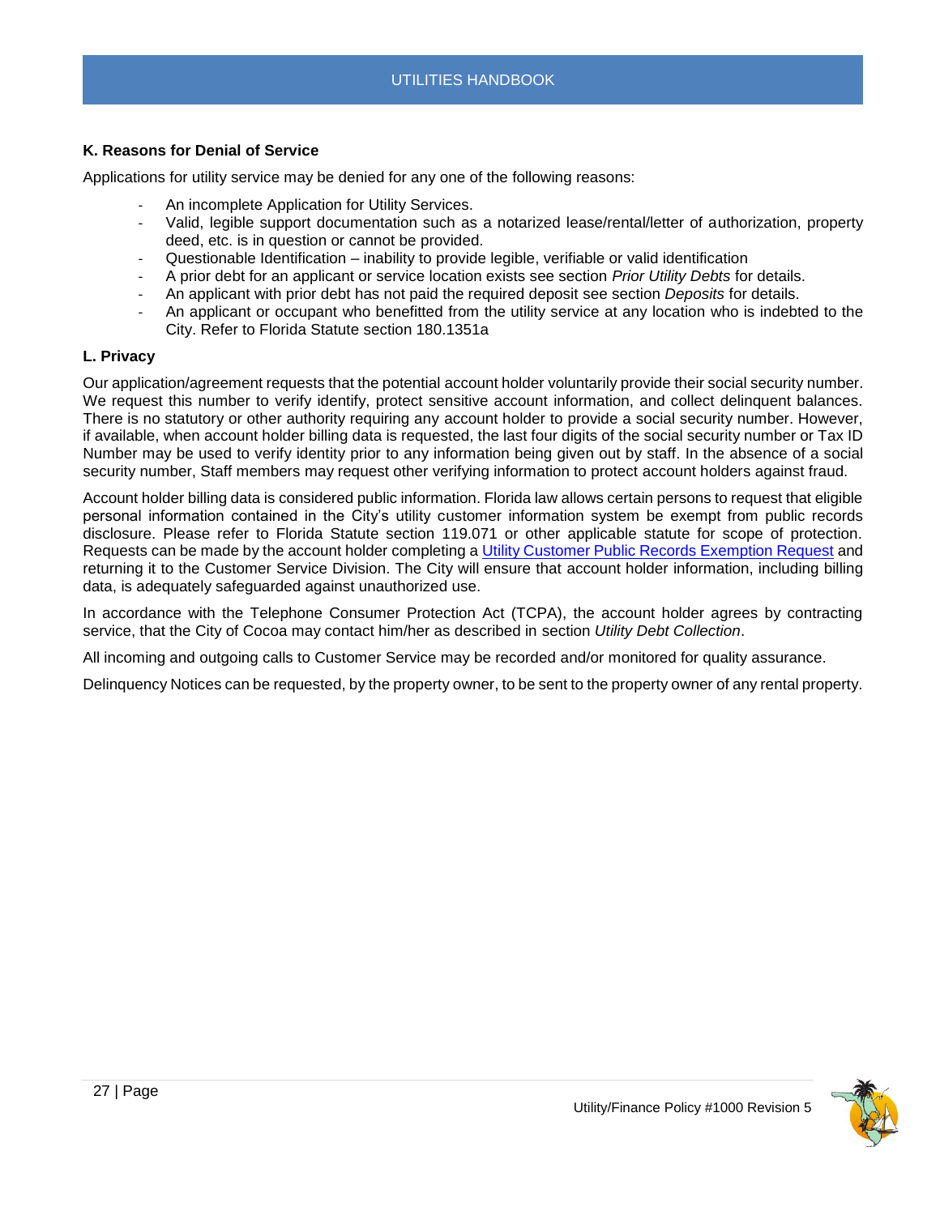### K. Reasons for Denial of Service

Applications for utility service may be denied for any one of the following reasons:

- An incomplete Application for Utility Services.
- Valid, legible support documentation such as a notarized lease/rental/letter of authorization, property deed, etc. is in question or cannot be provided.
- Questionable Identification – inability to provide legible, verifiable or valid identification
- A prior debt for an applicant or service location exists see section *Prior Utility Debts* for details.
- An applicant with prior debt has not paid the required deposit see section *Deposits* for details.
- An applicant or occupant who benefitted from the utility service at any location who is indebted to the City. Refer to Florida Statute section 180.1351a

### L. Privacy

Our application/agreement requests that the potential account holder voluntarily provide their social security number. We request this number to verify identify, protect sensitive account information, and collect delinquent balances. There is no statutory or other authority requiring any account holder to provide a social security number. However, if available, when account holder billing data is requested, the last four digits of the social security number or Tax ID Number may be used to verify identity prior to any information being given out by staff. In the absence of a social security number, Staff members may request other verifying information to protect account holders against fraud.

Account holder billing data is considered public information. Florida law allows certain persons to request that eligible personal information contained in the City's utility customer information system be exempt from public records disclosure. Please refer to Florida Statute section 119.071 or other applicable statute for scope of protection. Requests can be made by the account holder completing a Utility Customer Public Records Exemption Request and returning it to the Customer Service Division. The City will ensure that account holder information, including billing data, is adequately safeguarded against unauthorized use.

In accordance with the Telephone Consumer Protection Act (TCPA), the account holder agrees by contracting service, that the City of Cocoa may contact him/her as described in section *Utility Debt Collection*.

All incoming and outgoing calls to Customer Service may be recorded and/or monitored for quality assurance.

Delinquency Notices can be requested, by the property owner, to be sent to the property owner of any rental property.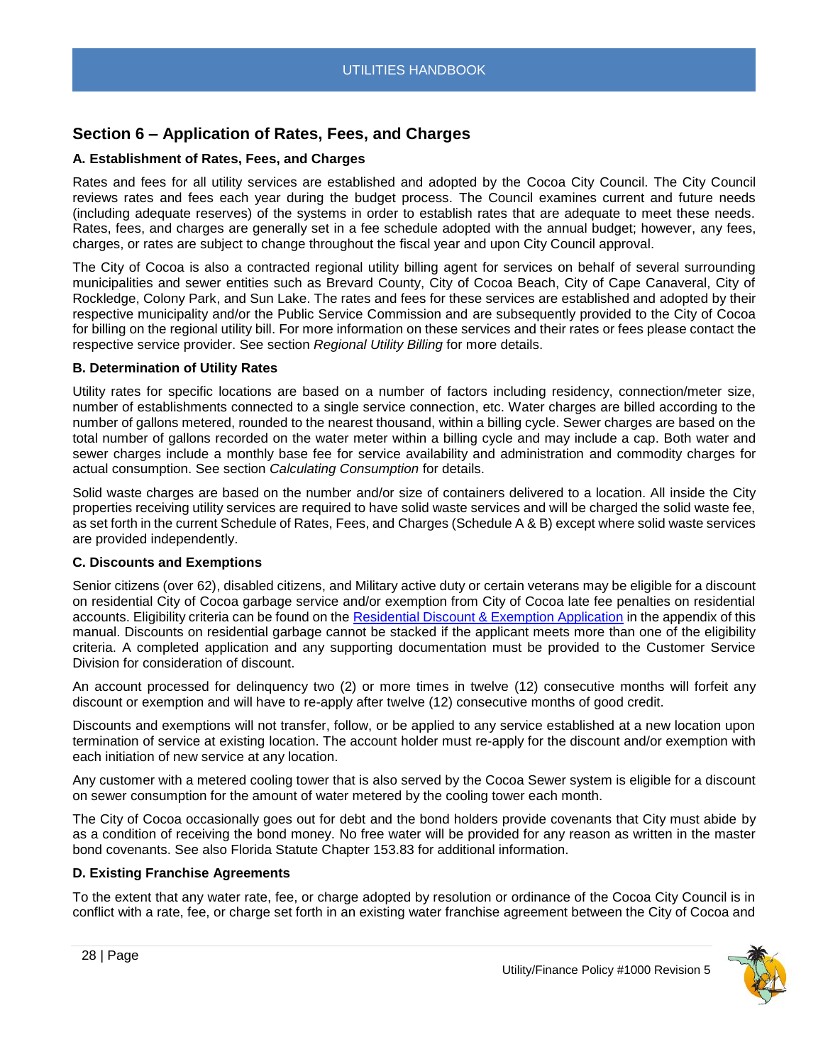## Section 6 – Application of Rates, Fees, and Charges

### A. Establishment of Rates, Fees, and Charges

Rates and fees for all utility services are established and adopted by the Cocoa City Council. The City Council reviews rates and fees each year during the budget process. The Council examines current and future needs (including adequate reserves) of the systems in order to establish rates that are adequate to meet these needs. Rates, fees, and charges are generally set in a fee schedule adopted with the annual budget; however, any fees, charges, or rates are subject to change throughout the fiscal year and upon City Council approval.

The City of Cocoa is also a contracted regional utility billing agent for services on behalf of several surrounding municipalities and sewer entities such as Brevard County, City of Cocoa Beach, City of Cape Canaveral, City of Rockledge, Colony Park, and Sun Lake. The rates and fees for these services are established and adopted by their respective municipality and/or the Public Service Commission and are subsequently provided to the City of Cocoa for billing on the regional utility bill. For more information on these services and their rates or fees please contact the respective service provider. See section *Regional Utility Billing* for more details.

### B. Determination of Utility Rates

Utility rates for specific locations are based on a number of factors including residency, connection/meter size, number of establishments connected to a single service connection, etc. Water charges are billed according to the number of gallons metered, rounded to the nearest thousand, within a billing cycle. Sewer charges are based on the total number of gallons recorded on the water meter within a billing cycle and may include a cap. Both water and sewer charges include a monthly base fee for service availability and administration and commodity charges for actual consumption. See section *Calculating Consumption* for details.

Solid waste charges are based on the number and/or size of containers delivered to a location. All inside the City properties receiving utility services are required to have solid waste services and will be charged the solid waste fee, as set forth in the current Schedule of Rates, Fees, and Charges (Schedule A & B) except where solid waste services are provided independently.

### C. Discounts and Exemptions

Senior citizens (over 62), disabled citizens, and Military active duty or certain veterans may be eligible for a discount on residential City of Cocoa garbage service and/or exemption from City of Cocoa late fee penalties on residential accounts. Eligibility criteria can be found on the Residential Discount & Exemption Application in the appendix of this manual. Discounts on residential garbage cannot be stacked if the applicant meets more than one of the eligibility criteria. A completed application and any supporting documentation must be provided to the Customer Service Division for consideration of discount.

An account processed for delinquency two (2) or more times in twelve (12) consecutive months will forfeit any discount or exemption and will have to re-apply after twelve (12) consecutive months of good credit.

Discounts and exemptions will not transfer, follow, or be applied to any service established at a new location upon termination of service at existing location. The account holder must re-apply for the discount and/or exemption with each initiation of new service at any location.

Any customer with a metered cooling tower that is also served by the Cocoa Sewer system is eligible for a discount on sewer consumption for the amount of water metered by the cooling tower each month.

The City of Cocoa occasionally goes out for debt and the bond holders provide covenants that City must abide by as a condition of receiving the bond money. No free water will be provided for any reason as written in the master bond covenants. See also Florida Statute Chapter 153.83 for additional information.

### D. Existing Franchise Agreements

To the extent that any water rate, fee, or charge adopted by resolution or ordinance of the Cocoa City Council is in conflict with a rate, fee, or charge set forth in an existing water franchise agreement between the City of Cocoa and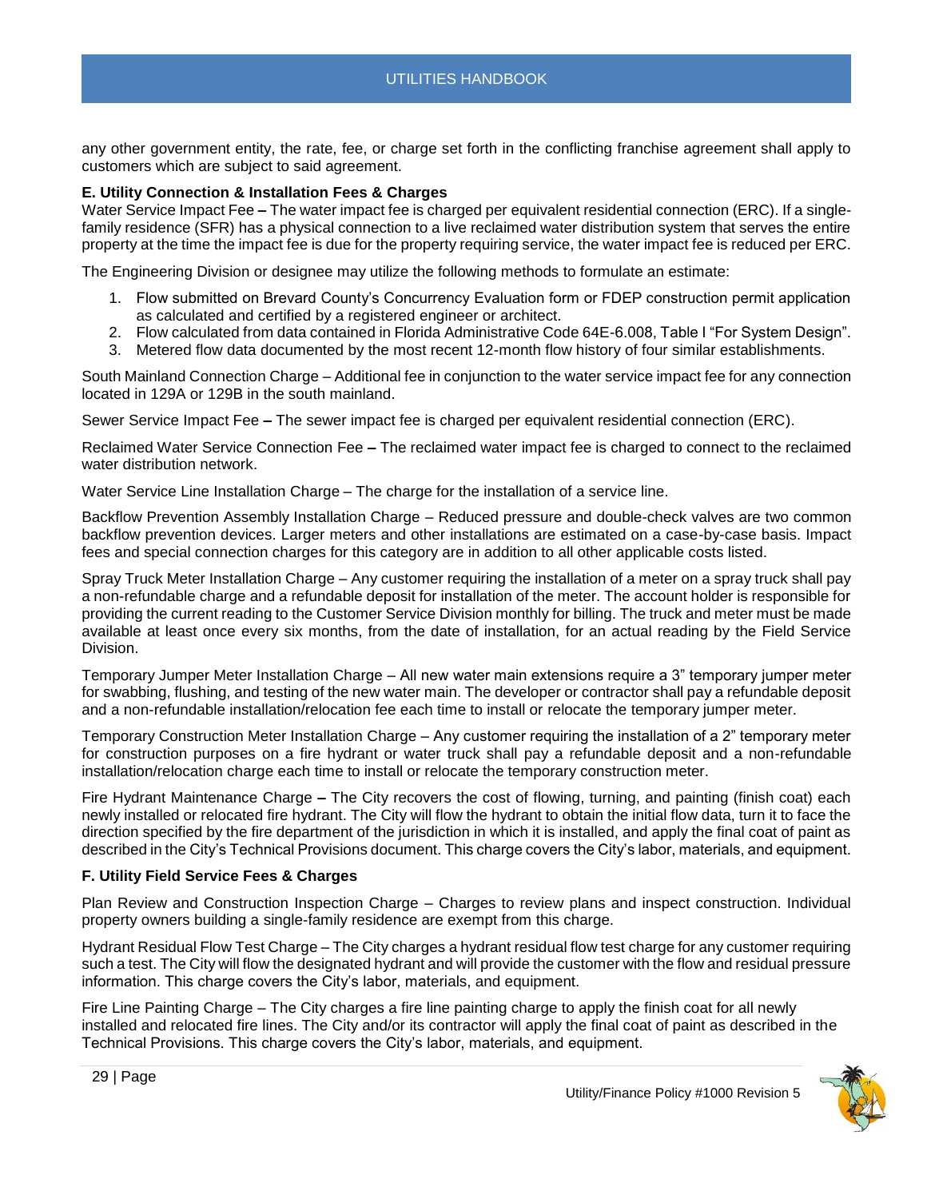any other government entity, the rate, fee, or charge set forth in the conflicting franchise agreement shall apply to customers which are subject to said agreement.

**E. Utility Connection & Installation Fees & Charges**

Water Service Impact Fee **–** The water impact fee is charged per equivalent residential connection (ERC). If a single-family residence (SFR) has a physical connection to a live reclaimed water distribution system that serves the entire property at the time the impact fee is due for the property requiring service, the water impact fee is reduced per ERC.

The Engineering Division or designee may utilize the following methods to formulate an estimate:

1. Flow submitted on Brevard County's Concurrency Evaluation form or FDEP construction permit application as calculated and certified by a registered engineer or architect.
2. Flow calculated from data contained in Florida Administrative Code 64E-6.008, Table I "For System Design".
3. Metered flow data documented by the most recent 12-month flow history of four similar establishments.

South Mainland Connection Charge – Additional fee in conjunction to the water service impact fee for any connection located in 129A or 129B in the south mainland.

Sewer Service Impact Fee **–** The sewer impact fee is charged per equivalent residential connection (ERC).

Reclaimed Water Service Connection Fee **–** The reclaimed water impact fee is charged to connect to the reclaimed water distribution network.

Water Service Line Installation Charge – The charge for the installation of a service line.

Backflow Prevention Assembly Installation Charge – Reduced pressure and double-check valves are two common backflow prevention devices. Larger meters and other installations are estimated on a case-by-case basis. Impact fees and special connection charges for this category are in addition to all other applicable costs listed.

Spray Truck Meter Installation Charge – Any customer requiring the installation of a meter on a spray truck shall pay a non-refundable charge and a refundable deposit for installation of the meter. The account holder is responsible for providing the current reading to the Customer Service Division monthly for billing. The truck and meter must be made available at least once every six months, from the date of installation, for an actual reading by the Field Service Division.

Temporary Jumper Meter Installation Charge – All new water main extensions require a 3" temporary jumper meter for swabbing, flushing, and testing of the new water main. The developer or contractor shall pay a refundable deposit and a non-refundable installation/relocation fee each time to install or relocate the temporary jumper meter.

Temporary Construction Meter Installation Charge – Any customer requiring the installation of a 2" temporary meter for construction purposes on a fire hydrant or water truck shall pay a refundable deposit and a non-refundable installation/relocation charge each time to install or relocate the temporary construction meter.

Fire Hydrant Maintenance Charge **–** The City recovers the cost of flowing, turning, and painting (finish coat) each newly installed or relocated fire hydrant. The City will flow the hydrant to obtain the initial flow data, turn it to face the direction specified by the fire department of the jurisdiction in which it is installed, and apply the final coat of paint as described in the City's Technical Provisions document. This charge covers the City's labor, materials, and equipment.

**F. Utility Field Service Fees & Charges**

Plan Review and Construction Inspection Charge – Charges to review plans and inspect construction. Individual property owners building a single-family residence are exempt from this charge.

Hydrant Residual Flow Test Charge – The City charges a hydrant residual flow test charge for any customer requiring such a test. The City will flow the designated hydrant and will provide the customer with the flow and residual pressure information. This charge covers the City's labor, materials, and equipment.

Fire Line Painting Charge – The City charges a fire line painting charge to apply the finish coat for all newly installed and relocated fire lines. The City and/or its contractor will apply the final coat of paint as described in the Technical Provisions. This charge covers the City's labor, materials, and equipment.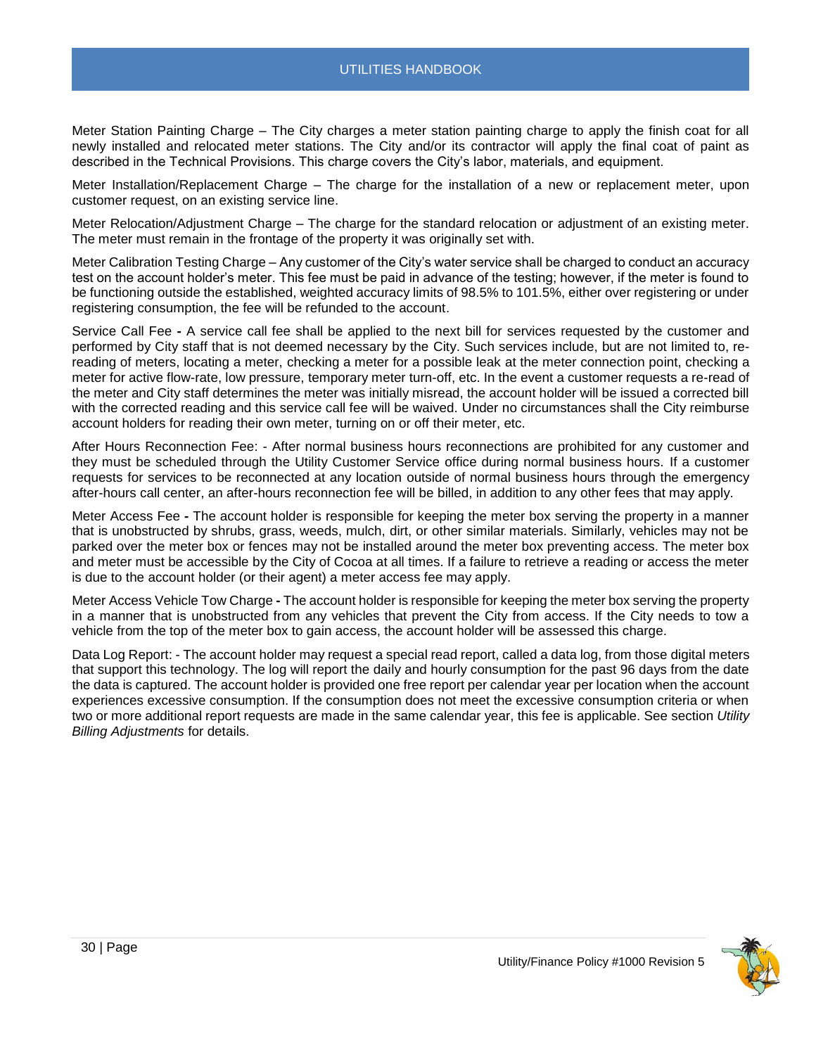Meter Station Painting Charge – The City charges a meter station painting charge to apply the finish coat for all newly installed and relocated meter stations. The City and/or its contractor will apply the final coat of paint as described in the Technical Provisions. This charge covers the City's labor, materials, and equipment.

Meter Installation/Replacement Charge – The charge for the installation of a new or replacement meter, upon customer request, on an existing service line.

Meter Relocation/Adjustment Charge – The charge for the standard relocation or adjustment of an existing meter. The meter must remain in the frontage of the property it was originally set with.

Meter Calibration Testing Charge – Any customer of the City's water service shall be charged to conduct an accuracy test on the account holder's meter. This fee must be paid in advance of the testing; however, if the meter is found to be functioning outside the established, weighted accuracy limits of 98.5% to 101.5%, either over registering or under registering consumption, the fee will be refunded to the account.

Service Call Fee - A service call fee shall be applied to the next bill for services requested by the customer and performed by City staff that is not deemed necessary by the City. Such services include, but are not limited to, re-reading of meters, locating a meter, checking a meter for a possible leak at the meter connection point, checking a meter for active flow-rate, low pressure, temporary meter turn-off, etc. In the event a customer requests a re-read of the meter and City staff determines the meter was initially misread, the account holder will be issued a corrected bill with the corrected reading and this service call fee will be waived. Under no circumstances shall the City reimburse account holders for reading their own meter, turning on or off their meter, etc.

After Hours Reconnection Fee: - After normal business hours reconnections are prohibited for any customer and they must be scheduled through the Utility Customer Service office during normal business hours. If a customer requests for services to be reconnected at any location outside of normal business hours through the emergency after-hours call center, an after-hours reconnection fee will be billed, in addition to any other fees that may apply.

Meter Access Fee - The account holder is responsible for keeping the meter box serving the property in a manner that is unobstructed by shrubs, grass, weeds, mulch, dirt, or other similar materials. Similarly, vehicles may not be parked over the meter box or fences may not be installed around the meter box preventing access. The meter box and meter must be accessible by the City of Cocoa at all times. If a failure to retrieve a reading or access the meter is due to the account holder (or their agent) a meter access fee may apply.

Meter Access Vehicle Tow Charge - The account holder is responsible for keeping the meter box serving the property in a manner that is unobstructed from any vehicles that prevent the City from access. If the City needs to tow a vehicle from the top of the meter box to gain access, the account holder will be assessed this charge.

Data Log Report: - The account holder may request a special read report, called a data log, from those digital meters that support this technology. The log will report the daily and hourly consumption for the past 96 days from the date the data is captured. The account holder is provided one free report per calendar year per location when the account experiences excessive consumption. If the consumption does not meet the excessive consumption criteria or when two or more additional report requests are made in the same calendar year, this fee is applicable. See section *Utility Billing Adjustments* for details.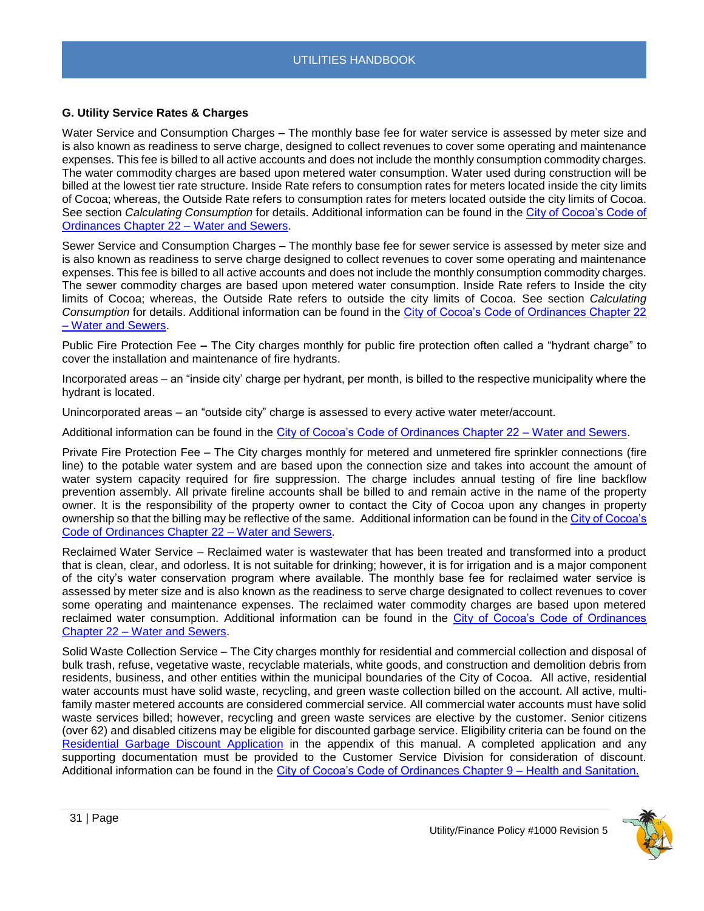### G. Utility Service Rates & Charges

Water Service and Consumption Charges **–** The monthly base fee for water service is assessed by meter size and is also known as readiness to serve charge, designed to collect revenues to cover some operating and maintenance expenses. This fee is billed to all active accounts and does not include the monthly consumption commodity charges. The water commodity charges are based upon metered water consumption. Water used during construction will be billed at the lowest tier rate structure. Inside Rate refers to consumption rates for meters located inside the city limits of Cocoa; whereas, the Outside Rate refers to consumption rates for meters located outside the city limits of Cocoa. See section *Calculating Consumption* for details. Additional information can be found in the City of Cocoa's Code of Ordinances Chapter 22 – Water and Sewers.

Sewer Service and Consumption Charges **–** The monthly base fee for sewer service is assessed by meter size and is also known as readiness to serve charge designed to collect revenues to cover some operating and maintenance expenses. This fee is billed to all active accounts and does not include the monthly consumption commodity charges. The sewer commodity charges are based upon metered water consumption. Inside Rate refers to Inside the city limits of Cocoa; whereas, the Outside Rate refers to outside the city limits of Cocoa. See section *Calculating Consumption* for details. Additional information can be found in the City of Cocoa's Code of Ordinances Chapter 22 – Water and Sewers.

Public Fire Protection Fee **–** The City charges monthly for public fire protection often called a "hydrant charge" to cover the installation and maintenance of fire hydrants.

Incorporated areas – an "inside city' charge per hydrant, per month, is billed to the respective municipality where the hydrant is located.

Unincorporated areas – an "outside city" charge is assessed to every active water meter/account.

Additional information can be found in the City of Cocoa's Code of Ordinances Chapter 22 – Water and Sewers.

Private Fire Protection Fee – The City charges monthly for metered and unmetered fire sprinkler connections (fire line) to the potable water system and are based upon the connection size and takes into account the amount of water system capacity required for fire suppression. The charge includes annual testing of fire line backflow prevention assembly. All private fireline accounts shall be billed to and remain active in the name of the property owner. It is the responsibility of the property owner to contact the City of Cocoa upon any changes in property ownership so that the billing may be reflective of the same. Additional information can be found in the City of Cocoa's Code of Ordinances Chapter 22 – Water and Sewers.

Reclaimed Water Service – Reclaimed water is wastewater that has been treated and transformed into a product that is clean, clear, and odorless. It is not suitable for drinking; however, it is for irrigation and is a major component of the city's water conservation program where available. The monthly base fee for reclaimed water service is assessed by meter size and is also known as the readiness to serve charge designated to collect revenues to cover some operating and maintenance expenses. The reclaimed water commodity charges are based upon metered reclaimed water consumption. Additional information can be found in the City of Cocoa's Code of Ordinances Chapter 22 – Water and Sewers.

Solid Waste Collection Service – The City charges monthly for residential and commercial collection and disposal of bulk trash, refuse, vegetative waste, recyclable materials, white goods, and construction and demolition debris from residents, business, and other entities within the municipal boundaries of the City of Cocoa. All active, residential water accounts must have solid waste, recycling, and green waste collection billed on the account. All active, multi-family master metered accounts are considered commercial service. All commercial water accounts must have solid waste services billed; however, recycling and green waste services are elective by the customer. Senior citizens (over 62) and disabled citizens may be eligible for discounted garbage service. Eligibility criteria can be found on the Residential Garbage Discount Application in the appendix of this manual. A completed application and any supporting documentation must be provided to the Customer Service Division for consideration of discount. Additional information can be found in the City of Cocoa's Code of Ordinances Chapter 9 – Health and Sanitation.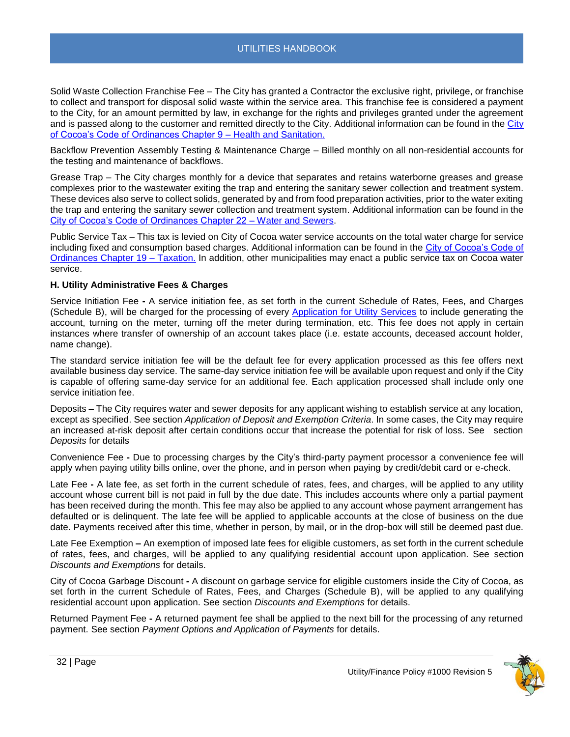Solid Waste Collection Franchise Fee – The City has granted a Contractor the exclusive right, privilege, or franchise to collect and transport for disposal solid waste within the service area. This franchise fee is considered a payment to the City, for an amount permitted by law, in exchange for the rights and privileges granted under the agreement and is passed along to the customer and remitted directly to the City. Additional information can be found in the City of Cocoa's Code of Ordinances Chapter 9 – Health and Sanitation.

Backflow Prevention Assembly Testing & Maintenance Charge – Billed monthly on all non-residential accounts for the testing and maintenance of backflows.

Grease Trap – The City charges monthly for a device that separates and retains waterborne greases and grease complexes prior to the wastewater exiting the trap and entering the sanitary sewer collection and treatment system. These devices also serve to collect solids, generated by and from food preparation activities, prior to the water exiting the trap and entering the sanitary sewer collection and treatment system. Additional information can be found in the City of Cocoa's Code of Ordinances Chapter 22 – Water and Sewers.

Public Service Tax – This tax is levied on City of Cocoa water service accounts on the total water charge for service including fixed and consumption based charges. Additional information can be found in the City of Cocoa's Code of Ordinances Chapter 19 – Taxation. In addition, other municipalities may enact a public service tax on Cocoa water service.

**H. Utility Administrative Fees & Charges**

Service Initiation Fee **-** A service initiation fee, as set forth in the current Schedule of Rates, Fees, and Charges (Schedule B), will be charged for the processing of every Application for Utility Services to include generating the account, turning on the meter, turning off the meter during termination, etc. This fee does not apply in certain instances where transfer of ownership of an account takes place (i.e. estate accounts, deceased account holder, name change).

The standard service initiation fee will be the default fee for every application processed as this fee offers next available business day service. The same-day service initiation fee will be available upon request and only if the City is capable of offering same-day service for an additional fee. Each application processed shall include only one service initiation fee.

Deposits **–** The City requires water and sewer deposits for any applicant wishing to establish service at any location, except as specified. See section *Application of Deposit and Exemption Criteria*. In some cases, the City may require an increased at-risk deposit after certain conditions occur that increase the potential for risk of loss. See section *Deposits* for details

Convenience Fee **-** Due to processing charges by the City's third-party payment processor a convenience fee will apply when paying utility bills online, over the phone, and in person when paying by credit/debit card or e-check.

Late Fee **-** A late fee, as set forth in the current schedule of rates, fees, and charges, will be applied to any utility account whose current bill is not paid in full by the due date. This includes accounts where only a partial payment has been received during the month. This fee may also be applied to any account whose payment arrangement has defaulted or is delinquent. The late fee will be applied to applicable accounts at the close of business on the due date. Payments received after this time, whether in person, by mail, or in the drop-box will still be deemed past due.

Late Fee Exemption **–** An exemption of imposed late fees for eligible customers, as set forth in the current schedule of rates, fees, and charges, will be applied to any qualifying residential account upon application. See section *Discounts and Exemptions* for details.

City of Cocoa Garbage Discount **-** A discount on garbage service for eligible customers inside the City of Cocoa, as set forth in the current Schedule of Rates, Fees, and Charges (Schedule B), will be applied to any qualifying residential account upon application. See section *Discounts and Exemptions* for details.

Returned Payment Fee **-** A returned payment fee shall be applied to the next bill for the processing of any returned payment. See section *Payment Options and Application of Payments* for details.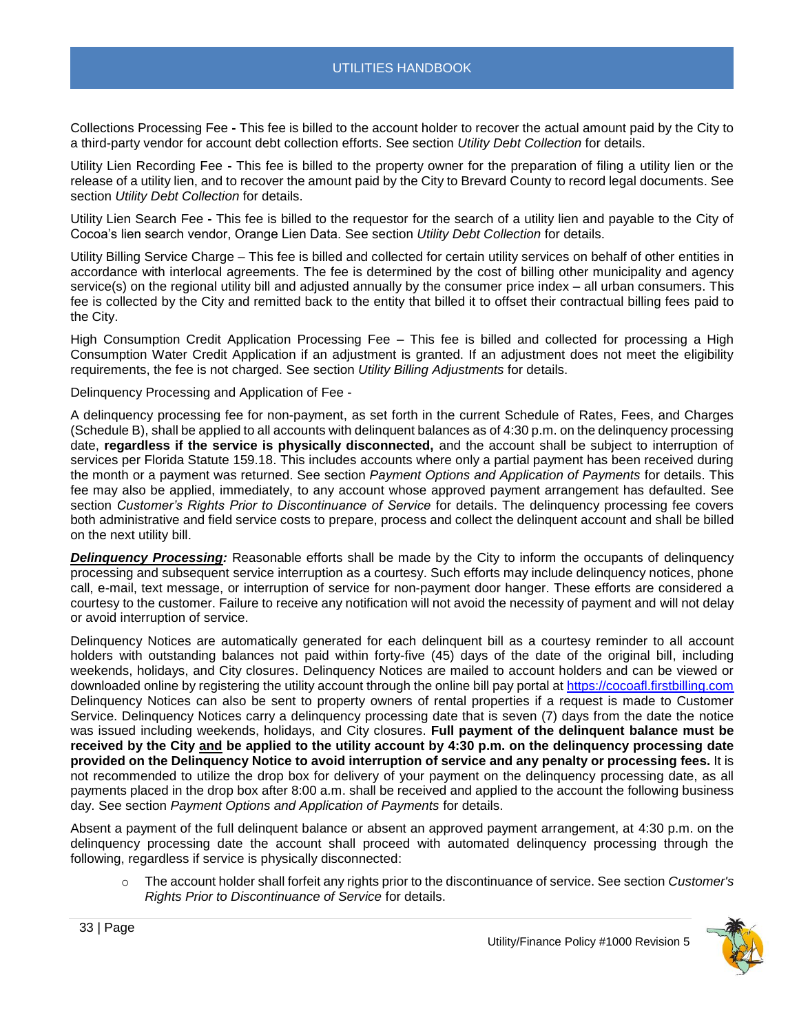Collections Processing Fee **-** This fee is billed to the account holder to recover the actual amount paid by the City to a third-party vendor for account debt collection efforts. See section *Utility Debt Collection* for details.

Utility Lien Recording Fee **-** This fee is billed to the property owner for the preparation of filing a utility lien or the release of a utility lien, and to recover the amount paid by the City to Brevard County to record legal documents. See section *Utility Debt Collection* for details.

Utility Lien Search Fee **-** This fee is billed to the requestor for the search of a utility lien and payable to the City of Cocoa's lien search vendor, Orange Lien Data. See section *Utility Debt Collection* for details.

Utility Billing Service Charge – This fee is billed and collected for certain utility services on behalf of other entities in accordance with interlocal agreements. The fee is determined by the cost of billing other municipality and agency service(s) on the regional utility bill and adjusted annually by the consumer price index – all urban consumers. This fee is collected by the City and remitted back to the entity that billed it to offset their contractual billing fees paid to the City.

High Consumption Credit Application Processing Fee – This fee is billed and collected for processing a High Consumption Water Credit Application if an adjustment is granted. If an adjustment does not meet the eligibility requirements, the fee is not charged. See section *Utility Billing Adjustments* for details.

Delinquency Processing and Application of Fee -

A delinquency processing fee for non-payment, as set forth in the current Schedule of Rates, Fees, and Charges (Schedule B), shall be applied to all accounts with delinquent balances as of 4:30 p.m. on the delinquency processing date, **regardless if the service is physically disconnected,** and the account shall be subject to interruption of services per Florida Statute 159.18. This includes accounts where only a partial payment has been received during the month or a payment was returned. See section *Payment Options and Application of Payments* for details. This fee may also be applied, immediately, to any account whose approved payment arrangement has defaulted. See section *Customer's Rights Prior to Discontinuance of Service* for details. The delinquency processing fee covers both administrative and field service costs to prepare, process and collect the delinquent account and shall be billed on the next utility bill.

***<u>Delinquency Processing</u>:*** Reasonable efforts shall be made by the City to inform the occupants of delinquency processing and subsequent service interruption as a courtesy. Such efforts may include delinquency notices, phone call, e-mail, text message, or interruption of service for non-payment door hanger. These efforts are considered a courtesy to the customer. Failure to receive any notification will not avoid the necessity of payment and will not delay or avoid interruption of service.

Delinquency Notices are automatically generated for each delinquent bill as a courtesy reminder to all account holders with outstanding balances not paid within forty-five (45) days of the date of the original bill, including weekends, holidays, and City closures. Delinquency Notices are mailed to account holders and can be viewed or downloaded online by registering the utility account through the online bill pay portal at [https://cocoafl.firstbilling.com](https://cocoafl.firstbilling.com) Delinquency Notices can also be sent to property owners of rental properties if a request is made to Customer Service. Delinquency Notices carry a delinquency processing date that is seven (7) days from the date the notice was issued including weekends, holidays, and City closures. **Full payment of the delinquent balance must be received by the City <u>and</u> be applied to the utility account by 4:30 p.m. on the delinquency processing date provided on the Delinquency Notice to avoid interruption of service and any penalty or processing fees.** It is not recommended to utilize the drop box for delivery of your payment on the delinquency processing date, as all payments placed in the drop box after 8:00 a.m. shall be received and applied to the account the following business day. See section *Payment Options and Application of Payments* for details.

Absent a payment of the full delinquent balance or absent an approved payment arrangement, at 4:30 p.m. on the delinquency processing date the account shall proceed with automated delinquency processing through the following, regardless if service is physically disconnected:

- The account holder shall forfeit any rights prior to the discontinuance of service. See section *Customer's Rights Prior to Discontinuance of Service* for details.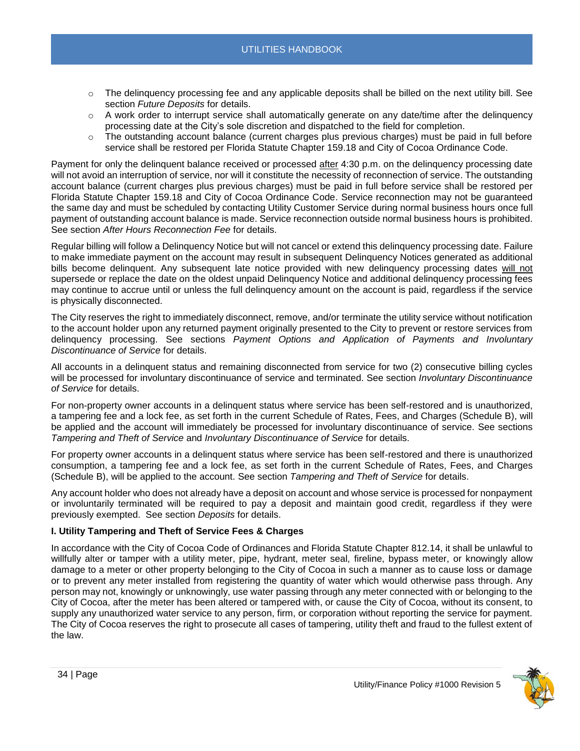- The delinquency processing fee and any applicable deposits shall be billed on the next utility bill. See section *Future Deposits* for details.
- A work order to interrupt service shall automatically generate on any date/time after the delinquency processing date at the City's sole discretion and dispatched to the field for completion.
- The outstanding account balance (current charges plus previous charges) must be paid in full before service shall be restored per Florida Statute Chapter 159.18 and City of Cocoa Ordinance Code.

Payment for only the delinquent balance received or processed after 4:30 p.m. on the delinquency processing date will not avoid an interruption of service, nor will it constitute the necessity of reconnection of service. The outstanding account balance (current charges plus previous charges) must be paid in full before service shall be restored per Florida Statute Chapter 159.18 and City of Cocoa Ordinance Code. Service reconnection may not be guaranteed the same day and must be scheduled by contacting Utility Customer Service during normal business hours once full payment of outstanding account balance is made. Service reconnection outside normal business hours is prohibited. See section *After Hours Reconnection Fee* for details.

Regular billing will follow a Delinquency Notice but will not cancel or extend this delinquency processing date. Failure to make immediate payment on the account may result in subsequent Delinquency Notices generated as additional bills become delinquent. Any subsequent late notice provided with new delinquency processing dates will not supersede or replace the date on the oldest unpaid Delinquency Notice and additional delinquency processing fees may continue to accrue until or unless the full delinquency amount on the account is paid, regardless if the service is physically disconnected.

The City reserves the right to immediately disconnect, remove, and/or terminate the utility service without notification to the account holder upon any returned payment originally presented to the City to prevent or restore services from delinquency processing. See sections *Payment Options and Application of Payments and Involuntary Discontinuance of Service* for details.

All accounts in a delinquent status and remaining disconnected from service for two (2) consecutive billing cycles will be processed for involuntary discontinuance of service and terminated. See section *Involuntary Discontinuance of Service* for details.

For non-property owner accounts in a delinquent status where service has been self-restored and is unauthorized, a tampering fee and a lock fee, as set forth in the current Schedule of Rates, Fees, and Charges (Schedule B), will be applied and the account will immediately be processed for involuntary discontinuance of service. See sections *Tampering and Theft of Service* and *Involuntary Discontinuance of Service* for details.

For property owner accounts in a delinquent status where service has been self-restored and there is unauthorized consumption, a tampering fee and a lock fee, as set forth in the current Schedule of Rates, Fees, and Charges (Schedule B), will be applied to the account. See section *Tampering and Theft of Service* for details.

Any account holder who does not already have a deposit on account and whose service is processed for nonpayment or involuntarily terminated will be required to pay a deposit and maintain good credit, regardless if they were previously exempted. See section *Deposits* for details.

**I. Utility Tampering and Theft of Service Fees & Charges**

In accordance with the City of Cocoa Code of Ordinances and Florida Statute Chapter 812.14, it shall be unlawful to willfully alter or tamper with a utility meter, pipe, hydrant, meter seal, fireline, bypass meter, or knowingly allow damage to a meter or other property belonging to the City of Cocoa in such a manner as to cause loss or damage or to prevent any meter installed from registering the quantity of water which would otherwise pass through. Any person may not, knowingly or unknowingly, use water passing through any meter connected with or belonging to the City of Cocoa, after the meter has been altered or tampered with, or cause the City of Cocoa, without its consent, to supply any unauthorized water service to any person, firm, or corporation without reporting the service for payment. The City of Cocoa reserves the right to prosecute all cases of tampering, utility theft and fraud to the fullest extent of the law.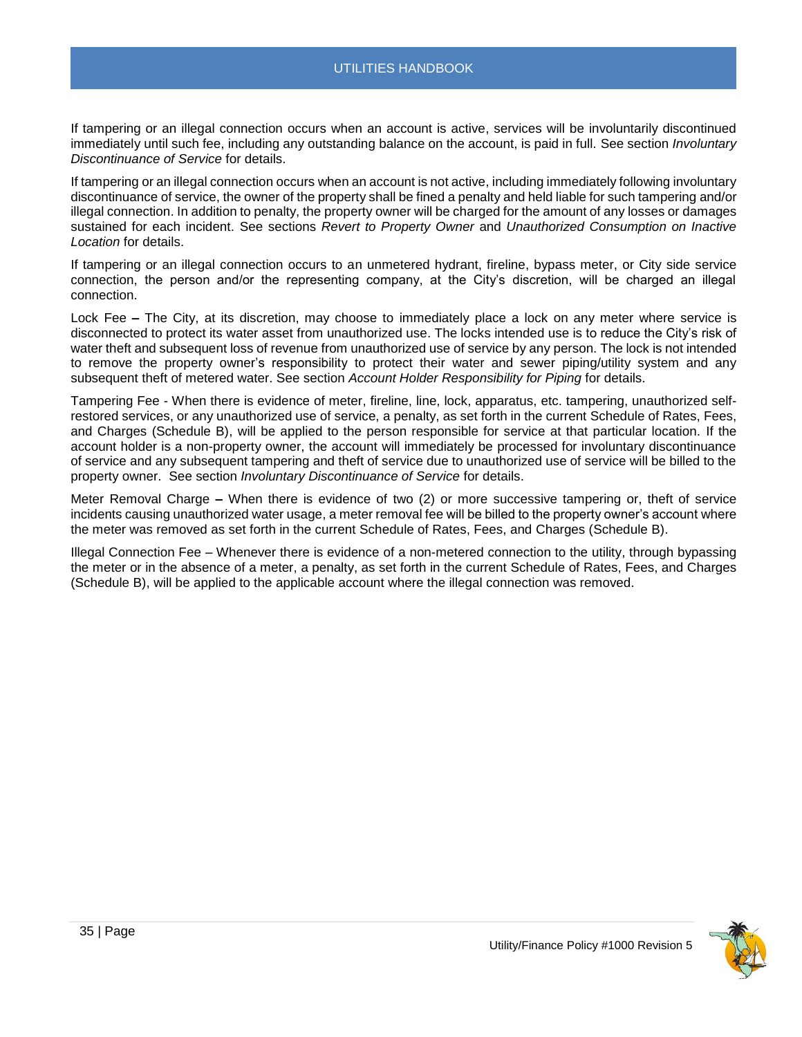If tampering or an illegal connection occurs when an account is active, services will be involuntarily discontinued immediately until such fee, including any outstanding balance on the account, is paid in full. See section *Involuntary Discontinuance of Service* for details.

If tampering or an illegal connection occurs when an account is not active, including immediately following involuntary discontinuance of service, the owner of the property shall be fined a penalty and held liable for such tampering and/or illegal connection. In addition to penalty, the property owner will be charged for the amount of any losses or damages sustained for each incident. See sections *Revert to Property Owner* and *Unauthorized Consumption on Inactive Location* for details.

If tampering or an illegal connection occurs to an unmetered hydrant, fireline, bypass meter, or City side service connection, the person and/or the representing company, at the City's discretion, will be charged an illegal connection.

Lock Fee **–** The City, at its discretion, may choose to immediately place a lock on any meter where service is disconnected to protect its water asset from unauthorized use. The locks intended use is to reduce the City's risk of water theft and subsequent loss of revenue from unauthorized use of service by any person. The lock is not intended to remove the property owner's responsibility to protect their water and sewer piping/utility system and any subsequent theft of metered water. See section *Account Holder Responsibility for Piping* for details.

Tampering Fee - When there is evidence of meter, fireline, line, lock, apparatus, etc. tampering, unauthorized self-restored services, or any unauthorized use of service, a penalty, as set forth in the current Schedule of Rates, Fees, and Charges (Schedule B), will be applied to the person responsible for service at that particular location. If the account holder is a non-property owner, the account will immediately be processed for involuntary discontinuance of service and any subsequent tampering and theft of service due to unauthorized use of service will be billed to the property owner. See section *Involuntary Discontinuance of Service* for details.

Meter Removal Charge **–** When there is evidence of two (2) or more successive tampering or, theft of service incidents causing unauthorized water usage, a meter removal fee will be billed to the property owner's account where the meter was removed as set forth in the current Schedule of Rates, Fees, and Charges (Schedule B).

Illegal Connection Fee – Whenever there is evidence of a non-metered connection to the utility, through bypassing the meter or in the absence of a meter, a penalty, as set forth in the current Schedule of Rates, Fees, and Charges (Schedule B), will be applied to the applicable account where the illegal connection was removed.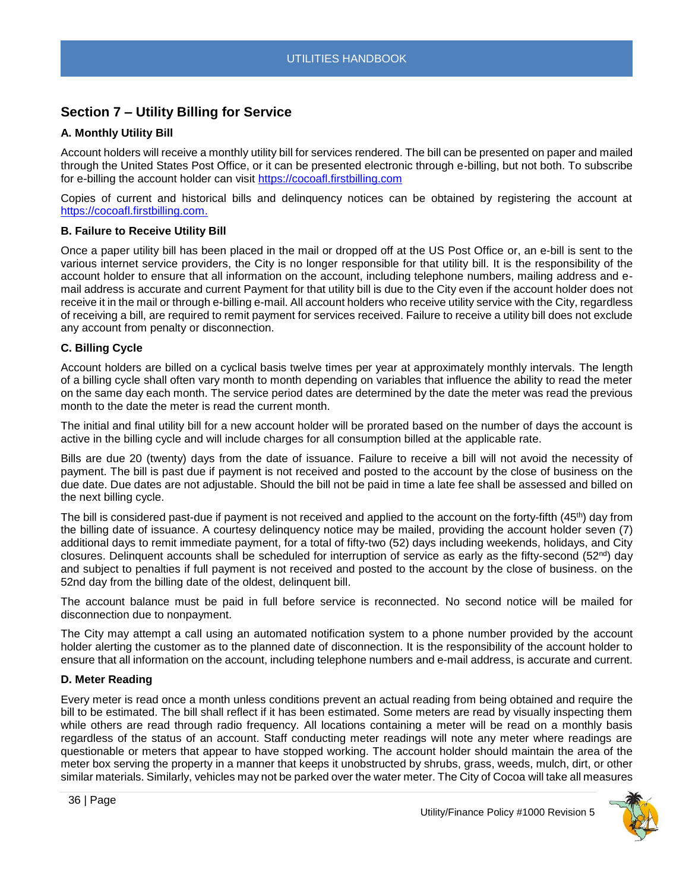## Section 7 – Utility Billing for Service

### A. Monthly Utility Bill

Account holders will receive a monthly utility bill for services rendered. The bill can be presented on paper and mailed through the United States Post Office, or it can be presented electronic through e-billing, but not both. To subscribe for e-billing the account holder can visit https://cocoafl.firstbilling.com

Copies of current and historical bills and delinquency notices can be obtained by registering the account at https://cocoafl.firstbilling.com.

### B. Failure to Receive Utility Bill

Once a paper utility bill has been placed in the mail or dropped off at the US Post Office or, an e-bill is sent to the various internet service providers, the City is no longer responsible for that utility bill. It is the responsibility of the account holder to ensure that all information on the account, including telephone numbers, mailing address and e-mail address is accurate and current Payment for that utility bill is due to the City even if the account holder does not receive it in the mail or through e-billing e-mail. All account holders who receive utility service with the City, regardless of receiving a bill, are required to remit payment for services received. Failure to receive a utility bill does not exclude any account from penalty or disconnection.

### C. Billing Cycle

Account holders are billed on a cyclical basis twelve times per year at approximately monthly intervals. The length of a billing cycle shall often vary month to month depending on variables that influence the ability to read the meter on the same day each month. The service period dates are determined by the date the meter was read the previous month to the date the meter is read the current month.

The initial and final utility bill for a new account holder will be prorated based on the number of days the account is active in the billing cycle and will include charges for all consumption billed at the applicable rate.

Bills are due 20 (twenty) days from the date of issuance. Failure to receive a bill will not avoid the necessity of payment. The bill is past due if payment is not received and posted to the account by the close of business on the due date. Due dates are not adjustable. Should the bill not be paid in time a late fee shall be assessed and billed on the next billing cycle.

The bill is considered past-due if payment is not received and applied to the account on the forty-fifth (45th) day from the billing date of issuance. A courtesy delinquency notice may be mailed, providing the account holder seven (7) additional days to remit immediate payment, for a total of fifty-two (52) days including weekends, holidays, and City closures. Delinquent accounts shall be scheduled for interruption of service as early as the fifty-second (52nd) day and subject to penalties if full payment is not received and posted to the account by the close of business. on the 52nd day from the billing date of the oldest, delinquent bill.

The account balance must be paid in full before service is reconnected. No second notice will be mailed for disconnection due to nonpayment.

The City may attempt a call using an automated notification system to a phone number provided by the account holder alerting the customer as to the planned date of disconnection. It is the responsibility of the account holder to ensure that all information on the account, including telephone numbers and e-mail address, is accurate and current.

### D. Meter Reading

Every meter is read once a month unless conditions prevent an actual reading from being obtained and require the bill to be estimated. The bill shall reflect if it has been estimated. Some meters are read by visually inspecting them while others are read through radio frequency. All locations containing a meter will be read on a monthly basis regardless of the status of an account. Staff conducting meter readings will note any meter where readings are questionable or meters that appear to have stopped working. The account holder should maintain the area of the meter box serving the property in a manner that keeps it unobstructed by shrubs, grass, weeds, mulch, dirt, or other similar materials. Similarly, vehicles may not be parked over the water meter. The City of Cocoa will take all measures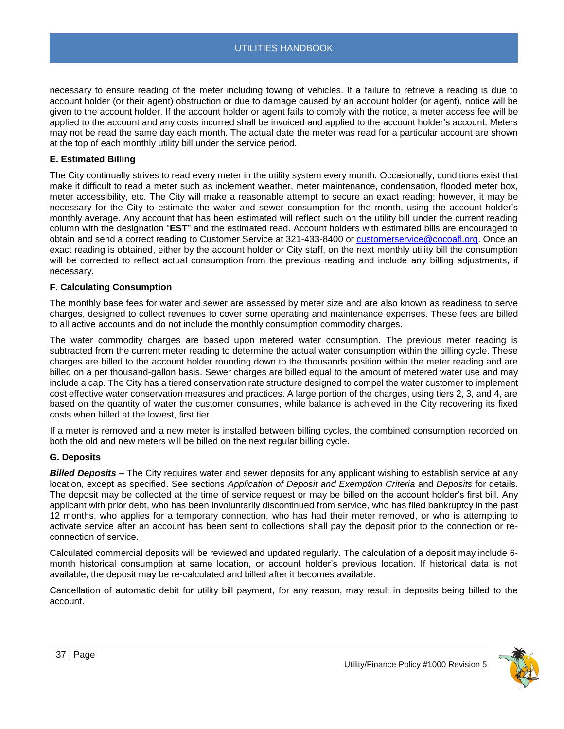necessary to ensure reading of the meter including towing of vehicles. If a failure to retrieve a reading is due to account holder (or their agent) obstruction or due to damage caused by an account holder (or agent), notice will be given to the account holder. If the account holder or agent fails to comply with the notice, a meter access fee will be applied to the account and any costs incurred shall be invoiced and applied to the account holder's account. Meters may not be read the same day each month. The actual date the meter was read for a particular account are shown at the top of each monthly utility bill under the service period.

### E. Estimated Billing

The City continually strives to read every meter in the utility system every month. Occasionally, conditions exist that make it difficult to read a meter such as inclement weather, meter maintenance, condensation, flooded meter box, meter accessibility, etc. The City will make a reasonable attempt to secure an exact reading; however, it may be necessary for the City to estimate the water and sewer consumption for the month, using the account holder's monthly average. Any account that has been estimated will reflect such on the utility bill under the current reading column with the designation "**EST**" and the estimated read. Account holders with estimated bills are encouraged to obtain and send a correct reading to Customer Service at 321-433-8400 or customerservice@cocoafl.org. Once an exact reading is obtained, either by the account holder or City staff, on the next monthly utility bill the consumption will be corrected to reflect actual consumption from the previous reading and include any billing adjustments, if necessary.

### F. Calculating Consumption

The monthly base fees for water and sewer are assessed by meter size and are also known as readiness to serve charges, designed to collect revenues to cover some operating and maintenance expenses. These fees are billed to all active accounts and do not include the monthly consumption commodity charges.

The water commodity charges are based upon metered water consumption. The previous meter reading is subtracted from the current meter reading to determine the actual water consumption within the billing cycle. These charges are billed to the account holder rounding down to the thousands position within the meter reading and are billed on a per thousand-gallon basis. Sewer charges are billed equal to the amount of metered water use and may include a cap. The City has a tiered conservation rate structure designed to compel the water customer to implement cost effective water conservation measures and practices. A large portion of the charges, using tiers 2, 3, and 4, are based on the quantity of water the customer consumes, while balance is achieved in the City recovering its fixed costs when billed at the lowest, first tier.

If a meter is removed and a new meter is installed between billing cycles, the combined consumption recorded on both the old and new meters will be billed on the next regular billing cycle.

### G. Deposits

***Billed Deposits –*** The City requires water and sewer deposits for any applicant wishing to establish service at any location, except as specified. See sections *Application of Deposit and Exemption Criteria* and *Deposits* for details. The deposit may be collected at the time of service request or may be billed on the account holder's first bill. Any applicant with prior debt, who has been involuntarily discontinued from service, who has filed bankruptcy in the past 12 months, who applies for a temporary connection, who has had their meter removed, or who is attempting to activate service after an account has been sent to collections shall pay the deposit prior to the connection or re-connection of service.

Calculated commercial deposits will be reviewed and updated regularly. The calculation of a deposit may include 6-month historical consumption at same location, or account holder's previous location. If historical data is not available, the deposit may be re-calculated and billed after it becomes available.

Cancellation of automatic debit for utility bill payment, for any reason, may result in deposits being billed to the account.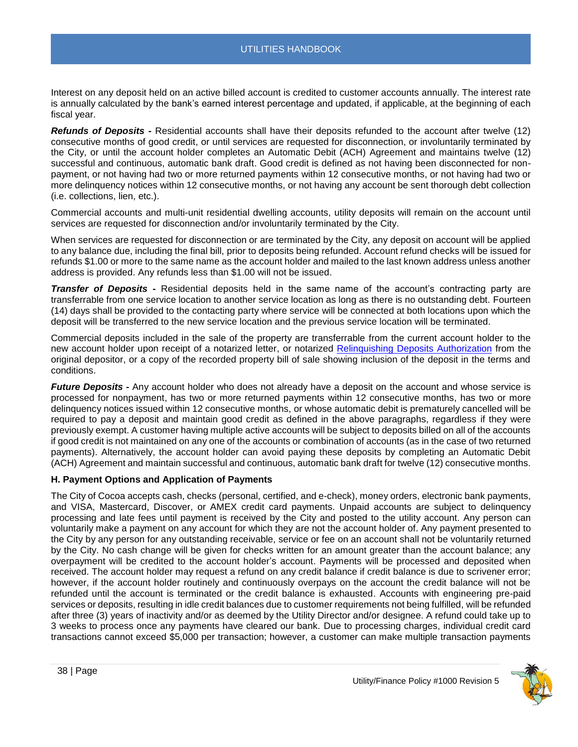Interest on any deposit held on an active billed account is credited to customer accounts annually. The interest rate is annually calculated by the bank's earned interest percentage and updated, if applicable, at the beginning of each fiscal year.

***Refunds of Deposits -*** Residential accounts shall have their deposits refunded to the account after twelve (12) consecutive months of good credit, or until services are requested for disconnection, or involuntarily terminated by the City, or until the account holder completes an Automatic Debit (ACH) Agreement and maintains twelve (12) successful and continuous, automatic bank draft. Good credit is defined as not having been disconnected for non-payment, or not having had two or more returned payments within 12 consecutive months, or not having had two or more delinquency notices within 12 consecutive months, or not having any account be sent thorough debt collection (i.e. collections, lien, etc.).

Commercial accounts and multi-unit residential dwelling accounts, utility deposits will remain on the account until services are requested for disconnection and/or involuntarily terminated by the City.

When services are requested for disconnection or are terminated by the City, any deposit on account will be applied to any balance due, including the final bill, prior to deposits being refunded. Account refund checks will be issued for refunds $1.00 or more to the same name as the account holder and mailed to the last known address unless another address is provided. Any refunds less than $1.00 will not be issued.

***Transfer of Deposits -*** Residential deposits held in the same name of the account's contracting party are transferrable from one service location to another service location as long as there is no outstanding debt. Fourteen (14) days shall be provided to the contacting party where service will be connected at both locations upon which the deposit will be transferred to the new service location and the previous service location will be terminated.

Commercial deposits included in the sale of the property are transferrable from the current account holder to the new account holder upon receipt of a notarized letter, or notarized Relinquishing Deposits Authorization from the original depositor, or a copy of the recorded property bill of sale showing inclusion of the deposit in the terms and conditions.

***Future Deposits -*** Any account holder who does not already have a deposit on the account and whose service is processed for nonpayment, has two or more returned payments within 12 consecutive months, has two or more delinquency notices issued within 12 consecutive months, or whose automatic debit is prematurely cancelled will be required to pay a deposit and maintain good credit as defined in the above paragraphs, regardless if they were previously exempt. A customer having multiple active accounts will be subject to deposits billed on all of the accounts if good credit is not maintained on any one of the accounts or combination of accounts (as in the case of two returned payments). Alternatively, the account holder can avoid paying these deposits by completing an Automatic Debit (ACH) Agreement and maintain successful and continuous, automatic bank draft for twelve (12) consecutive months.

**H. Payment Options and Application of Payments**

The City of Cocoa accepts cash, checks (personal, certified, and e-check), money orders, electronic bank payments, and VISA, Mastercard, Discover, or AMEX credit card payments. Unpaid accounts are subject to delinquency processing and late fees until payment is received by the City and posted to the utility account. Any person can voluntarily make a payment on any account for which they are not the account holder of. Any payment presented to the City by any person for any outstanding receivable, service or fee on an account shall not be voluntarily returned by the City. No cash change will be given for checks written for an amount greater than the account balance; any overpayment will be credited to the account holder's account. Payments will be processed and deposited when received. The account holder may request a refund on any credit balance if credit balance is due to scrivener error; however, if the account holder routinely and continuously overpays on the account the credit balance will not be refunded until the account is terminated or the credit balance is exhausted. Accounts with engineering pre-paid services or deposits, resulting in idle credit balances due to customer requirements not being fulfilled, will be refunded after three (3) years of inactivity and/or as deemed by the Utility Director and/or designee. A refund could take up to 3 weeks to process once any payments have cleared our bank. Due to processing charges, individual credit card transactions cannot exceed $5,000 per transaction; however, a customer can make multiple transaction payments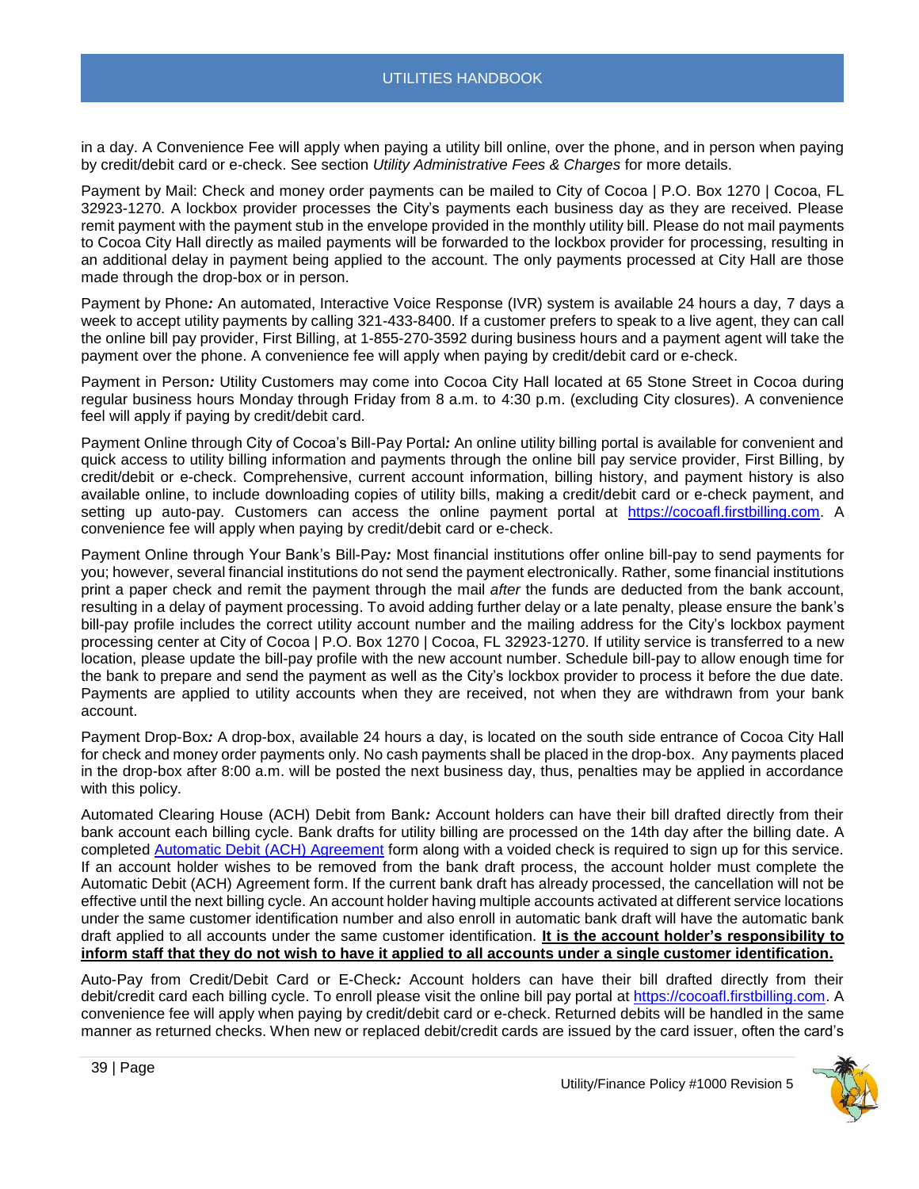in a day. A Convenience Fee will apply when paying a utility bill online, over the phone, and in person when paying by credit/debit card or e-check. See section *Utility Administrative Fees & Charges* for more details.

Payment by Mail: Check and money order payments can be mailed to City of Cocoa | P.O. Box 1270 | Cocoa, FL 32923-1270. A lockbox provider processes the City's payments each business day as they are received. Please remit payment with the payment stub in the envelope provided in the monthly utility bill. Please do not mail payments to Cocoa City Hall directly as mailed payments will be forwarded to the lockbox provider for processing, resulting in an additional delay in payment being applied to the account. The only payments processed at City Hall are those made through the drop-box or in person.

Payment by Phone*:* An automated, Interactive Voice Response (IVR) system is available 24 hours a day, 7 days a week to accept utility payments by calling 321-433-8400. If a customer prefers to speak to a live agent, they can call the online bill pay provider, First Billing, at 1-855-270-3592 during business hours and a payment agent will take the payment over the phone. A convenience fee will apply when paying by credit/debit card or e-check.

Payment in Person*:* Utility Customers may come into Cocoa City Hall located at 65 Stone Street in Cocoa during regular business hours Monday through Friday from 8 a.m. to 4:30 p.m. (excluding City closures). A convenience feel will apply if paying by credit/debit card.

Payment Online through City of Cocoa's Bill-Pay Portal*:* An online utility billing portal is available for convenient and quick access to utility billing information and payments through the online bill pay service provider, First Billing, by credit/debit or e-check. Comprehensive, current account information, billing history, and payment history is also available online, to include downloading copies of utility bills, making a credit/debit card or e-check payment, and setting up auto-pay. Customers can access the online payment portal at [https://cocoafl.firstbilling.com](https://cocoafl.firstbilling.com). A convenience fee will apply when paying by credit/debit card or e-check.

Payment Online through Your Bank's Bill-Pay*:* Most financial institutions offer online bill-pay to send payments for you; however, several financial institutions do not send the payment electronically. Rather, some financial institutions print a paper check and remit the payment through the mail *after* the funds are deducted from the bank account, resulting in a delay of payment processing. To avoid adding further delay or a late penalty, please ensure the bank's bill-pay profile includes the correct utility account number and the mailing address for the City's lockbox payment processing center at City of Cocoa | P.O. Box 1270 | Cocoa, FL 32923-1270. If utility service is transferred to a new location, please update the bill-pay profile with the new account number. Schedule bill-pay to allow enough time for the bank to prepare and send the payment as well as the City's lockbox provider to process it before the due date. Payments are applied to utility accounts when they are received, not when they are withdrawn from your bank account.

Payment Drop-Box*:* A drop-box, available 24 hours a day, is located on the south side entrance of Cocoa City Hall for check and money order payments only. No cash payments shall be placed in the drop-box. Any payments placed in the drop-box after 8:00 a.m. will be posted the next business day, thus, penalties may be applied in accordance with this policy.

Automated Clearing House (ACH) Debit from Bank*:* Account holders can have their bill drafted directly from their bank account each billing cycle. Bank drafts for utility billing are processed on the 14th day after the billing date. A completed [Automatic Debit (ACH) Agreement]() form along with a voided check is required to sign up for this service. If an account holder wishes to be removed from the bank draft process, the account holder must complete the Automatic Debit (ACH) Agreement form. If the current bank draft has already processed, the cancellation will not be effective until the next billing cycle. An account holder having multiple accounts activated at different service locations under the same customer identification number and also enroll in automatic bank draft will have the automatic bank draft applied to all accounts under the same customer identification. **<u>It is the account holder's responsibility to inform staff that they do not wish to have it applied to all accounts under a single customer identification.</u>**

Auto-Pay from Credit/Debit Card or E-Check*:* Account holders can have their bill drafted directly from their debit/credit card each billing cycle. To enroll please visit the online bill pay portal at [https://cocoafl.firstbilling.com](https://cocoafl.firstbilling.com). A convenience fee will apply when paying by credit/debit card or e-check. Returned debits will be handled in the same manner as returned checks. When new or replaced debit/credit cards are issued by the card issuer, often the card's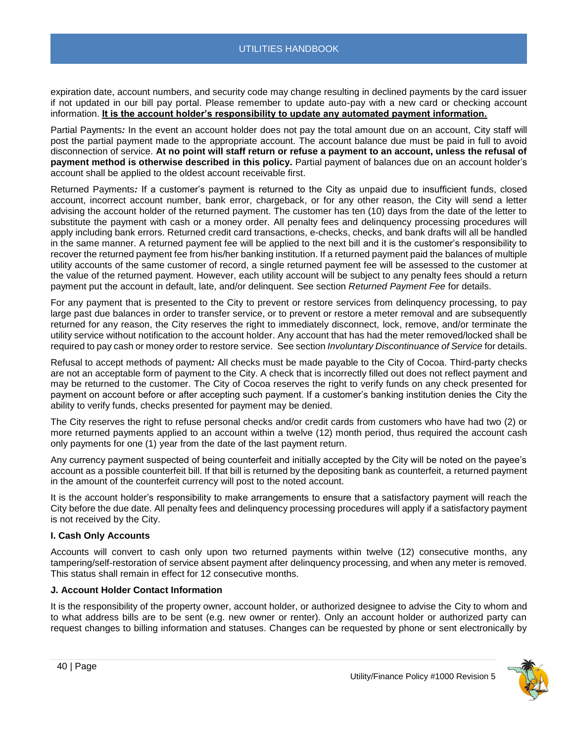expiration date, account numbers, and security code may change resulting in declined payments by the card issuer if not updated in our bill pay portal. Please remember to update auto-pay with a new card or checking account information. **It is the account holder's responsibility to update any automated payment information.**

Partial Payments*:* In the event an account holder does not pay the total amount due on an account, City staff will post the partial payment made to the appropriate account. The account balance due must be paid in full to avoid disconnection of service. **At no point will staff return or refuse a payment to an account, unless the refusal of payment method is otherwise described in this policy.** Partial payment of balances due on an account holder's account shall be applied to the oldest account receivable first.

Returned Payments*:* If a customer's payment is returned to the City as unpaid due to insufficient funds, closed account, incorrect account number, bank error, chargeback, or for any other reason, the City will send a letter advising the account holder of the returned payment. The customer has ten (10) days from the date of the letter to substitute the payment with cash or a money order. All penalty fees and delinquency processing procedures will apply including bank errors. Returned credit card transactions, e-checks, checks, and bank drafts will all be handled in the same manner. A returned payment fee will be applied to the next bill and it is the customer's responsibility to recover the returned payment fee from his/her banking institution. If a returned payment paid the balances of multiple utility accounts of the same customer of record, a single returned payment fee will be assessed to the customer at the value of the returned payment. However, each utility account will be subject to any penalty fees should a return payment put the account in default, late, and/or delinquent. See section *Returned Payment Fee* for details.

For any payment that is presented to the City to prevent or restore services from delinquency processing, to pay large past due balances in order to transfer service, or to prevent or restore a meter removal and are subsequently returned for any reason, the City reserves the right to immediately disconnect, lock, remove, and/or terminate the utility service without notification to the account holder. Any account that has had the meter removed/locked shall be required to pay cash or money order to restore service. See section *Involuntary Discontinuance of Service* for details.

Refusal to accept methods of payment*:* All checks must be made payable to the City of Cocoa. Third-party checks are not an acceptable form of payment to the City. A check that is incorrectly filled out does not reflect payment and may be returned to the customer. The City of Cocoa reserves the right to verify funds on any check presented for payment on account before or after accepting such payment. If a customer's banking institution denies the City the ability to verify funds, checks presented for payment may be denied.

The City reserves the right to refuse personal checks and/or credit cards from customers who have had two (2) or more returned payments applied to an account within a twelve (12) month period, thus required the account cash only payments for one (1) year from the date of the last payment return.

Any currency payment suspected of being counterfeit and initially accepted by the City will be noted on the payee's account as a possible counterfeit bill. If that bill is returned by the depositing bank as counterfeit, a returned payment in the amount of the counterfeit currency will post to the noted account.

It is the account holder's responsibility to make arrangements to ensure that a satisfactory payment will reach the City before the due date. All penalty fees and delinquency processing procedures will apply if a satisfactory payment is not received by the City.

### I. Cash Only Accounts

Accounts will convert to cash only upon two returned payments within twelve (12) consecutive months, any tampering/self-restoration of service absent payment after delinquency processing, and when any meter is removed. This status shall remain in effect for 12 consecutive months.

### J. Account Holder Contact Information

It is the responsibility of the property owner, account holder, or authorized designee to advise the City to whom and to what address bills are to be sent (e.g. new owner or renter). Only an account holder or authorized party can request changes to billing information and statuses. Changes can be requested by phone or sent electronically by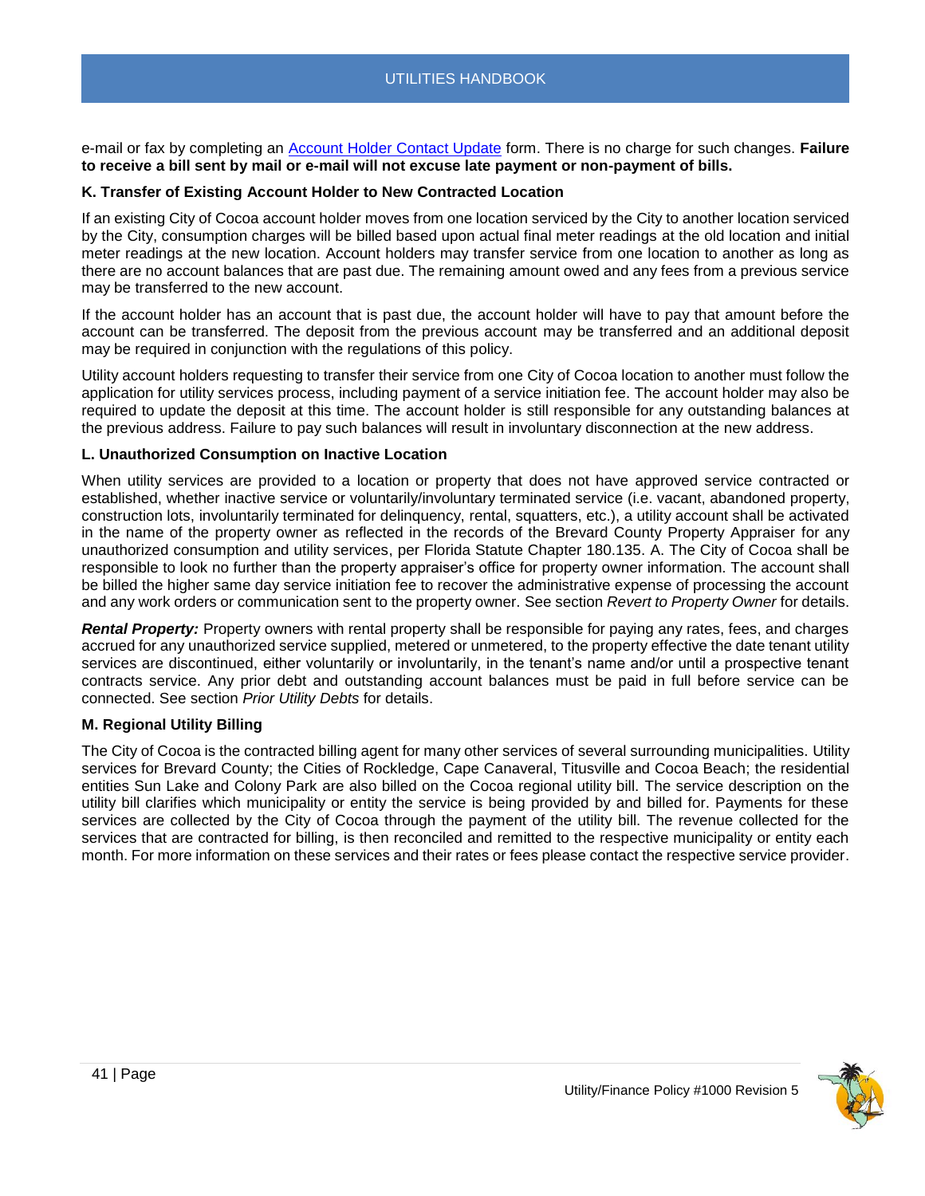e-mail or fax by completing an [Account Holder Contact Update](#) form. There is no charge for such changes. **Failure to receive a bill sent by mail or e-mail will not excuse late payment or non-payment of bills.**

### K. Transfer of Existing Account Holder to New Contracted Location

If an existing City of Cocoa account holder moves from one location serviced by the City to another location serviced by the City, consumption charges will be billed based upon actual final meter readings at the old location and initial meter readings at the new location. Account holders may transfer service from one location to another as long as there are no account balances that are past due. The remaining amount owed and any fees from a previous service may be transferred to the new account.

If the account holder has an account that is past due, the account holder will have to pay that amount before the account can be transferred. The deposit from the previous account may be transferred and an additional deposit may be required in conjunction with the regulations of this policy.

Utility account holders requesting to transfer their service from one City of Cocoa location to another must follow the application for utility services process, including payment of a service initiation fee. The account holder may also be required to update the deposit at this time. The account holder is still responsible for any outstanding balances at the previous address. Failure to pay such balances will result in involuntary disconnection at the new address.

### L. Unauthorized Consumption on Inactive Location

When utility services are provided to a location or property that does not have approved service contracted or established, whether inactive service or voluntarily/involuntary terminated service (i.e. vacant, abandoned property, construction lots, involuntarily terminated for delinquency, rental, squatters, etc.), a utility account shall be activated in the name of the property owner as reflected in the records of the Brevard County Property Appraiser for any unauthorized consumption and utility services, per Florida Statute Chapter 180.135. A. The City of Cocoa shall be responsible to look no further than the property appraiser's office for property owner information. The account shall be billed the higher same day service initiation fee to recover the administrative expense of processing the account and any work orders or communication sent to the property owner. See section *Revert to Property Owner* for details.

***Rental Property:*** Property owners with rental property shall be responsible for paying any rates, fees, and charges accrued for any unauthorized service supplied, metered or unmetered, to the property effective the date tenant utility services are discontinued, either voluntarily or involuntarily, in the tenant's name and/or until a prospective tenant contracts service. Any prior debt and outstanding account balances must be paid in full before service can be connected. See section *Prior Utility Debts* for details.

### M. Regional Utility Billing

The City of Cocoa is the contracted billing agent for many other services of several surrounding municipalities. Utility services for Brevard County; the Cities of Rockledge, Cape Canaveral, Titusville and Cocoa Beach; the residential entities Sun Lake and Colony Park are also billed on the Cocoa regional utility bill. The service description on the utility bill clarifies which municipality or entity the service is being provided by and billed for. Payments for these services are collected by the City of Cocoa through the payment of the utility bill. The revenue collected for the services that are contracted for billing, is then reconciled and remitted to the respective municipality or entity each month. For more information on these services and their rates or fees please contact the respective service provider.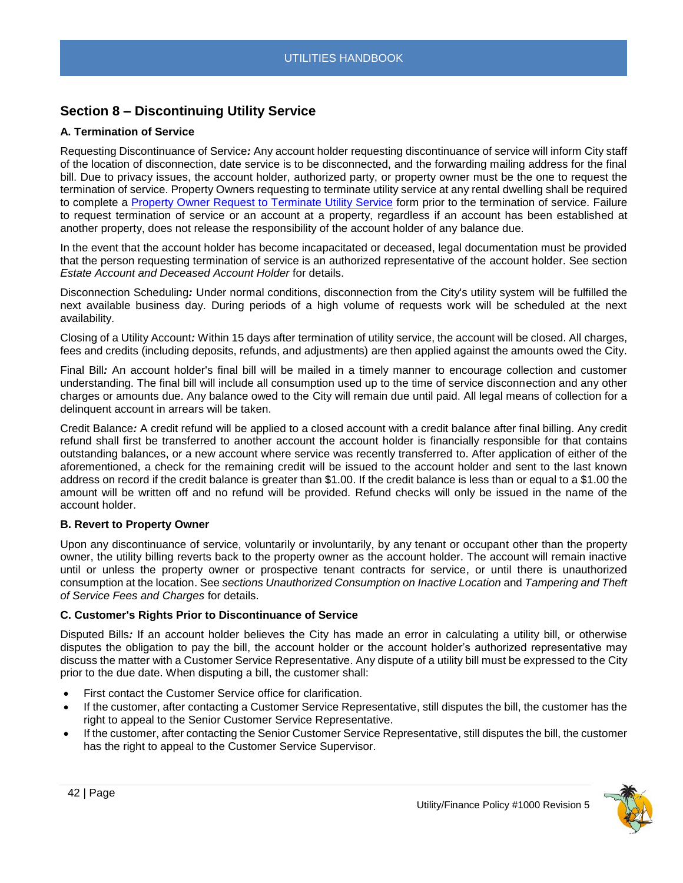## Section 8 – Discontinuing Utility Service

### A. Termination of Service

Requesting Discontinuance of Service*:* Any account holder requesting discontinuance of service will inform City staff of the location of disconnection, date service is to be disconnected, and the forwarding mailing address for the final bill. Due to privacy issues, the account holder, authorized party, or property owner must be the one to request the termination of service. Property Owners requesting to terminate utility service at any rental dwelling shall be required to complete a [Property Owner Request to Terminate Utility Service]() form prior to the termination of service. Failure to request termination of service or an account at a property, regardless if an account has been established at another property, does not release the responsibility of the account holder of any balance due.

In the event that the account holder has become incapacitated or deceased, legal documentation must be provided that the person requesting termination of service is an authorized representative of the account holder. See section *Estate Account and Deceased Account Holder* for details.

Disconnection Scheduling*:* Under normal conditions, disconnection from the City's utility system will be fulfilled the next available business day. During periods of a high volume of requests work will be scheduled at the next availability.

Closing of a Utility Account*:* Within 15 days after termination of utility service, the account will be closed. All charges, fees and credits (including deposits, refunds, and adjustments) are then applied against the amounts owed the City.

Final Bill*:* An account holder's final bill will be mailed in a timely manner to encourage collection and customer understanding. The final bill will include all consumption used up to the time of service disconnection and any other charges or amounts due. Any balance owed to the City will remain due until paid. All legal means of collection for a delinquent account in arrears will be taken.

Credit Balance*:* A credit refund will be applied to a closed account with a credit balance after final billing. Any credit refund shall first be transferred to another account the account holder is financially responsible for that contains outstanding balances, or a new account where service was recently transferred to. After application of either of the aforementioned, a check for the remaining credit will be issued to the account holder and sent to the last known address on record if the credit balance is greater than $1.00. If the credit balance is less than or equal to a $1.00 the amount will be written off and no refund will be provided. Refund checks will only be issued in the name of the account holder.

### B. Revert to Property Owner

Upon any discontinuance of service, voluntarily or involuntarily, by any tenant or occupant other than the property owner, the utility billing reverts back to the property owner as the account holder. The account will remain inactive until or unless the property owner or prospective tenant contracts for service, or until there is unauthorized consumption at the location. See *sections Unauthorized Consumption on Inactive Location* and *Tampering and Theft of Service Fees and Charges* for details.

### C. Customer's Rights Prior to Discontinuance of Service

Disputed Bills*:* If an account holder believes the City has made an error in calculating a utility bill, or otherwise disputes the obligation to pay the bill, the account holder or the account holder's authorized representative may discuss the matter with a Customer Service Representative. Any dispute of a utility bill must be expressed to the City prior to the due date. When disputing a bill, the customer shall:

- First contact the Customer Service office for clarification.
- If the customer, after contacting a Customer Service Representative, still disputes the bill, the customer has the right to appeal to the Senior Customer Service Representative.
- If the customer, after contacting the Senior Customer Service Representative, still disputes the bill, the customer has the right to appeal to the Customer Service Supervisor.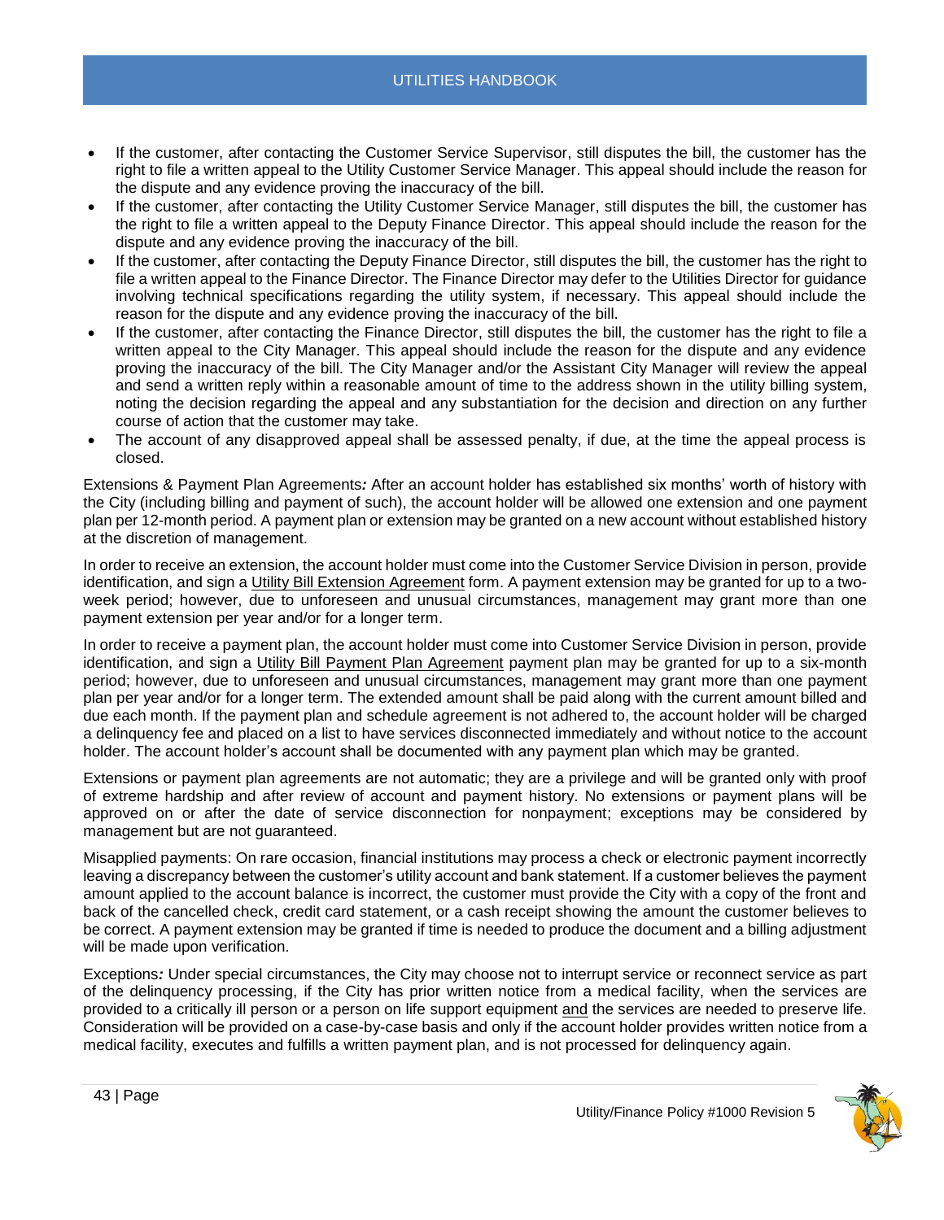- If the customer, after contacting the Customer Service Supervisor, still disputes the bill, the customer has the right to file a written appeal to the Utility Customer Service Manager. This appeal should include the reason for the dispute and any evidence proving the inaccuracy of the bill.
- If the customer, after contacting the Utility Customer Service Manager, still disputes the bill, the customer has the right to file a written appeal to the Deputy Finance Director. This appeal should include the reason for the dispute and any evidence proving the inaccuracy of the bill.
- If the customer, after contacting the Deputy Finance Director, still disputes the bill, the customer has the right to file a written appeal to the Finance Director. The Finance Director may defer to the Utilities Director for guidance involving technical specifications regarding the utility system, if necessary. This appeal should include the reason for the dispute and any evidence proving the inaccuracy of the bill.
- If the customer, after contacting the Finance Director, still disputes the bill, the customer has the right to file a written appeal to the City Manager. This appeal should include the reason for the dispute and any evidence proving the inaccuracy of the bill. The City Manager and/or the Assistant City Manager will review the appeal and send a written reply within a reasonable amount of time to the address shown in the utility billing system, noting the decision regarding the appeal and any substantiation for the decision and direction on any further course of action that the customer may take.
- The account of any disapproved appeal shall be assessed penalty, if due, at the time the appeal process is closed.

Extensions & Payment Plan Agreements*:* After an account holder has established six months' worth of history with the City (including billing and payment of such), the account holder will be allowed one extension and one payment plan per 12-month period. A payment plan or extension may be granted on a new account without established history at the discretion of management.

In order to receive an extension, the account holder must come into the Customer Service Division in person, provide identification, and sign a <u>Utility Bill Extension Agreement</u> form. A payment extension may be granted for up to a two-week period; however, due to unforeseen and unusual circumstances, management may grant more than one payment extension per year and/or for a longer term.

In order to receive a payment plan, the account holder must come into Customer Service Division in person, provide identification, and sign a <u>Utility Bill Payment Plan Agreement</u> payment plan may be granted for up to a six-month period; however, due to unforeseen and unusual circumstances, management may grant more than one payment plan per year and/or for a longer term. The extended amount shall be paid along with the current amount billed and due each month. If the payment plan and schedule agreement is not adhered to, the account holder will be charged a delinquency fee and placed on a list to have services disconnected immediately and without notice to the account holder. The account holder's account shall be documented with any payment plan which may be granted.

Extensions or payment plan agreements are not automatic; they are a privilege and will be granted only with proof of extreme hardship and after review of account and payment history. No extensions or payment plans will be approved on or after the date of service disconnection for nonpayment; exceptions may be considered by management but are not guaranteed.

Misapplied payments: On rare occasion, financial institutions may process a check or electronic payment incorrectly leaving a discrepancy between the customer's utility account and bank statement. If a customer believes the payment amount applied to the account balance is incorrect, the customer must provide the City with a copy of the front and back of the cancelled check, credit card statement, or a cash receipt showing the amount the customer believes to be correct. A payment extension may be granted if time is needed to produce the document and a billing adjustment will be made upon verification.

Exceptions*:* Under special circumstances, the City may choose not to interrupt service or reconnect service as part of the delinquency processing, if the City has prior written notice from a medical facility, when the services are provided to a critically ill person or a person on life support equipment <u>and</u> the services are needed to preserve life. Consideration will be provided on a case-by-case basis and only if the account holder provides written notice from a medical facility, executes and fulfills a written payment plan, and is not processed for delinquency again.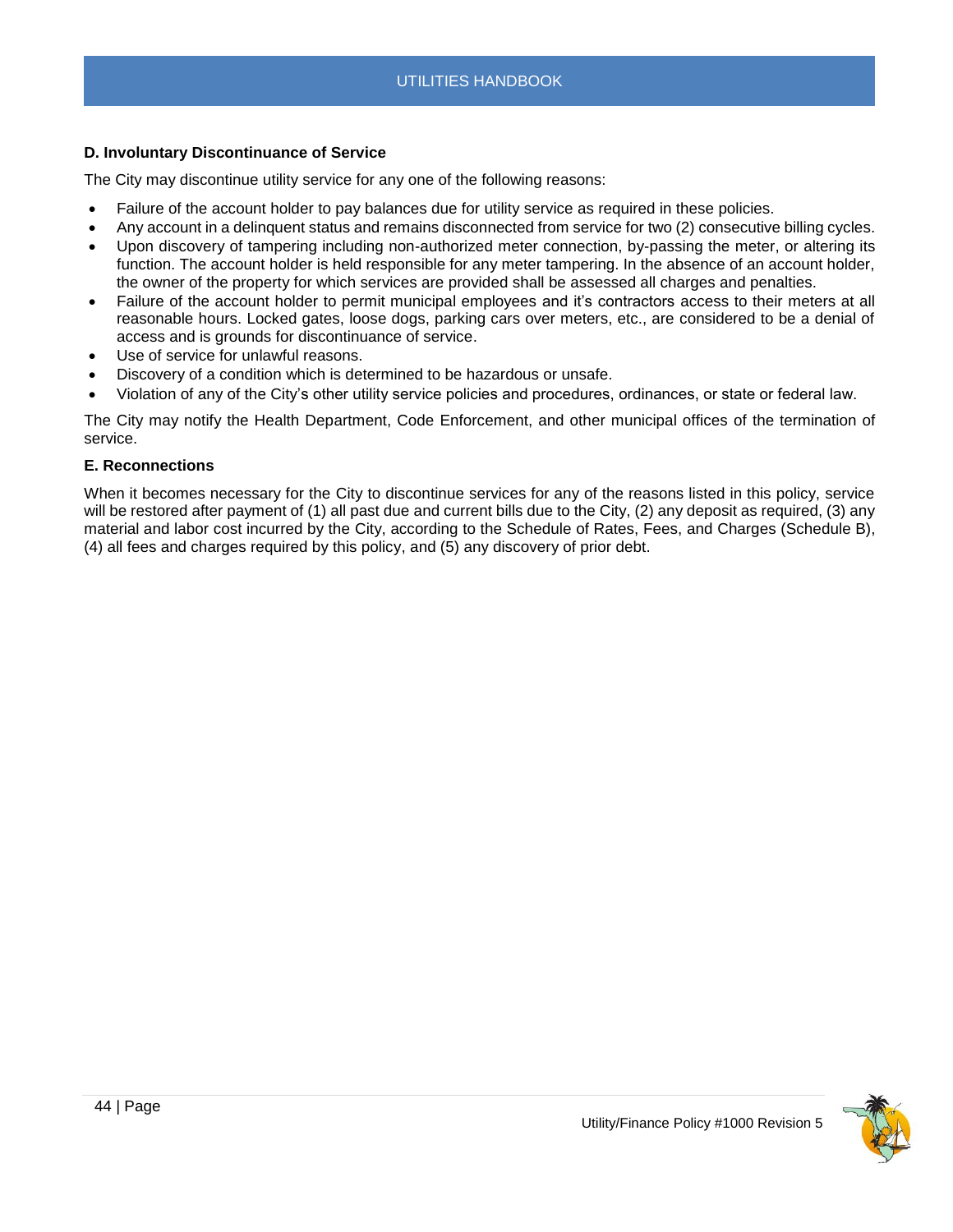**D. Involuntary Discontinuance of Service**

The City may discontinue utility service for any one of the following reasons:

- Failure of the account holder to pay balances due for utility service as required in these policies.
- Any account in a delinquent status and remains disconnected from service for two (2) consecutive billing cycles.
- Upon discovery of tampering including non-authorized meter connection, by-passing the meter, or altering its function. The account holder is held responsible for any meter tampering. In the absence of an account holder, the owner of the property for which services are provided shall be assessed all charges and penalties.
- Failure of the account holder to permit municipal employees and it's contractors access to their meters at all reasonable hours. Locked gates, loose dogs, parking cars over meters, etc., are considered to be a denial of access and is grounds for discontinuance of service.
- Use of service for unlawful reasons.
- Discovery of a condition which is determined to be hazardous or unsafe.
- Violation of any of the City's other utility service policies and procedures, ordinances, or state or federal law.

The City may notify the Health Department, Code Enforcement, and other municipal offices of the termination of service.

**E. Reconnections**

When it becomes necessary for the City to discontinue services for any of the reasons listed in this policy, service will be restored after payment of (1) all past due and current bills due to the City, (2) any deposit as required, (3) any material and labor cost incurred by the City, according to the Schedule of Rates, Fees, and Charges (Schedule B), (4) all fees and charges required by this policy, and (5) any discovery of prior debt.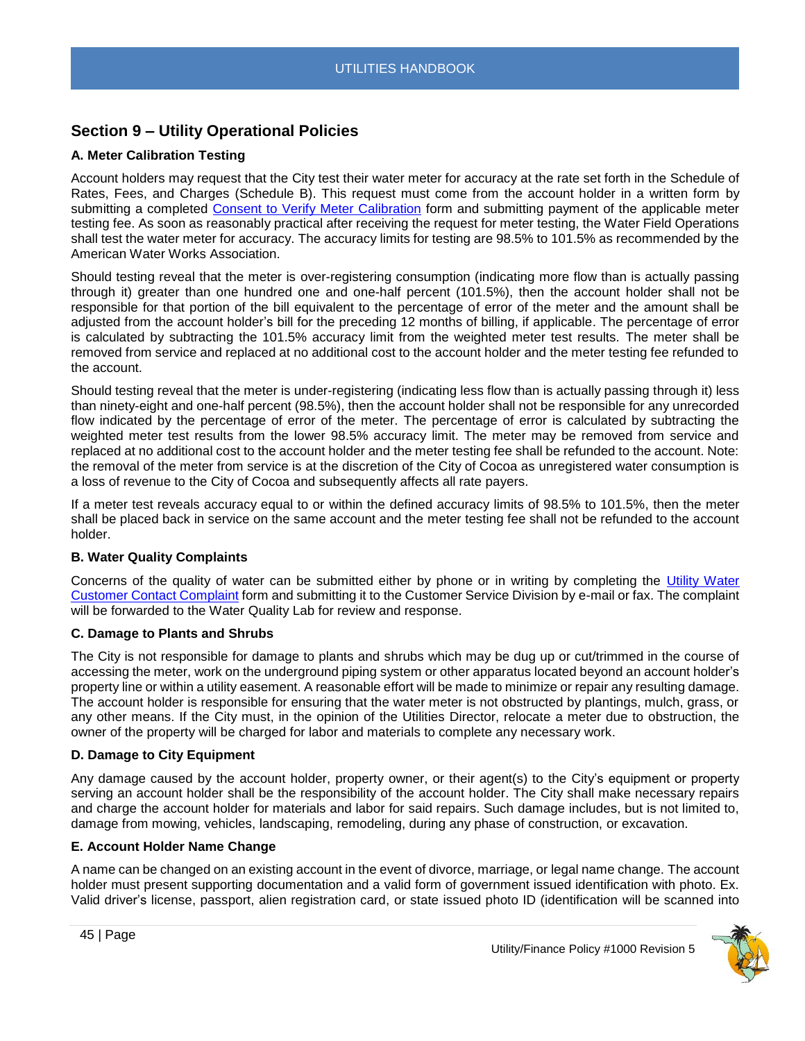## Section 9 – Utility Operational Policies

### A. Meter Calibration Testing

Account holders may request that the City test their water meter for accuracy at the rate set forth in the Schedule of Rates, Fees, and Charges (Schedule B). This request must come from the account holder in a written form by submitting a completed Consent to Verify Meter Calibration form and submitting payment of the applicable meter testing fee. As soon as reasonably practical after receiving the request for meter testing, the Water Field Operations shall test the water meter for accuracy. The accuracy limits for testing are 98.5% to 101.5% as recommended by the American Water Works Association.

Should testing reveal that the meter is over-registering consumption (indicating more flow than is actually passing through it) greater than one hundred one and one-half percent (101.5%), then the account holder shall not be responsible for that portion of the bill equivalent to the percentage of error of the meter and the amount shall be adjusted from the account holder's bill for the preceding 12 months of billing, if applicable. The percentage of error is calculated by subtracting the 101.5% accuracy limit from the weighted meter test results. The meter shall be removed from service and replaced at no additional cost to the account holder and the meter testing fee refunded to the account.

Should testing reveal that the meter is under-registering (indicating less flow than is actually passing through it) less than ninety-eight and one-half percent (98.5%), then the account holder shall not be responsible for any unrecorded flow indicated by the percentage of error of the meter. The percentage of error is calculated by subtracting the weighted meter test results from the lower 98.5% accuracy limit. The meter may be removed from service and replaced at no additional cost to the account holder and the meter testing fee shall be refunded to the account. Note: the removal of the meter from service is at the discretion of the City of Cocoa as unregistered water consumption is a loss of revenue to the City of Cocoa and subsequently affects all rate payers.

If a meter test reveals accuracy equal to or within the defined accuracy limits of 98.5% to 101.5%, then the meter shall be placed back in service on the same account and the meter testing fee shall not be refunded to the account holder.

### B. Water Quality Complaints

Concerns of the quality of water can be submitted either by phone or in writing by completing the Utility Water Customer Contact Complaint form and submitting it to the Customer Service Division by e-mail or fax. The complaint will be forwarded to the Water Quality Lab for review and response.

### C. Damage to Plants and Shrubs

The City is not responsible for damage to plants and shrubs which may be dug up or cut/trimmed in the course of accessing the meter, work on the underground piping system or other apparatus located beyond an account holder's property line or within a utility easement. A reasonable effort will be made to minimize or repair any resulting damage. The account holder is responsible for ensuring that the water meter is not obstructed by plantings, mulch, grass, or any other means. If the City must, in the opinion of the Utilities Director, relocate a meter due to obstruction, the owner of the property will be charged for labor and materials to complete any necessary work.

### D. Damage to City Equipment

Any damage caused by the account holder, property owner, or their agent(s) to the City's equipment or property serving an account holder shall be the responsibility of the account holder. The City shall make necessary repairs and charge the account holder for materials and labor for said repairs. Such damage includes, but is not limited to, damage from mowing, vehicles, landscaping, remodeling, during any phase of construction, or excavation.

### E. Account Holder Name Change

A name can be changed on an existing account in the event of divorce, marriage, or legal name change. The account holder must present supporting documentation and a valid form of government issued identification with photo. Ex. Valid driver's license, passport, alien registration card, or state issued photo ID (identification will be scanned into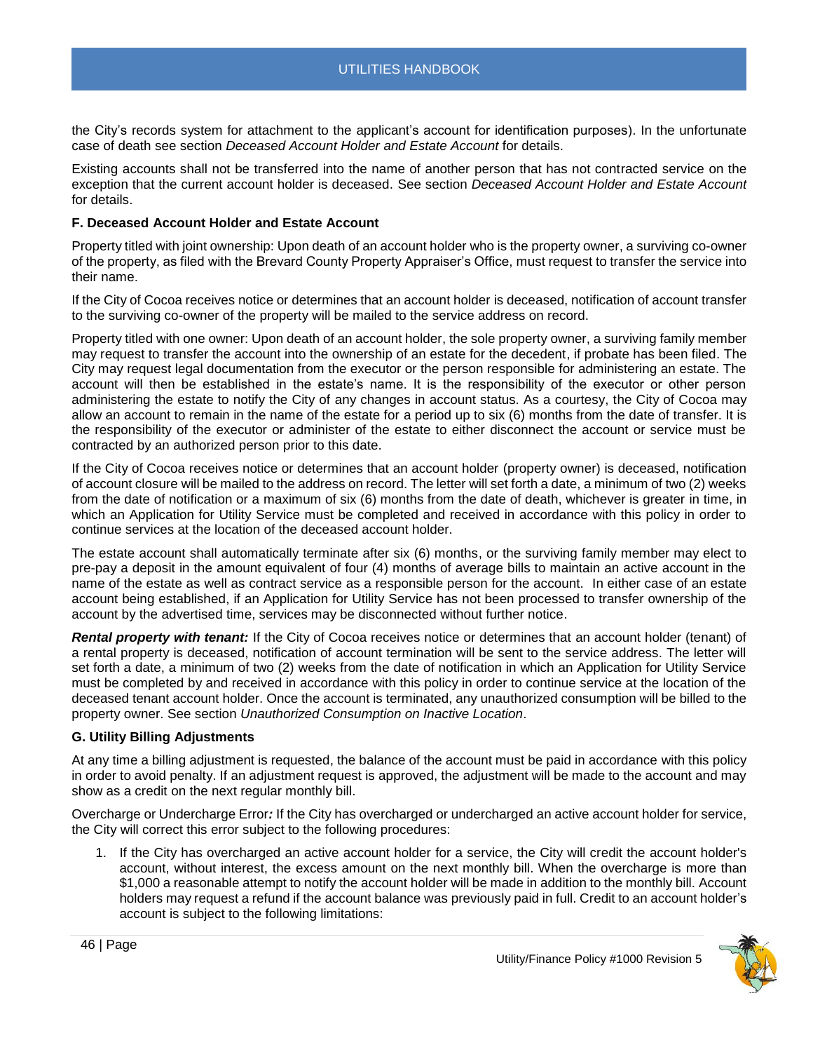the City's records system for attachment to the applicant's account for identification purposes). In the unfortunate case of death see section *Deceased Account Holder and Estate Account* for details.

Existing accounts shall not be transferred into the name of another person that has not contracted service on the exception that the current account holder is deceased. See section *Deceased Account Holder and Estate Account* for details.

### F. Deceased Account Holder and Estate Account

Property titled with joint ownership: Upon death of an account holder who is the property owner, a surviving co-owner of the property, as filed with the Brevard County Property Appraiser's Office, must request to transfer the service into their name.

If the City of Cocoa receives notice or determines that an account holder is deceased, notification of account transfer to the surviving co-owner of the property will be mailed to the service address on record.

Property titled with one owner: Upon death of an account holder, the sole property owner, a surviving family member may request to transfer the account into the ownership of an estate for the decedent, if probate has been filed. The City may request legal documentation from the executor or the person responsible for administering an estate. The account will then be established in the estate's name. It is the responsibility of the executor or other person administering the estate to notify the City of any changes in account status. As a courtesy, the City of Cocoa may allow an account to remain in the name of the estate for a period up to six (6) months from the date of transfer. It is the responsibility of the executor or administer of the estate to either disconnect the account or service must be contracted by an authorized person prior to this date.

If the City of Cocoa receives notice or determines that an account holder (property owner) is deceased, notification of account closure will be mailed to the address on record. The letter will set forth a date, a minimum of two (2) weeks from the date of notification or a maximum of six (6) months from the date of death, whichever is greater in time, in which an Application for Utility Service must be completed and received in accordance with this policy in order to continue services at the location of the deceased account holder.

The estate account shall automatically terminate after six (6) months, or the surviving family member may elect to pre-pay a deposit in the amount equivalent of four (4) months of average bills to maintain an active account in the name of the estate as well as contract service as a responsible person for the account. In either case of an estate account being established, if an Application for Utility Service has not been processed to transfer ownership of the account by the advertised time, services may be disconnected without further notice.

***Rental property with tenant:*** If the City of Cocoa receives notice or determines that an account holder (tenant) of a rental property is deceased, notification of account termination will be sent to the service address. The letter will set forth a date, a minimum of two (2) weeks from the date of notification in which an Application for Utility Service must be completed by and received in accordance with this policy in order to continue service at the location of the deceased tenant account holder. Once the account is terminated, any unauthorized consumption will be billed to the property owner. See section *Unauthorized Consumption on Inactive Location*.

### G. Utility Billing Adjustments

At any time a billing adjustment is requested, the balance of the account must be paid in accordance with this policy in order to avoid penalty. If an adjustment request is approved, the adjustment will be made to the account and may show as a credit on the next regular monthly bill.

Overcharge or Undercharge Error*:* If the City has overcharged or undercharged an active account holder for service, the City will correct this error subject to the following procedures:

1. If the City has overcharged an active account holder for a service, the City will credit the account holder's account, without interest, the excess amount on the next monthly bill. When the overcharge is more than \$1,000 a reasonable attempt to notify the account holder will be made in addition to the monthly bill. Account holders may request a refund if the account balance was previously paid in full. Credit to an account holder's account is subject to the following limitations: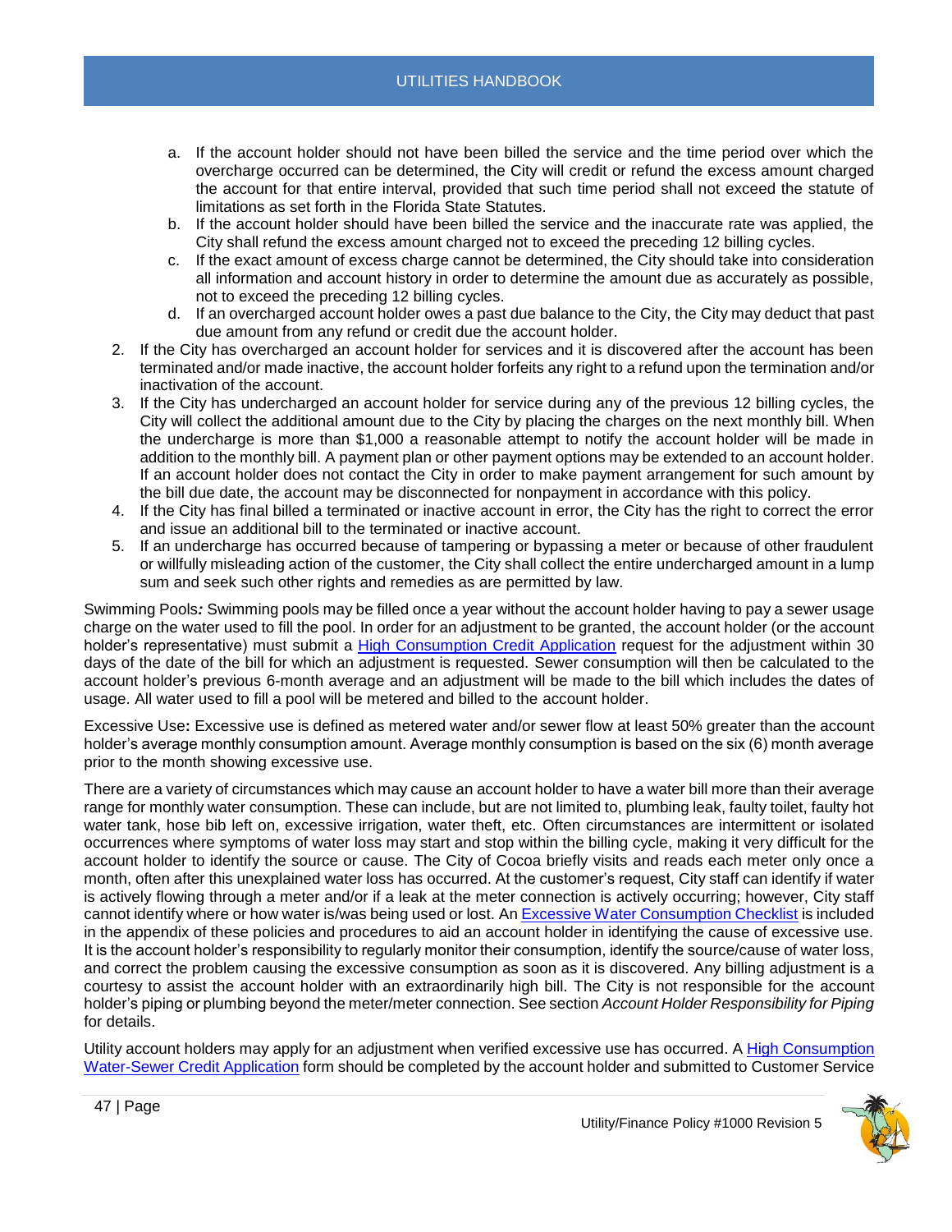a. If the account holder should not have been billed the service and the time period over which the overcharge occurred can be determined, the City will credit or refund the excess amount charged the account for that entire interval, provided that such time period shall not exceed the statute of limitations as set forth in the Florida State Statutes.
   b. If the account holder should have been billed the service and the inaccurate rate was applied, the City shall refund the excess amount charged not to exceed the preceding 12 billing cycles.
   c. If the exact amount of excess charge cannot be determined, the City should take into consideration all information and account history in order to determine the amount due as accurately as possible, not to exceed the preceding 12 billing cycles.
   d. If an overcharged account holder owes a past due balance to the City, the City may deduct that past due amount from any refund or credit due the account holder.
2. If the City has overcharged an account holder for services and it is discovered after the account has been terminated and/or made inactive, the account holder forfeits any right to a refund upon the termination and/or inactivation of the account.
3. If the City has undercharged an account holder for service during any of the previous 12 billing cycles, the City will collect the additional amount due to the City by placing the charges on the next monthly bill. When the undercharge is more than $1,000 a reasonable attempt to notify the account holder will be made in addition to the monthly bill. A payment plan or other payment options may be extended to an account holder. If an account holder does not contact the City in order to make payment arrangement for such amount by the bill due date, the account may be disconnected for nonpayment in accordance with this policy.
4. If the City has final billed a terminated or inactive account in error, the City has the right to correct the error and issue an additional bill to the terminated or inactive account.
5. If an undercharge has occurred because of tampering or bypassing a meter or because of other fraudulent or willfully misleading action of the customer, the City shall collect the entire undercharged amount in a lump sum and seek such other rights and remedies as are permitted by law.

Swimming Pools*:* Swimming pools may be filled once a year without the account holder having to pay a sewer usage charge on the water used to fill the pool. In order for an adjustment to be granted, the account holder (or the account holder's representative) must submit a High Consumption Credit Application request for the adjustment within 30 days of the date of the bill for which an adjustment is requested. Sewer consumption will then be calculated to the account holder's previous 6-month average and an adjustment will be made to the bill which includes the dates of usage. All water used to fill a pool will be metered and billed to the account holder.

Excessive Use**:** Excessive use is defined as metered water and/or sewer flow at least 50% greater than the account holder's average monthly consumption amount. Average monthly consumption is based on the six (6) month average prior to the month showing excessive use.

There are a variety of circumstances which may cause an account holder to have a water bill more than their average range for monthly water consumption. These can include, but are not limited to, plumbing leak, faulty toilet, faulty hot water tank, hose bib left on, excessive irrigation, water theft, etc. Often circumstances are intermittent or isolated occurrences where symptoms of water loss may start and stop within the billing cycle, making it very difficult for the account holder to identify the source or cause. The City of Cocoa briefly visits and reads each meter only once a month, often after this unexplained water loss has occurred. At the customer's request, City staff can identify if water is actively flowing through a meter and/or if a leak at the meter connection is actively occurring; however, City staff cannot identify where or how water is/was being used or lost. An Excessive Water Consumption Checklist is included in the appendix of these policies and procedures to aid an account holder in identifying the cause of excessive use. It is the account holder's responsibility to regularly monitor their consumption, identify the source/cause of water loss, and correct the problem causing the excessive consumption as soon as it is discovered. Any billing adjustment is a courtesy to assist the account holder with an extraordinarily high bill. The City is not responsible for the account holder's piping or plumbing beyond the meter/meter connection. See section *Account Holder Responsibility for Piping* for details.

Utility account holders may apply for an adjustment when verified excessive use has occurred. A High Consumption Water-Sewer Credit Application form should be completed by the account holder and submitted to Customer Service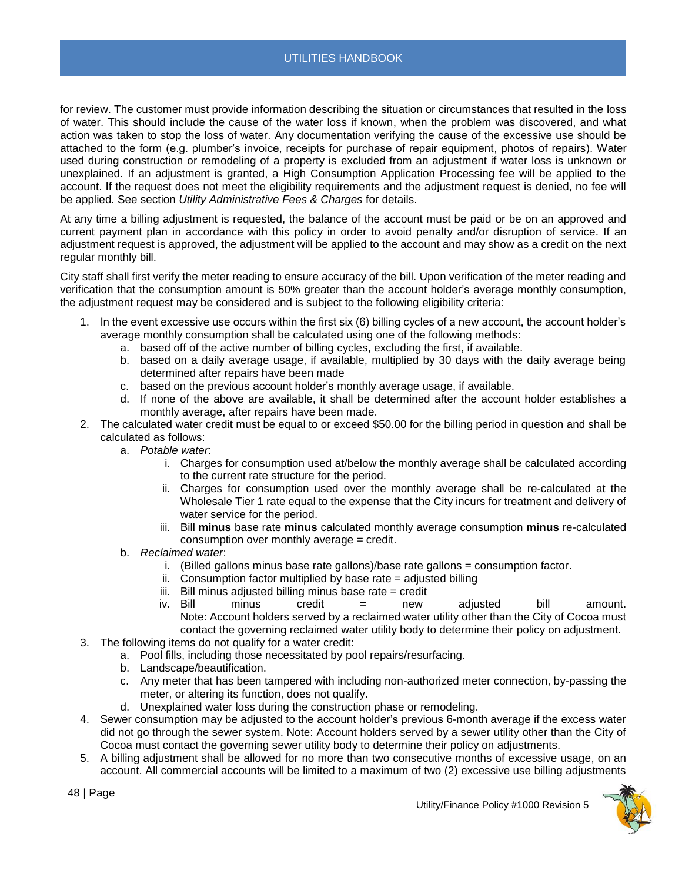for review. The customer must provide information describing the situation or circumstances that resulted in the loss of water. This should include the cause of the water loss if known, when the problem was discovered, and what action was taken to stop the loss of water. Any documentation verifying the cause of the excessive use should be attached to the form (e.g. plumber's invoice, receipts for purchase of repair equipment, photos of repairs). Water used during construction or remodeling of a property is excluded from an adjustment if water loss is unknown or unexplained. If an adjustment is granted, a High Consumption Application Processing fee will be applied to the account. If the request does not meet the eligibility requirements and the adjustment request is denied, no fee will be applied. See section *Utility Administrative Fees & Charges* for details.

At any time a billing adjustment is requested, the balance of the account must be paid or be on an approved and current payment plan in accordance with this policy in order to avoid penalty and/or disruption of service. If an adjustment request is approved, the adjustment will be applied to the account and may show as a credit on the next regular monthly bill.

City staff shall first verify the meter reading to ensure accuracy of the bill. Upon verification of the meter reading and verification that the consumption amount is 50% greater than the account holder's average monthly consumption, the adjustment request may be considered and is subject to the following eligibility criteria:

1. In the event excessive use occurs within the first six (6) billing cycles of a new account, the account holder's average monthly consumption shall be calculated using one of the following methods:
   a. based off of the active number of billing cycles, excluding the first, if available.
   b. based on a daily average usage, if available, multiplied by 30 days with the daily average being determined after repairs have been made
   c. based on the previous account holder's monthly average usage, if available.
   d. If none of the above are available, it shall be determined after the account holder establishes a monthly average, after repairs have been made.
2. The calculated water credit must be equal to or exceed $50.00 for the billing period in question and shall be calculated as follows:
   a. *Potable water*:
      i. Charges for consumption used at/below the monthly average shall be calculated according to the current rate structure for the period.
      ii. Charges for consumption used over the monthly average shall be re-calculated at the Wholesale Tier 1 rate equal to the expense that the City incurs for treatment and delivery of water service for the period.
      iii. Bill **minus** base rate **minus** calculated monthly average consumption **minus** re-calculated consumption over monthly average = credit.
   b. *Reclaimed water*:
      i. (Billed gallons minus base rate gallons)/base rate gallons = consumption factor.
      ii. Consumption factor multiplied by base rate = adjusted billing
      iii. Bill minus adjusted billing minus base rate = credit
      iv. Bill minus credit = new adjusted bill amount. Note: Account holders served by a reclaimed water utility other than the City of Cocoa must contact the governing reclaimed water utility body to determine their policy on adjustment.
3. The following items do not qualify for a water credit:
   a. Pool fills, including those necessitated by pool repairs/resurfacing.
   b. Landscape/beautification.
   c. Any meter that has been tampered with including non-authorized meter connection, by-passing the meter, or altering its function, does not qualify.
   d. Unexplained water loss during the construction phase or remodeling.
4. Sewer consumption may be adjusted to the account holder's previous 6-month average if the excess water did not go through the sewer system. Note: Account holders served by a sewer utility other than the City of Cocoa must contact the governing sewer utility body to determine their policy on adjustments.
5. A billing adjustment shall be allowed for no more than two consecutive months of excessive usage, on an account. All commercial accounts will be limited to a maximum of two (2) excessive use billing adjustments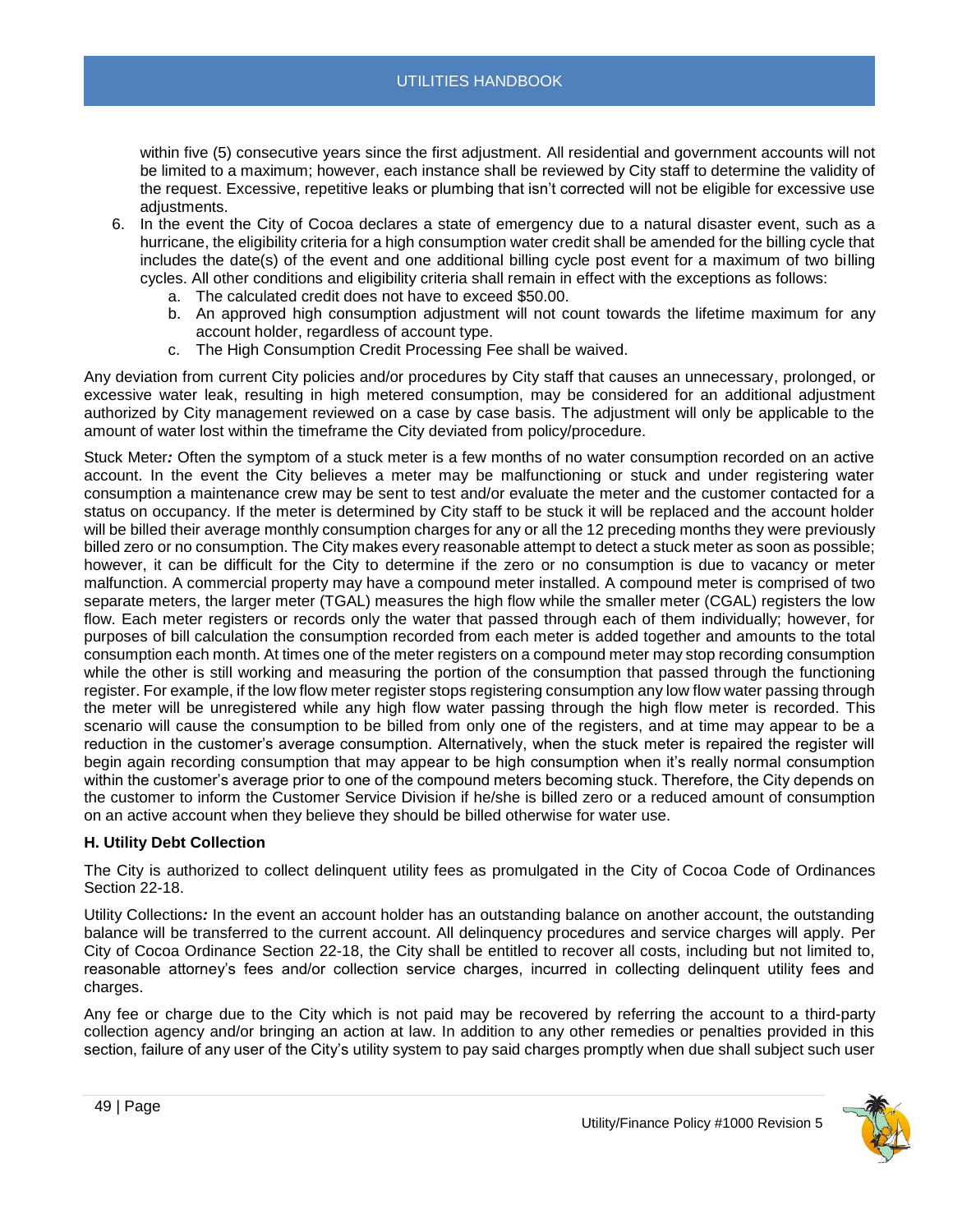within five (5) consecutive years since the first adjustment. All residential and government accounts will not be limited to a maximum; however, each instance shall be reviewed by City staff to determine the validity of the request. Excessive, repetitive leaks or plumbing that isn't corrected will not be eligible for excessive use adjustments.

6. In the event the City of Cocoa declares a state of emergency due to a natural disaster event, such as a hurricane, the eligibility criteria for a high consumption water credit shall be amended for the billing cycle that includes the date(s) of the event and one additional billing cycle post event for a maximum of two billing cycles. All other conditions and eligibility criteria shall remain in effect with the exceptions as follows:
   a. The calculated credit does not have to exceed $50.00.
   b. An approved high consumption adjustment will not count towards the lifetime maximum for any account holder, regardless of account type.
   c. The High Consumption Credit Processing Fee shall be waived.

Any deviation from current City policies and/or procedures by City staff that causes an unnecessary, prolonged, or excessive water leak, resulting in high metered consumption, may be considered for an additional adjustment authorized by City management reviewed on a case by case basis. The adjustment will only be applicable to the amount of water lost within the timeframe the City deviated from policy/procedure.

Stuck Meter*:* Often the symptom of a stuck meter is a few months of no water consumption recorded on an active account. In the event the City believes a meter may be malfunctioning or stuck and under registering water consumption a maintenance crew may be sent to test and/or evaluate the meter and the customer contacted for a status on occupancy. If the meter is determined by City staff to be stuck it will be replaced and the account holder will be billed their average monthly consumption charges for any or all the 12 preceding months they were previously billed zero or no consumption. The City makes every reasonable attempt to detect a stuck meter as soon as possible; however, it can be difficult for the City to determine if the zero or no consumption is due to vacancy or meter malfunction. A commercial property may have a compound meter installed. A compound meter is comprised of two separate meters, the larger meter (TGAL) measures the high flow while the smaller meter (CGAL) registers the low flow. Each meter registers or records only the water that passed through each of them individually; however, for purposes of bill calculation the consumption recorded from each meter is added together and amounts to the total consumption each month. At times one of the meter registers on a compound meter may stop recording consumption while the other is still working and measuring the portion of the consumption that passed through the functioning register. For example, if the low flow meter register stops registering consumption any low flow water passing through the meter will be unregistered while any high flow water passing through the high flow meter is recorded. This scenario will cause the consumption to be billed from only one of the registers, and at time may appear to be a reduction in the customer's average consumption. Alternatively, when the stuck meter is repaired the register will begin again recording consumption that may appear to be high consumption when it's really normal consumption within the customer's average prior to one of the compound meters becoming stuck. Therefore, the City depends on the customer to inform the Customer Service Division if he/she is billed zero or a reduced amount of consumption on an active account when they believe they should be billed otherwise for water use.

### H. Utility Debt Collection

The City is authorized to collect delinquent utility fees as promulgated in the City of Cocoa Code of Ordinances Section 22-18.

Utility Collections*:* In the event an account holder has an outstanding balance on another account, the outstanding balance will be transferred to the current account. All delinquency procedures and service charges will apply. Per City of Cocoa Ordinance Section 22-18, the City shall be entitled to recover all costs, including but not limited to, reasonable attorney's fees and/or collection service charges, incurred in collecting delinquent utility fees and charges.

Any fee or charge due to the City which is not paid may be recovered by referring the account to a third-party collection agency and/or bringing an action at law. In addition to any other remedies or penalties provided in this section, failure of any user of the City's utility system to pay said charges promptly when due shall subject such user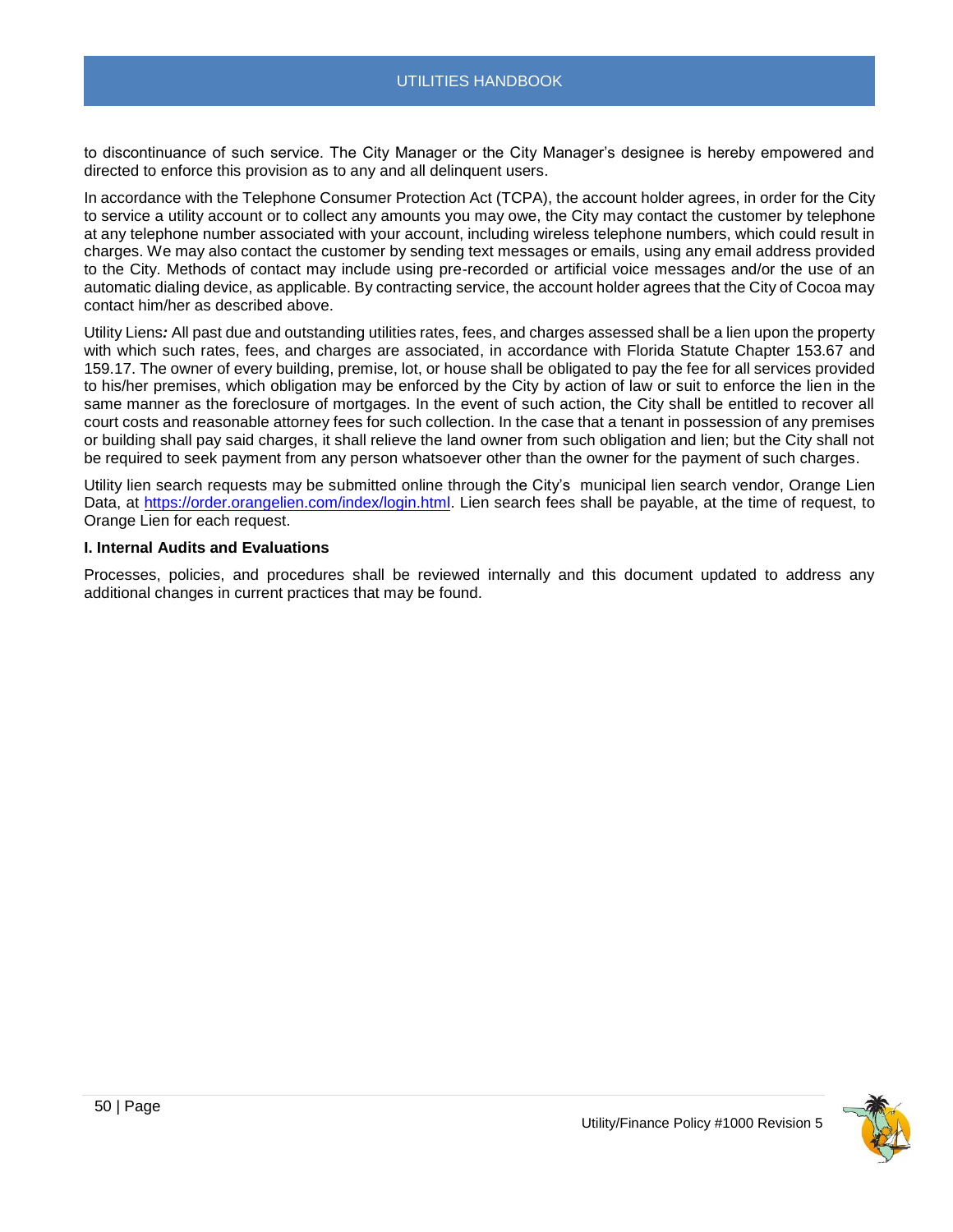to discontinuance of such service. The City Manager or the City Manager's designee is hereby empowered and directed to enforce this provision as to any and all delinquent users.

In accordance with the Telephone Consumer Protection Act (TCPA), the account holder agrees, in order for the City to service a utility account or to collect any amounts you may owe, the City may contact the customer by telephone at any telephone number associated with your account, including wireless telephone numbers, which could result in charges. We may also contact the customer by sending text messages or emails, using any email address provided to the City. Methods of contact may include using pre-recorded or artificial voice messages and/or the use of an automatic dialing device, as applicable. By contracting service, the account holder agrees that the City of Cocoa may contact him/her as described above.

Utility Liens*:* All past due and outstanding utilities rates, fees, and charges assessed shall be a lien upon the property with which such rates, fees, and charges are associated, in accordance with Florida Statute Chapter 153.67 and 159.17. The owner of every building, premise, lot, or house shall be obligated to pay the fee for all services provided to his/her premises, which obligation may be enforced by the City by action of law or suit to enforce the lien in the same manner as the foreclosure of mortgages. In the event of such action, the City shall be entitled to recover all court costs and reasonable attorney fees for such collection. In the case that a tenant in possession of any premises or building shall pay said charges, it shall relieve the land owner from such obligation and lien; but the City shall not be required to seek payment from any person whatsoever other than the owner for the payment of such charges.

Utility lien search requests may be submitted online through the City's municipal lien search vendor, Orange Lien Data, at https://order.orangelien.com/index/login.html. Lien search fees shall be payable, at the time of request, to Orange Lien for each request.

**I. Internal Audits and Evaluations**

Processes, policies, and procedures shall be reviewed internally and this document updated to address any additional changes in current practices that may be found.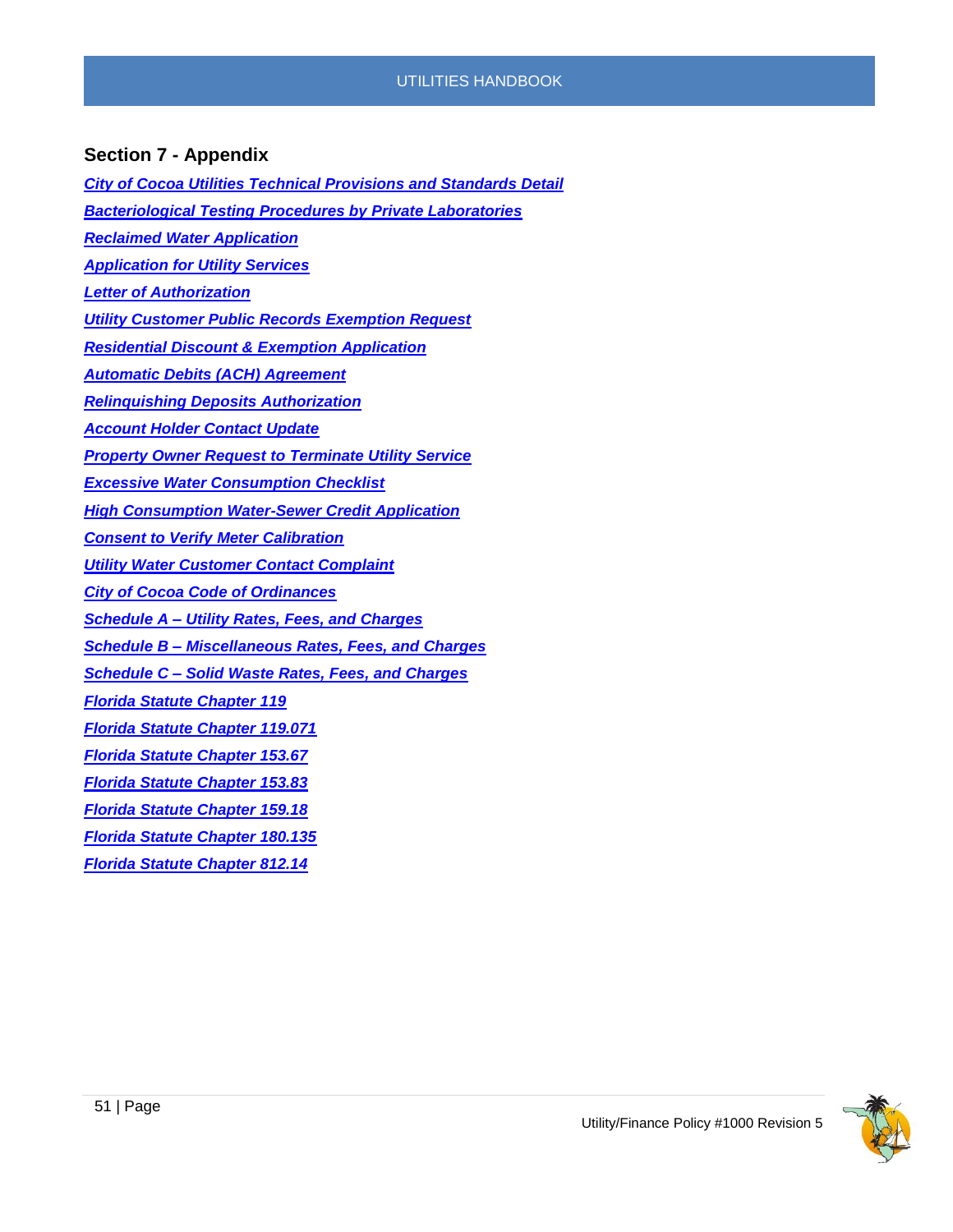## Section 7 - Appendix

***City of Cocoa Utilities Technical Provisions and Standards Detail***

***Bacteriological Testing Procedures by Private Laboratories***

***Reclaimed Water Application***

***Application for Utility Services***

***Letter of Authorization***

***Utility Customer Public Records Exemption Request***

***Residential Discount & Exemption Application***

***Automatic Debits (ACH) Agreement***

***Relinquishing Deposits Authorization***

***Account Holder Contact Update***

***Property Owner Request to Terminate Utility Service***

***Excessive Water Consumption Checklist***

***High Consumption Water-Sewer Credit Application***

***Consent to Verify Meter Calibration***

***Utility Water Customer Contact Complaint***

***City of Cocoa Code of Ordinances***

***Schedule A – Utility Rates, Fees, and Charges***

***Schedule B – Miscellaneous Rates, Fees, and Charges***

***Schedule C – Solid Waste Rates, Fees, and Charges***

***Florida Statute Chapter 119***

***Florida Statute Chapter 119.071***

***Florida Statute Chapter 153.67***

***Florida Statute Chapter 153.83***

***Florida Statute Chapter 159.18***

***Florida Statute Chapter 180.135***

***Florida Statute Chapter 812.14***